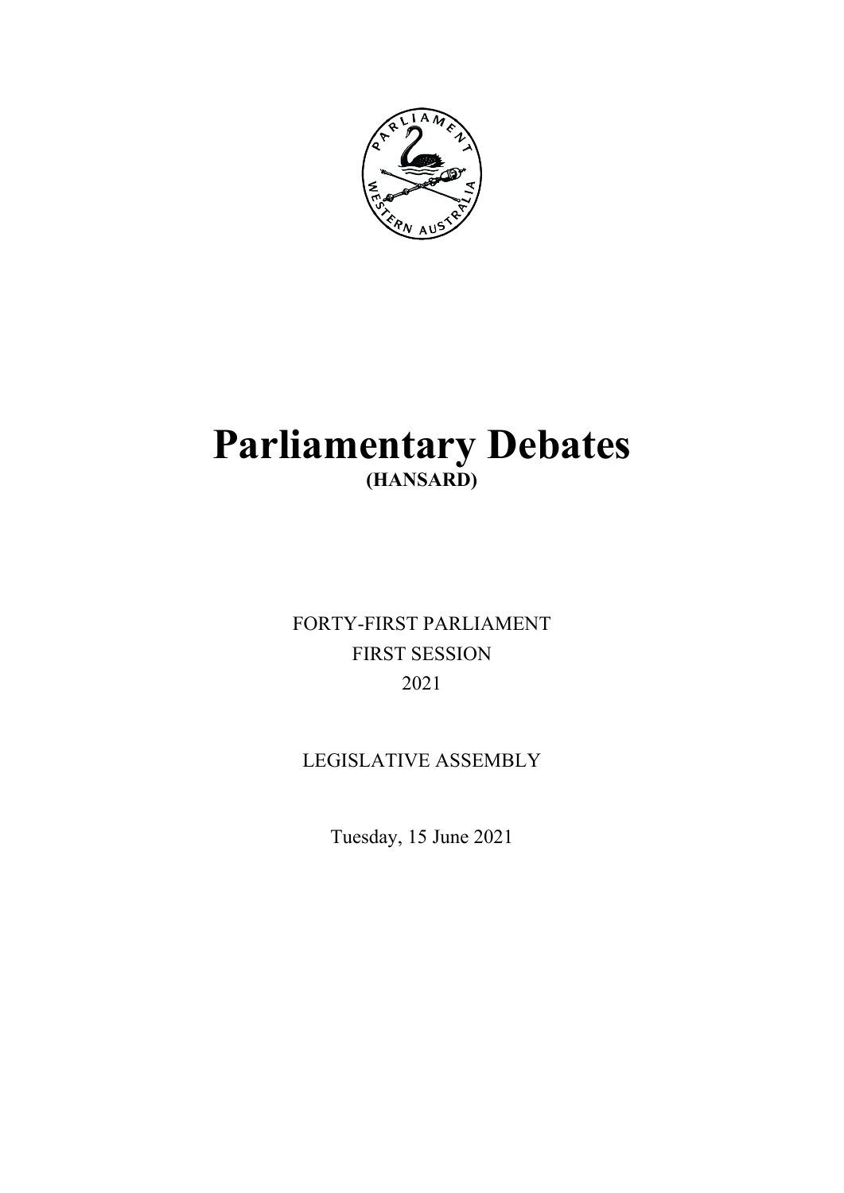# Parliamentary Debates

**(HANSARD)**

FORTY-FIRST PARLIAMENT

FIRST SESSION

2021

LEGISLATIVE ASSEMBLY

Tuesday, 15 June 2021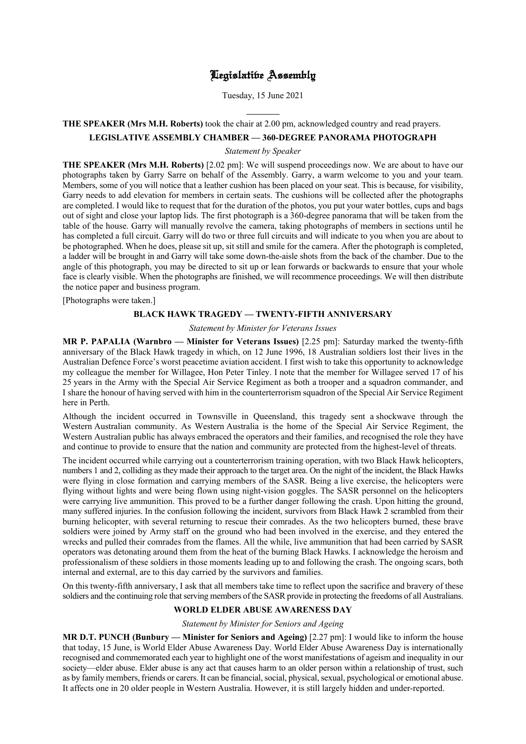# Legislative Assembly

Tuesday, 15 June 2021

---

**THE SPEAKER (Mrs M.H. Roberts)** took the chair at 2.00 pm, acknowledged country and read prayers.

## LEGISLATIVE ASSEMBLY CHAMBER — 360-DEGREE PANORAMA PHOTOGRAPH

*Statement by Speaker*

**THE SPEAKER (Mrs M.H. Roberts)** [2.02 pm]: We will suspend proceedings now. We are about to have our photographs taken by Garry Sarre on behalf of the Assembly. Garry, a warm welcome to you and your team. Members, some of you will notice that a leather cushion has been placed on your seat. This is because, for visibility, Garry needs to add elevation for members in certain seats. The cushions will be collected after the photographs are completed. I would like to request that for the duration of the photos, you put your water bottles, cups and bags out of sight and close your laptop lids. The first photograph is a 360-degree panorama that will be taken from the table of the house. Garry will manually revolve the camera, taking photographs of members in sections until he has completed a full circuit. Garry will do two or three full circuits and will indicate to you when you are about to be photographed. When he does, please sit up, sit still and smile for the camera. After the photograph is completed, a ladder will be brought in and Garry will take some down-the-aisle shots from the back of the chamber. Due to the angle of this photograph, you may be directed to sit up or lean forwards or backwards to ensure that your whole face is clearly visible. When the photographs are finished, we will recommence proceedings. We will then distribute the notice paper and business program.

[Photographs were taken.]

## BLACK HAWK TRAGEDY — TWENTY-FIFTH ANNIVERSARY

*Statement by Minister for Veterans Issues*

**MR P. PAPALIA (Warnbro — Minister for Veterans Issues)** [2.25 pm]: Saturday marked the twenty-fifth anniversary of the Black Hawk tragedy in which, on 12 June 1996, 18 Australian soldiers lost their lives in the Australian Defence Force's worst peacetime aviation accident. I first wish to take this opportunity to acknowledge my colleague the member for Willagee, Hon Peter Tinley. I note that the member for Willagee served 17 of his 25 years in the Army with the Special Air Service Regiment as both a trooper and a squadron commander, and I share the honour of having served with him in the counterterrorism squadron of the Special Air Service Regiment here in Perth.

Although the incident occurred in Townsville in Queensland, this tragedy sent a shockwave through the Western Australian community. As Western Australia is the home of the Special Air Service Regiment, the Western Australian public has always embraced the operators and their families, and recognised the role they have and continue to provide to ensure that the nation and community are protected from the highest-level of threats.

The incident occurred while carrying out a counterterrorism training operation, with two Black Hawk helicopters, numbers 1 and 2, colliding as they made their approach to the target area. On the night of the incident, the Black Hawks were flying in close formation and carrying members of the SASR. Being a live exercise, the helicopters were flying without lights and were being flown using night-vision goggles. The SASR personnel on the helicopters were carrying live ammunition. This proved to be a further danger following the crash. Upon hitting the ground, many suffered injuries. In the confusion following the incident, survivors from Black Hawk 2 scrambled from their burning helicopter, with several returning to rescue their comrades. As the two helicopters burned, these brave soldiers were joined by Army staff on the ground who had been involved in the exercise, and they entered the wrecks and pulled their comrades from the flames. All the while, live ammunition that had been carried by SASR operators was detonating around them from the heat of the burning Black Hawks. I acknowledge the heroism and professionalism of these soldiers in those moments leading up to and following the crash. The ongoing scars, both internal and external, are to this day carried by the survivors and families.

On this twenty-fifth anniversary, I ask that all members take time to reflect upon the sacrifice and bravery of these soldiers and the continuing role that serving members of the SASR provide in protecting the freedoms of all Australians.

## WORLD ELDER ABUSE AWARENESS DAY

*Statement by Minister for Seniors and Ageing*

**MR D.T. PUNCH (Bunbury — Minister for Seniors and Ageing)** [2.27 pm]: I would like to inform the house that today, 15 June, is World Elder Abuse Awareness Day. World Elder Abuse Awareness Day is internationally recognised and commemorated each year to highlight one of the worst manifestations of ageism and inequality in our society—elder abuse. Elder abuse is any act that causes harm to an older person within a relationship of trust, such as by family members, friends or carers. It can be financial, social, physical, sexual, psychological or emotional abuse. It affects one in 20 older people in Western Australia. However, it is still largely hidden and under-reported.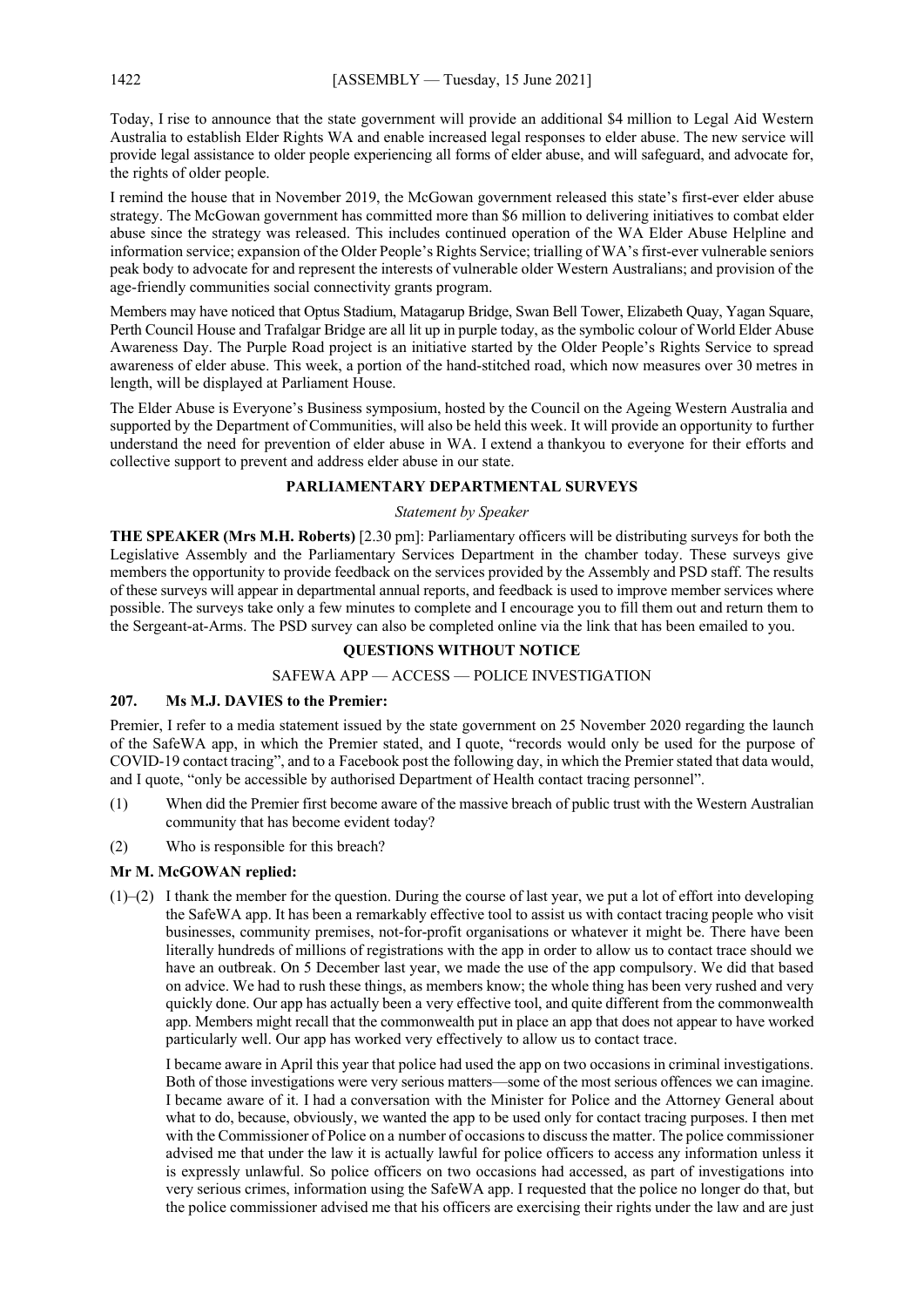Today, I rise to announce that the state government will provide an additional $4 million to Legal Aid Western Australia to establish Elder Rights WA and enable increased legal responses to elder abuse. The new service will provide legal assistance to older people experiencing all forms of elder abuse, and will safeguard, and advocate for, the rights of older people.

I remind the house that in November 2019, the McGowan government released this state's first-ever elder abuse strategy. The McGowan government has committed more than $6 million to delivering initiatives to combat elder abuse since the strategy was released. This includes continued operation of the WA Elder Abuse Helpline and information service; expansion of the Older People's Rights Service; trialling of WA's first-ever vulnerable seniors peak body to advocate for and represent the interests of vulnerable older Western Australians; and provision of the age-friendly communities social connectivity grants program.

Members may have noticed that Optus Stadium, Matagarup Bridge, Swan Bell Tower, Elizabeth Quay, Yagan Square, Perth Council House and Trafalgar Bridge are all lit up in purple today, as the symbolic colour of World Elder Abuse Awareness Day. The Purple Road project is an initiative started by the Older People's Rights Service to spread awareness of elder abuse. This week, a portion of the hand-stitched road, which now measures over 30 metres in length, will be displayed at Parliament House.

The Elder Abuse is Everyone's Business symposium, hosted by the Council on the Ageing Western Australia and supported by the Department of Communities, will also be held this week. It will provide an opportunity to further understand the need for prevention of elder abuse in WA. I extend a thankyou to everyone for their efforts and collective support to prevent and address elder abuse in our state.

## PARLIAMENTARY DEPARTMENTAL SURVEYS

*Statement by Speaker*

**THE SPEAKER (Mrs M.H. Roberts)** [2.30 pm]: Parliamentary officers will be distributing surveys for both the Legislative Assembly and the Parliamentary Services Department in the chamber today. These surveys give members the opportunity to provide feedback on the services provided by the Assembly and PSD staff. The results of these surveys will appear in departmental annual reports, and feedback is used to improve member services where possible. The surveys take only a few minutes to complete and I encourage you to fill them out and return them to the Sergeant-at-Arms. The PSD survey can also be completed online via the link that has been emailed to you.

## QUESTIONS WITHOUT NOTICE

### SAFEWA APP — ACCESS — POLICE INVESTIGATION

**207. Ms M.J. DAVIES to the Premier:**

Premier, I refer to a media statement issued by the state government on 25 November 2020 regarding the launch of the SafeWA app, in which the Premier stated, and I quote, "records would only be used for the purpose of COVID-19 contact tracing", and to a Facebook post the following day, in which the Premier stated that data would, and I quote, "only be accessible by authorised Department of Health contact tracing personnel".

(1) When did the Premier first become aware of the massive breach of public trust with the Western Australian community that has become evident today?

(2) Who is responsible for this breach?

**Mr M. McGOWAN replied:**

(1)–(2) I thank the member for the question. During the course of last year, we put a lot of effort into developing the SafeWA app. It has been a remarkably effective tool to assist us with contact tracing people who visit businesses, community premises, not-for-profit organisations or whatever it might be. There have been literally hundreds of millions of registrations with the app in order to allow us to contact trace should we have an outbreak. On 5 December last year, we made the use of the app compulsory. We did that based on advice. We had to rush these things, as members know; the whole thing has been very rushed and very quickly done. Our app has actually been a very effective tool, and quite different from the commonwealth app. Members might recall that the commonwealth put in place an app that does not appear to have worked particularly well. Our app has worked very effectively to allow us to contact trace.

I became aware in April this year that police had used the app on two occasions in criminal investigations. Both of those investigations were very serious matters—some of the most serious offences we can imagine. I became aware of it. I had a conversation with the Minister for Police and the Attorney General about what to do, because, obviously, we wanted the app to be used only for contact tracing purposes. I then met with the Commissioner of Police on a number of occasions to discuss the matter. The police commissioner advised me that under the law it is actually lawful for police officers to access any information unless it is expressly unlawful. So police officers on two occasions had accessed, as part of investigations into very serious crimes, information using the SafeWA app. I requested that the police no longer do that, but the police commissioner advised me that his officers are exercising their rights under the law and are just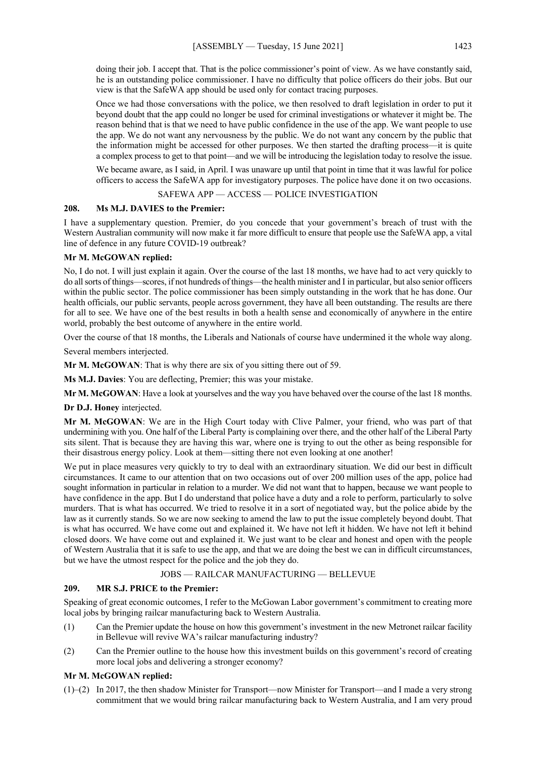doing their job. I accept that. That is the police commissioner's point of view. As we have constantly said, he is an outstanding police commissioner. I have no difficulty that police officers do their jobs. But our view is that the SafeWA app should be used only for contact tracing purposes.

Once we had those conversations with the police, we then resolved to draft legislation in order to put it beyond doubt that the app could no longer be used for criminal investigations or whatever it might be. The reason behind that is that we need to have public confidence in the use of the app. We want people to use the app. We do not want any nervousness by the public. We do not want any concern by the public that the information might be accessed for other purposes. We then started the drafting process—it is quite a complex process to get to that point—and we will be introducing the legislation today to resolve the issue.

We became aware, as I said, in April. I was unaware up until that point in time that it was lawful for police officers to access the SafeWA app for investigatory purposes. The police have done it on two occasions.

SAFEWA APP — ACCESS — POLICE INVESTIGATION

### 208. Ms M.J. DAVIES to the Premier:

I have a supplementary question. Premier, do you concede that your government's breach of trust with the Western Australian community will now make it far more difficult to ensure that people use the SafeWA app, a vital line of defence in any future COVID-19 outbreak?

**Mr M. McGOWAN replied:**

No, I do not. I will just explain it again. Over the course of the last 18 months, we have had to act very quickly to do all sorts of things—scores, if not hundreds of things—the health minister and I in particular, but also senior officers within the public sector. The police commissioner has been simply outstanding in the work that he has done. Our health officials, our public servants, people across government, they have all been outstanding. The results are there for all to see. We have one of the best results in both a health sense and economically of anywhere in the entire world, probably the best outcome of anywhere in the entire world.

Over the course of that 18 months, the Liberals and Nationals of course have undermined it the whole way along.

Several members interjected.

**Mr M. McGOWAN**: That is why there are six of you sitting there out of 59.

**Ms M.J. Davies**: You are deflecting, Premier; this was your mistake.

**Mr M. McGOWAN**: Have a look at yourselves and the way you have behaved over the course of the last 18 months.

**Dr D.J. Honey** interjected.

**Mr M. McGOWAN**: We are in the High Court today with Clive Palmer, your friend, who was part of that undermining with you. One half of the Liberal Party is complaining over there, and the other half of the Liberal Party sits silent. That is because they are having this war, where one is trying to out the other as being responsible for their disastrous energy policy. Look at them—sitting there not even looking at one another!

We put in place measures very quickly to try to deal with an extraordinary situation. We did our best in difficult circumstances. It came to our attention that on two occasions out of over 200 million uses of the app, police had sought information in particular in relation to a murder. We did not want that to happen, because we want people to have confidence in the app. But I do understand that police have a duty and a role to perform, particularly to solve murders. That is what has occurred. We tried to resolve it in a sort of negotiated way, but the police abide by the law as it currently stands. So we are now seeking to amend the law to put the issue completely beyond doubt. That is what has occurred. We have come out and explained it. We have not left it hidden. We have not left it behind closed doors. We have come out and explained it. We just want to be clear and honest and open with the people of Western Australia that it is safe to use the app, and that we are doing the best we can in difficult circumstances, but we have the utmost respect for the police and the job they do.

JOBS — RAILCAR MANUFACTURING — BELLEVUE

### 209. MR S.J. PRICE to the Premier:

Speaking of great economic outcomes, I refer to the McGowan Labor government's commitment to creating more local jobs by bringing railcar manufacturing back to Western Australia.

(1) Can the Premier update the house on how this government's investment in the new Metronet railcar facility in Bellevue will revive WA's railcar manufacturing industry?

(2) Can the Premier outline to the house how this investment builds on this government's record of creating more local jobs and delivering a stronger economy?

**Mr M. McGOWAN replied:**

(1)–(2) In 2017, the then shadow Minister for Transport—now Minister for Transport—and I made a very strong commitment that we would bring railcar manufacturing back to Western Australia, and I am very proud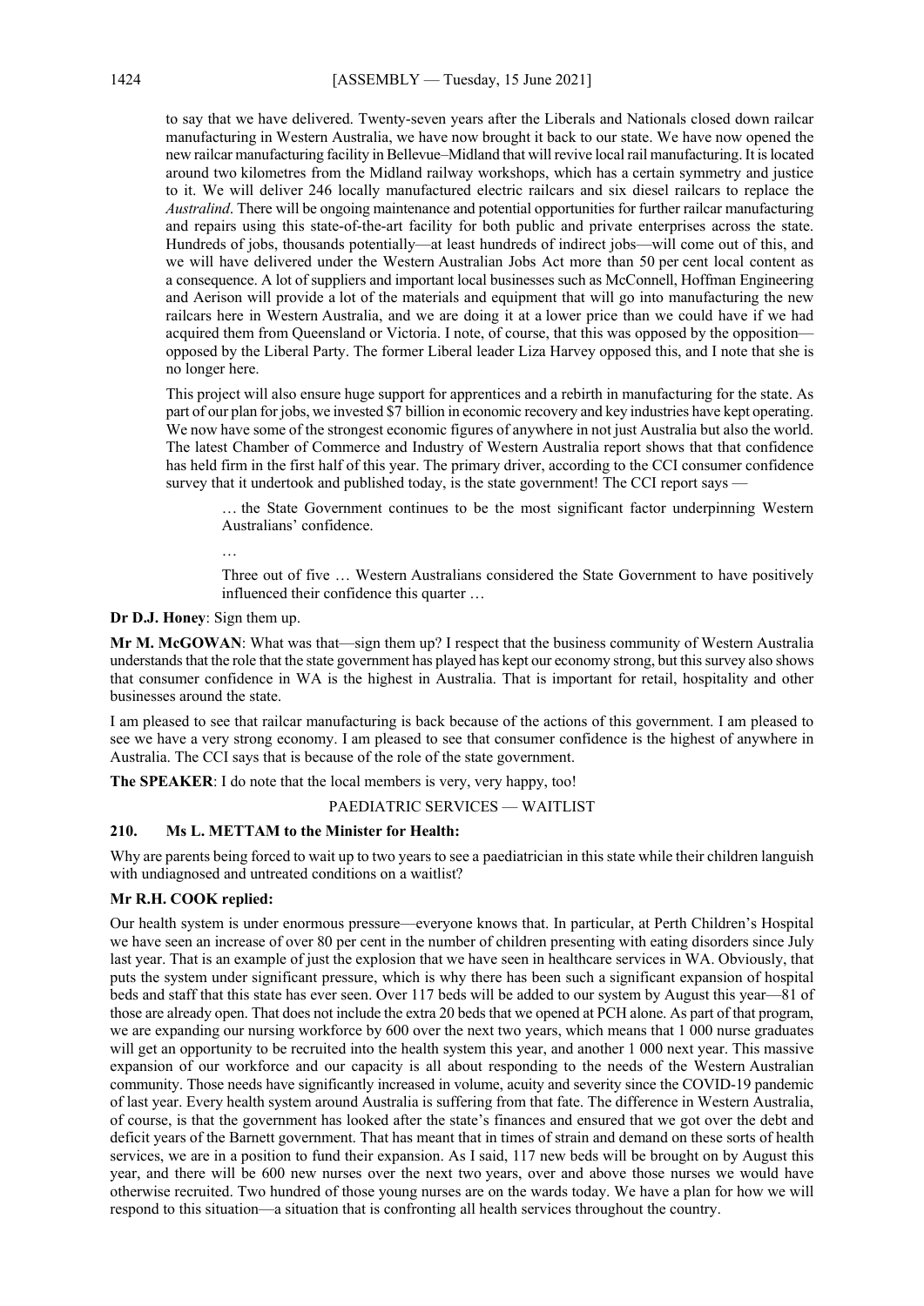to say that we have delivered. Twenty-seven years after the Liberals and Nationals closed down railcar manufacturing in Western Australia, we have now brought it back to our state. We have now opened the new railcar manufacturing facility in Bellevue–Midland that will revive local rail manufacturing. It is located around two kilometres from the Midland railway workshops, which has a certain symmetry and justice to it. We will deliver 246 locally manufactured electric railcars and six diesel railcars to replace the *Australind*. There will be ongoing maintenance and potential opportunities for further railcar manufacturing and repairs using this state-of-the-art facility for both public and private enterprises across the state. Hundreds of jobs, thousands potentially—at least hundreds of indirect jobs—will come out of this, and we will have delivered under the Western Australian Jobs Act more than 50 per cent local content as a consequence. A lot of suppliers and important local businesses such as McConnell, Hoffman Engineering and Aerison will provide a lot of the materials and equipment that will go into manufacturing the new railcars here in Western Australia, and we are doing it at a lower price than we could have if we had acquired them from Queensland or Victoria. I note, of course, that this was opposed by the opposition—opposed by the Liberal Party. The former Liberal leader Liza Harvey opposed this, and I note that she is no longer here.

This project will also ensure huge support for apprentices and a rebirth in manufacturing for the state. As part of our plan for jobs, we invested $7 billion in economic recovery and key industries have kept operating. We now have some of the strongest economic figures of anywhere in not just Australia but also the world. The latest Chamber of Commerce and Industry of Western Australia report shows that that confidence has held firm in the first half of this year. The primary driver, according to the CCI consumer confidence survey that it undertook and published today, is the state government! The CCI report says —

> … the State Government continues to be the most significant factor underpinning Western Australians' confidence.
>
> …
>
> Three out of five … Western Australians considered the State Government to have positively influenced their confidence this quarter …

**Dr D.J. Honey**: Sign them up.

**Mr M. McGOWAN**: What was that—sign them up? I respect that the business community of Western Australia understands that the role that the state government has played has kept our economy strong, but this survey also shows that consumer confidence in WA is the highest in Australia. That is important for retail, hospitality and other businesses around the state.

I am pleased to see that railcar manufacturing is back because of the actions of this government. I am pleased to see we have a very strong economy. I am pleased to see that consumer confidence is the highest of anywhere in Australia. The CCI says that is because of the role of the state government.

**The SPEAKER**: I do note that the local members is very, very happy, too!

## PAEDIATRIC SERVICES — WAITLIST

### 210. Ms L. METTAM to the Minister for Health:

Why are parents being forced to wait up to two years to see a paediatrician in this state while their children languish with undiagnosed and untreated conditions on a waitlist?

### Mr R.H. COOK replied:

Our health system is under enormous pressure—everyone knows that. In particular, at Perth Children's Hospital we have seen an increase of over 80 per cent in the number of children presenting with eating disorders since July last year. That is an example of just the explosion that we have seen in healthcare services in WA. Obviously, that puts the system under significant pressure, which is why there has been such a significant expansion of hospital beds and staff that this state has ever seen. Over 117 beds will be added to our system by August this year—81 of those are already open. That does not include the extra 20 beds that we opened at PCH alone. As part of that program, we are expanding our nursing workforce by 600 over the next two years, which means that 1 000 nurse graduates will get an opportunity to be recruited into the health system this year, and another 1 000 next year. This massive expansion of our workforce and our capacity is all about responding to the needs of the Western Australian community. Those needs have significantly increased in volume, acuity and severity since the COVID-19 pandemic of last year. Every health system around Australia is suffering from that fate. The difference in Western Australia, of course, is that the government has looked after the state's finances and ensured that we got over the debt and deficit years of the Barnett government. That has meant that in times of strain and demand on these sorts of health services, we are in a position to fund their expansion. As I said, 117 new beds will be brought on by August this year, and there will be 600 new nurses over the next two years, over and above those nurses we would have otherwise recruited. Two hundred of those young nurses are on the wards today. We have a plan for how we will respond to this situation—a situation that is confronting all health services throughout the country.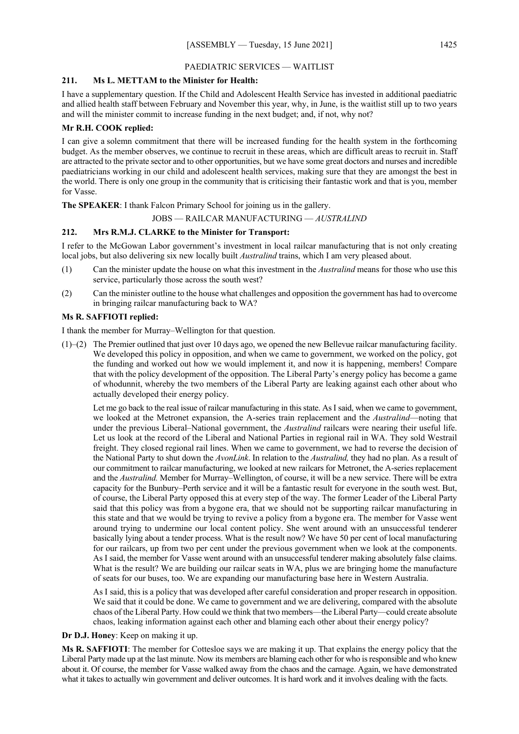## PAEDIATRIC SERVICES — WAITLIST

**211. Ms L. METTAM to the Minister for Health:**

I have a supplementary question. If the Child and Adolescent Health Service has invested in additional paediatric and allied health staff between February and November this year, why, in June, is the waitlist still up to two years and will the minister commit to increase funding in the next budget; and, if not, why not?

**Mr R.H. COOK replied:**

I can give a solemn commitment that there will be increased funding for the health system in the forthcoming budget. As the member observes, we continue to recruit in these areas, which are difficult areas to recruit in. Staff are attracted to the private sector and to other opportunities, but we have some great doctors and nurses and incredible paediatricians working in our child and adolescent health services, making sure that they are amongst the best in the world. There is only one group in the community that is criticising their fantastic work and that is you, member for Vasse.

**The SPEAKER**: I thank Falcon Primary School for joining us in the gallery.

## JOBS — RAILCAR MANUFACTURING — *AUSTRALIND*

**212. Mrs R.M.J. CLARKE to the Minister for Transport:**

I refer to the McGowan Labor government's investment in local railcar manufacturing that is not only creating local jobs, but also delivering six new locally built *Australind* trains, which I am very pleased about.

(1) Can the minister update the house on what this investment in the *Australind* means for those who use this service, particularly those across the south west?

(2) Can the minister outline to the house what challenges and opposition the government has had to overcome in bringing railcar manufacturing back to WA?

**Ms R. SAFFIOTI replied:**

I thank the member for Murray–Wellington for that question.

(1)–(2) The Premier outlined that just over 10 days ago, we opened the new Bellevue railcar manufacturing facility. We developed this policy in opposition, and when we came to government, we worked on the policy, got the funding and worked out how we would implement it, and now it is happening, members! Compare that with the policy development of the opposition. The Liberal Party's energy policy has become a game of whodunnit, whereby the two members of the Liberal Party are leaking against each other about who actually developed their energy policy.

Let me go back to the real issue of railcar manufacturing in this state. As I said, when we came to government, we looked at the Metronet expansion, the A-series train replacement and the *Australind*—noting that under the previous Liberal–National government, the *Australind* railcars were nearing their useful life. Let us look at the record of the Liberal and National Parties in regional rail in WA. They sold Westrail freight. They closed regional rail lines. When we came to government, we had to reverse the decision of the National Party to shut down the *AvonLink*. In relation to the *Australind,* they had no plan. As a result of our commitment to railcar manufacturing, we looked at new railcars for Metronet, the A-series replacement and the *Australind.* Member for Murray–Wellington, of course, it will be a new service. There will be extra capacity for the Bunbury–Perth service and it will be a fantastic result for everyone in the south west. But, of course, the Liberal Party opposed this at every step of the way. The former Leader of the Liberal Party said that this policy was from a bygone era, that we should not be supporting railcar manufacturing in this state and that we would be trying to revive a policy from a bygone era. The member for Vasse went around trying to undermine our local content policy. She went around with an unsuccessful tenderer basically lying about a tender process. What is the result now? We have 50 per cent of local manufacturing for our railcars, up from two per cent under the previous government when we look at the components. As I said, the member for Vasse went around with an unsuccessful tenderer making absolutely false claims. What is the result? We are building our railcar seats in WA, plus we are bringing home the manufacture of seats for our buses, too. We are expanding our manufacturing base here in Western Australia.

As I said, this is a policy that was developed after careful consideration and proper research in opposition. We said that it could be done. We came to government and we are delivering, compared with the absolute chaos of the Liberal Party. How could we think that two members—the Liberal Party—could create absolute chaos, leaking information against each other and blaming each other about their energy policy?

**Dr D.J. Honey**: Keep on making it up.

**Ms R. SAFFIOTI**: The member for Cottesloe says we are making it up. That explains the energy policy that the Liberal Party made up at the last minute. Now its members are blaming each other for who is responsible and who knew about it. Of course, the member for Vasse walked away from the chaos and the carnage. Again, we have demonstrated what it takes to actually win government and deliver outcomes. It is hard work and it involves dealing with the facts.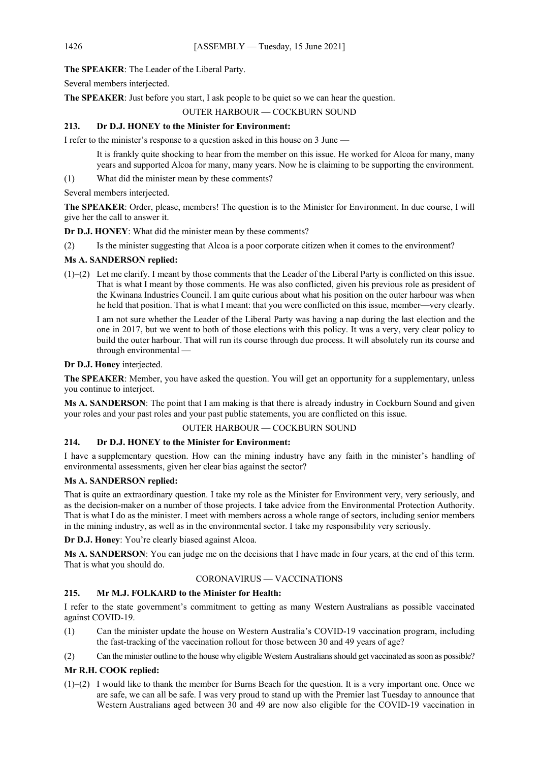**The SPEAKER**: The Leader of the Liberal Party.

Several members interjected.

**The SPEAKER**: Just before you start, I ask people to be quiet so we can hear the question.

OUTER HARBOUR — COCKBURN SOUND

**213. Dr D.J. HONEY to the Minister for Environment:**

I refer to the minister's response to a question asked in this house on 3 June —

> It is frankly quite shocking to hear from the member on this issue. He worked for Alcoa for many, many years and supported Alcoa for many, many years. Now he is claiming to be supporting the environment.

(1) What did the minister mean by these comments?

Several members interjected.

**The SPEAKER**: Order, please, members! The question is to the Minister for Environment. In due course, I will give her the call to answer it.

**Dr D.J. HONEY**: What did the minister mean by these comments?

(2) Is the minister suggesting that Alcoa is a poor corporate citizen when it comes to the environment?

**Ms A. SANDERSON replied:**

(1)–(2) Let me clarify. I meant by those comments that the Leader of the Liberal Party is conflicted on this issue. That is what I meant by those comments. He was also conflicted, given his previous role as president of the Kwinana Industries Council. I am quite curious about what his position on the outer harbour was when he held that position. That is what I meant: that you were conflicted on this issue, member—very clearly.

I am not sure whether the Leader of the Liberal Party was having a nap during the last election and the one in 2017, but we went to both of those elections with this policy. It was a very, very clear policy to build the outer harbour. That will run its course through due process. It will absolutely run its course and through environmental —

**Dr D.J. Honey** interjected.

**The SPEAKER**: Member, you have asked the question. You will get an opportunity for a supplementary, unless you continue to interject.

**Ms A. SANDERSON**: The point that I am making is that there is already industry in Cockburn Sound and given your roles and your past roles and your past public statements, you are conflicted on this issue.

OUTER HARBOUR — COCKBURN SOUND

**214. Dr D.J. HONEY to the Minister for Environment:**

I have a supplementary question. How can the mining industry have any faith in the minister's handling of environmental assessments, given her clear bias against the sector?

**Ms A. SANDERSON replied:**

That is quite an extraordinary question. I take my role as the Minister for Environment very, very seriously, and as the decision-maker on a number of those projects. I take advice from the Environmental Protection Authority. That is what I do as the minister. I meet with members across a whole range of sectors, including senior members in the mining industry, as well as in the environmental sector. I take my responsibility very seriously.

**Dr D.J. Honey**: You're clearly biased against Alcoa.

**Ms A. SANDERSON**: You can judge me on the decisions that I have made in four years, at the end of this term. That is what you should do.

CORONAVIRUS — VACCINATIONS

**215. Mr M.J. FOLKARD to the Minister for Health:**

I refer to the state government's commitment to getting as many Western Australians as possible vaccinated against COVID-19.

(1) Can the minister update the house on Western Australia's COVID-19 vaccination program, including the fast-tracking of the vaccination rollout for those between 30 and 49 years of age?

(2) Can the minister outline to the house why eligible Western Australians should get vaccinated as soon as possible?

**Mr R.H. COOK replied:**

(1)–(2) I would like to thank the member for Burns Beach for the question. It is a very important one. Once we are safe, we can all be safe. I was very proud to stand up with the Premier last Tuesday to announce that Western Australians aged between 30 and 49 are now also eligible for the COVID-19 vaccination in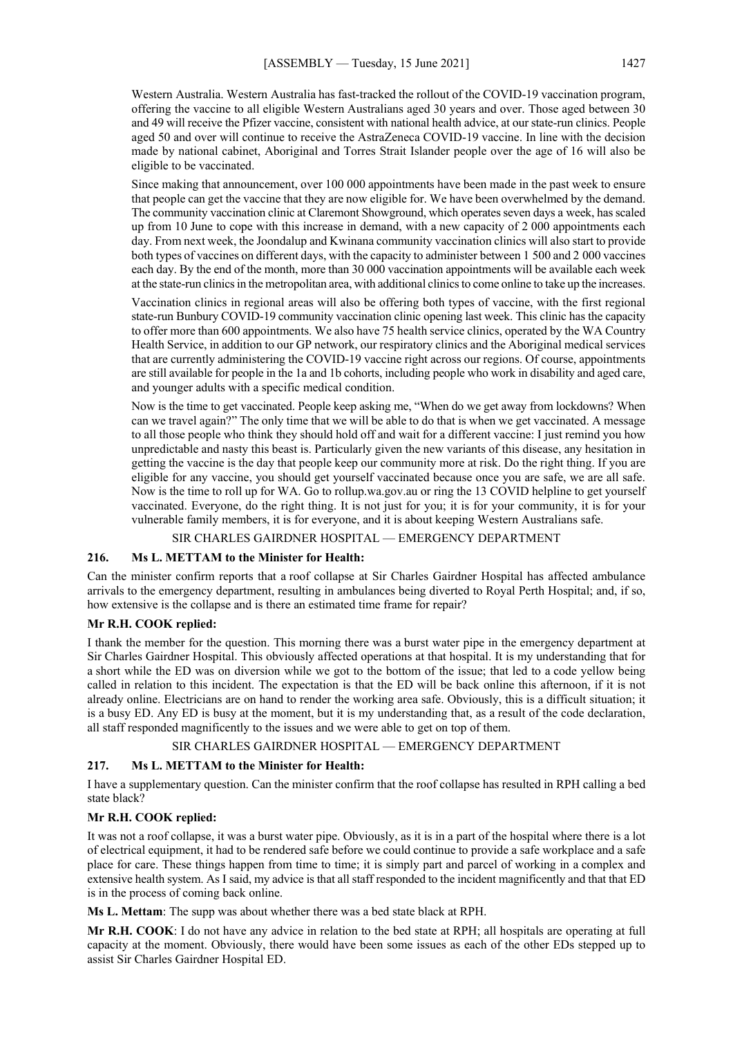Western Australia. Western Australia has fast-tracked the rollout of the COVID-19 vaccination program, offering the vaccine to all eligible Western Australians aged 30 years and over. Those aged between 30 and 49 will receive the Pfizer vaccine, consistent with national health advice, at our state-run clinics. People aged 50 and over will continue to receive the AstraZeneca COVID-19 vaccine. In line with the decision made by national cabinet, Aboriginal and Torres Strait Islander people over the age of 16 will also be eligible to be vaccinated.

Since making that announcement, over 100 000 appointments have been made in the past week to ensure that people can get the vaccine that they are now eligible for. We have been overwhelmed by the demand. The community vaccination clinic at Claremont Showground, which operates seven days a week, has scaled up from 10 June to cope with this increase in demand, with a new capacity of 2 000 appointments each day. From next week, the Joondalup and Kwinana community vaccination clinics will also start to provide both types of vaccines on different days, with the capacity to administer between 1 500 and 2 000 vaccines each day. By the end of the month, more than 30 000 vaccination appointments will be available each week at the state-run clinics in the metropolitan area, with additional clinics to come online to take up the increases.

Vaccination clinics in regional areas will also be offering both types of vaccine, with the first regional state-run Bunbury COVID-19 community vaccination clinic opening last week. This clinic has the capacity to offer more than 600 appointments. We also have 75 health service clinics, operated by the WA Country Health Service, in addition to our GP network, our respiratory clinics and the Aboriginal medical services that are currently administering the COVID-19 vaccine right across our regions. Of course, appointments are still available for people in the 1a and 1b cohorts, including people who work in disability and aged care, and younger adults with a specific medical condition.

Now is the time to get vaccinated. People keep asking me, "When do we get away from lockdowns? When can we travel again?" The only time that we will be able to do that is when we get vaccinated. A message to all those people who think they should hold off and wait for a different vaccine: I just remind you how unpredictable and nasty this beast is. Particularly given the new variants of this disease, any hesitation in getting the vaccine is the day that people keep our community more at risk. Do the right thing. If you are eligible for any vaccine, you should get yourself vaccinated because once you are safe, we are all safe. Now is the time to roll up for WA. Go to rollup.wa.gov.au or ring the 13 COVID helpline to get yourself vaccinated. Everyone, do the right thing. It is not just for you; it is for your community, it is for your vulnerable family members, it is for everyone, and it is about keeping Western Australians safe.

## SIR CHARLES GAIRDNER HOSPITAL — EMERGENCY DEPARTMENT

**216. Ms L. METTAM to the Minister for Health:**

Can the minister confirm reports that a roof collapse at Sir Charles Gairdner Hospital has affected ambulance arrivals to the emergency department, resulting in ambulances being diverted to Royal Perth Hospital; and, if so, how extensive is the collapse and is there an estimated time frame for repair?

**Mr R.H. COOK replied:**

I thank the member for the question. This morning there was a burst water pipe in the emergency department at Sir Charles Gairdner Hospital. This obviously affected operations at that hospital. It is my understanding that for a short while the ED was on diversion while we got to the bottom of the issue; that led to a code yellow being called in relation to this incident. The expectation is that the ED will be back online this afternoon, if it is not already online. Electricians are on hand to render the working area safe. Obviously, this is a difficult situation; it is a busy ED. Any ED is busy at the moment, but it is my understanding that, as a result of the code declaration, all staff responded magnificently to the issues and we were able to get on top of them.

## SIR CHARLES GAIRDNER HOSPITAL — EMERGENCY DEPARTMENT

**217. Ms L. METTAM to the Minister for Health:**

I have a supplementary question. Can the minister confirm that the roof collapse has resulted in RPH calling a bed state black?

**Mr R.H. COOK replied:**

It was not a roof collapse, it was a burst water pipe. Obviously, as it is in a part of the hospital where there is a lot of electrical equipment, it had to be rendered safe before we could continue to provide a safe workplace and a safe place for care. These things happen from time to time; it is simply part and parcel of working in a complex and extensive health system. As I said, my advice is that all staff responded to the incident magnificently and that that ED is in the process of coming back online.

**Ms L. Mettam**: The supp was about whether there was a bed state black at RPH.

**Mr R.H. COOK**: I do not have any advice in relation to the bed state at RPH; all hospitals are operating at full capacity at the moment. Obviously, there would have been some issues as each of the other EDs stepped up to assist Sir Charles Gairdner Hospital ED.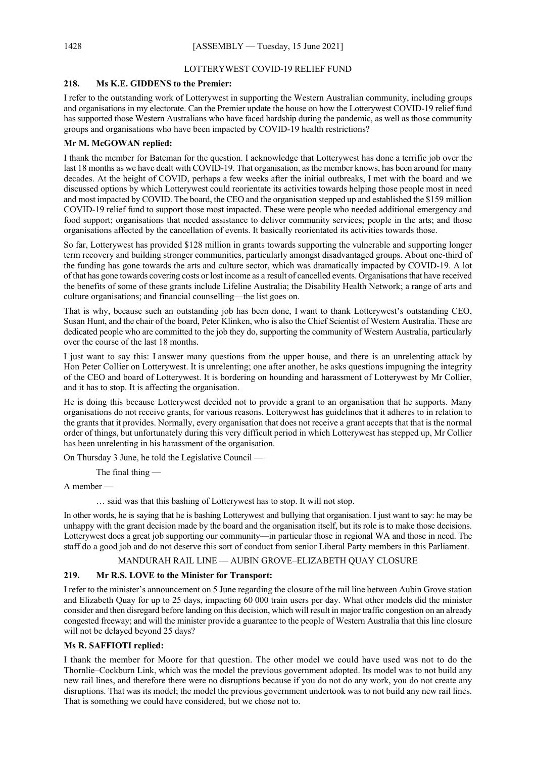## LOTTERYWEST COVID-19 RELIEF FUND

**218. Ms K.E. GIDDENS to the Premier:**

I refer to the outstanding work of Lotterywest in supporting the Western Australian community, including groups and organisations in my electorate. Can the Premier update the house on how the Lotterywest COVID-19 relief fund has supported those Western Australians who have faced hardship during the pandemic, as well as those community groups and organisations who have been impacted by COVID-19 health restrictions?

**Mr M. McGOWAN replied:**

I thank the member for Bateman for the question. I acknowledge that Lotterywest has done a terrific job over the last 18 months as we have dealt with COVID-19. That organisation, as the member knows, has been around for many decades. At the height of COVID, perhaps a few weeks after the initial outbreaks, I met with the board and we discussed options by which Lotterywest could reorientate its activities towards helping those people most in need and most impacted by COVID. The board, the CEO and the organisation stepped up and established the $159 million COVID-19 relief fund to support those most impacted. These were people who needed additional emergency and food support; organisations that needed assistance to deliver community services; people in the arts; and those organisations affected by the cancellation of events. It basically reorientated its activities towards those.

So far, Lotterywest has provided $128 million in grants towards supporting the vulnerable and supporting longer term recovery and building stronger communities, particularly amongst disadvantaged groups. About one-third of the funding has gone towards the arts and culture sector, which was dramatically impacted by COVID-19. A lot of that has gone towards covering costs or lost income as a result of cancelled events. Organisations that have received the benefits of some of these grants include Lifeline Australia; the Disability Health Network; a range of arts and culture organisations; and financial counselling—the list goes on.

That is why, because such an outstanding job has been done, I want to thank Lotterywest's outstanding CEO, Susan Hunt, and the chair of the board, Peter Klinken, who is also the Chief Scientist of Western Australia. These are dedicated people who are committed to the job they do, supporting the community of Western Australia, particularly over the course of the last 18 months.

I just want to say this: I answer many questions from the upper house, and there is an unrelenting attack by Hon Peter Collier on Lotterywest. It is unrelenting; one after another, he asks questions impugning the integrity of the CEO and board of Lotterywest. It is bordering on hounding and harassment of Lotterywest by Mr Collier, and it has to stop. It is affecting the organisation.

He is doing this because Lotterywest decided not to provide a grant to an organisation that he supports. Many organisations do not receive grants, for various reasons. Lotterywest has guidelines that it adheres to in relation to the grants that it provides. Normally, every organisation that does not receive a grant accepts that that is the normal order of things, but unfortunately during this very difficult period in which Lotterywest has stepped up, Mr Collier has been unrelenting in his harassment of the organisation.

On Thursday 3 June, he told the Legislative Council —

> The final thing —

A member —

> … said was that this bashing of Lotterywest has to stop. It will not stop.

In other words, he is saying that he is bashing Lotterywest and bullying that organisation. I just want to say: he may be unhappy with the grant decision made by the board and the organisation itself, but its role is to make those decisions. Lotterywest does a great job supporting our community—in particular those in regional WA and those in need. The staff do a good job and do not deserve this sort of conduct from senior Liberal Party members in this Parliament.

## MANDURAH RAIL LINE — AUBIN GROVE–ELIZABETH QUAY CLOSURE

**219. Mr R.S. LOVE to the Minister for Transport:**

I refer to the minister's announcement on 5 June regarding the closure of the rail line between Aubin Grove station and Elizabeth Quay for up to 25 days, impacting 60 000 train users per day. What other models did the minister consider and then disregard before landing on this decision, which will result in major traffic congestion on an already congested freeway; and will the minister provide a guarantee to the people of Western Australia that this line closure will not be delayed beyond 25 days?

**Ms R. SAFFIOTI replied:**

I thank the member for Moore for that question. The other model we could have used was not to do the Thornlie–Cockburn Link, which was the model the previous government adopted. Its model was to not build any new rail lines, and therefore there were no disruptions because if you do not do any work, you do not create any disruptions. That was its model; the model the previous government undertook was to not build any new rail lines. That is something we could have considered, but we chose not to.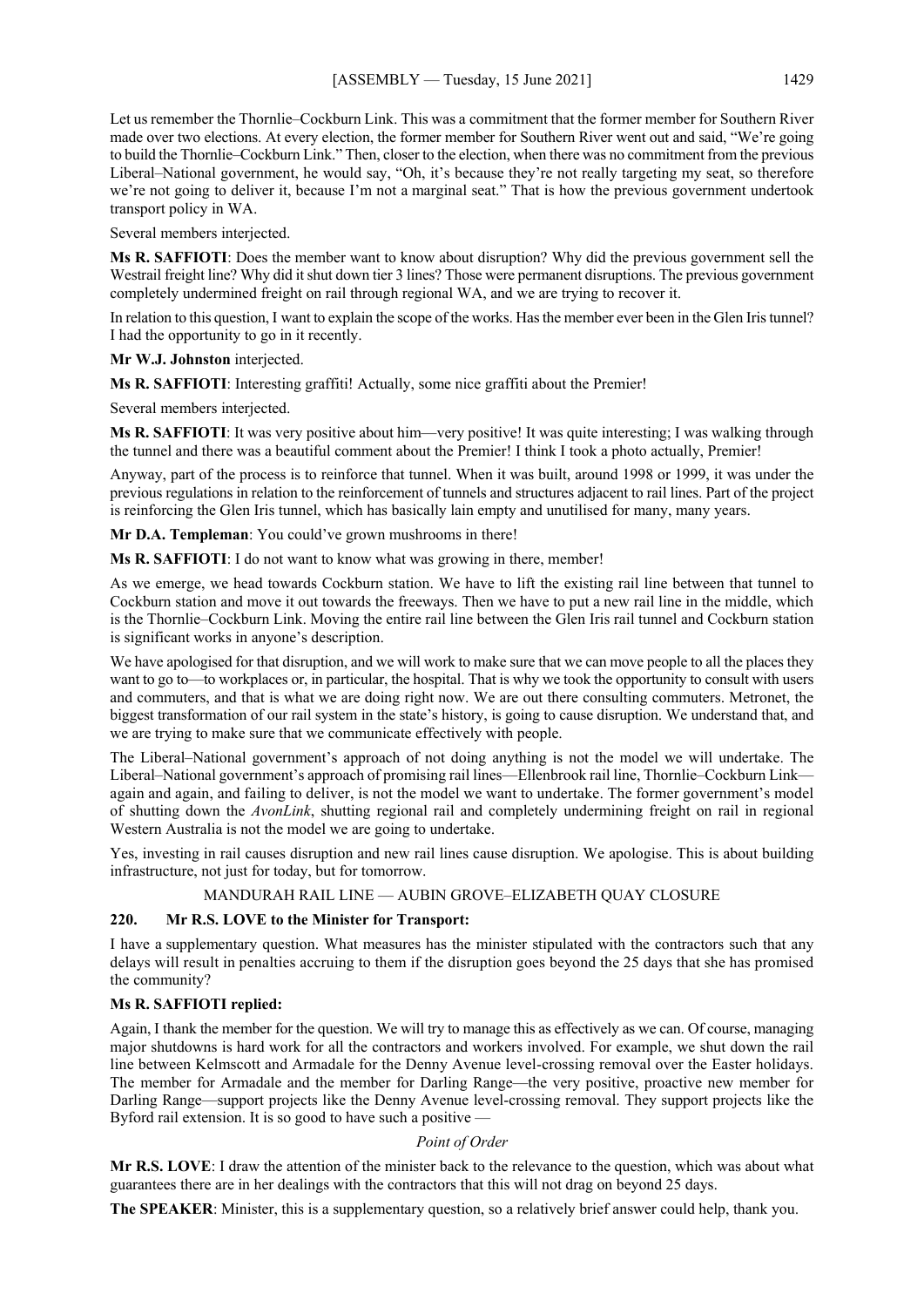Let us remember the Thornlie–Cockburn Link. This was a commitment that the former member for Southern River made over two elections. At every election, the former member for Southern River went out and said, "We're going to build the Thornlie–Cockburn Link." Then, closer to the election, when there was no commitment from the previous Liberal–National government, he would say, "Oh, it's because they're not really targeting my seat, so therefore we're not going to deliver it, because I'm not a marginal seat." That is how the previous government undertook transport policy in WA.

Several members interjected.

**Ms R. SAFFIOTI**: Does the member want to know about disruption? Why did the previous government sell the Westrail freight line? Why did it shut down tier 3 lines? Those were permanent disruptions. The previous government completely undermined freight on rail through regional WA, and we are trying to recover it.

In relation to this question, I want to explain the scope of the works. Has the member ever been in the Glen Iris tunnel? I had the opportunity to go in it recently.

**Mr W.J. Johnston** interjected.

**Ms R. SAFFIOTI**: Interesting graffiti! Actually, some nice graffiti about the Premier!

Several members interjected.

**Ms R. SAFFIOTI**: It was very positive about him—very positive! It was quite interesting; I was walking through the tunnel and there was a beautiful comment about the Premier! I think I took a photo actually, Premier!

Anyway, part of the process is to reinforce that tunnel. When it was built, around 1998 or 1999, it was under the previous regulations in relation to the reinforcement of tunnels and structures adjacent to rail lines. Part of the project is reinforcing the Glen Iris tunnel, which has basically lain empty and unutilised for many, many years.

**Mr D.A. Templeman**: You could've grown mushrooms in there!

**Ms R. SAFFIOTI**: I do not want to know what was growing in there, member!

As we emerge, we head towards Cockburn station. We have to lift the existing rail line between that tunnel to Cockburn station and move it out towards the freeways. Then we have to put a new rail line in the middle, which is the Thornlie–Cockburn Link. Moving the entire rail line between the Glen Iris rail tunnel and Cockburn station is significant works in anyone's description.

We have apologised for that disruption, and we will work to make sure that we can move people to all the places they want to go to—to workplaces or, in particular, the hospital. That is why we took the opportunity to consult with users and commuters, and that is what we are doing right now. We are out there consulting commuters. Metronet, the biggest transformation of our rail system in the state's history, is going to cause disruption. We understand that, and we are trying to make sure that we communicate effectively with people.

The Liberal–National government's approach of not doing anything is not the model we will undertake. The Liberal–National government's approach of promising rail lines—Ellenbrook rail line, Thornlie–Cockburn Link—again and again, and failing to deliver, is not the model we want to undertake. The former government's model of shutting down the *AvonLink*, shutting regional rail and completely undermining freight on rail in regional Western Australia is not the model we are going to undertake.

Yes, investing in rail causes disruption and new rail lines cause disruption. We apologise. This is about building infrastructure, not just for today, but for tomorrow.

## MANDURAH RAIL LINE — AUBIN GROVE–ELIZABETH QUAY CLOSURE

**220. Mr R.S. LOVE to the Minister for Transport:**

I have a supplementary question. What measures has the minister stipulated with the contractors such that any delays will result in penalties accruing to them if the disruption goes beyond the 25 days that she has promised the community?

**Ms R. SAFFIOTI replied:**

Again, I thank the member for the question. We will try to manage this as effectively as we can. Of course, managing major shutdowns is hard work for all the contractors and workers involved. For example, we shut down the rail line between Kelmscott and Armadale for the Denny Avenue level-crossing removal over the Easter holidays. The member for Armadale and the member for Darling Range—the very positive, proactive new member for Darling Range—support projects like the Denny Avenue level-crossing removal. They support projects like the Byford rail extension. It is so good to have such a positive —

*Point of Order*

**Mr R.S. LOVE**: I draw the attention of the minister back to the relevance to the question, which was about what guarantees there are in her dealings with the contractors that this will not drag on beyond 25 days.

**The SPEAKER**: Minister, this is a supplementary question, so a relatively brief answer could help, thank you.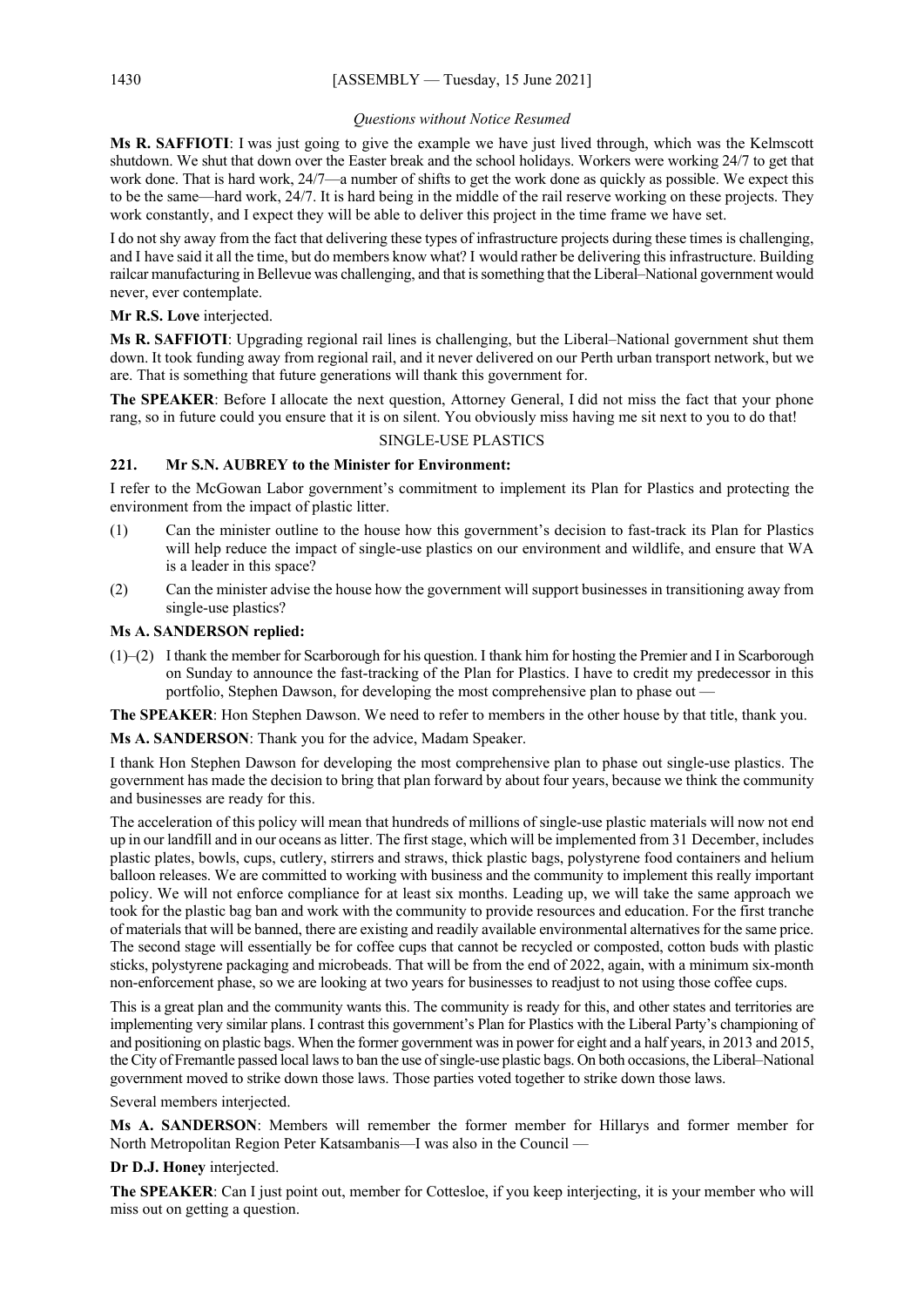*Questions without Notice Resumed*

**Ms R. SAFFIOTI**: I was just going to give the example we have just lived through, which was the Kelmscott shutdown. We shut that down over the Easter break and the school holidays. Workers were working 24/7 to get that work done. That is hard work, 24/7—a number of shifts to get the work done as quickly as possible. We expect this to be the same—hard work, 24/7. It is hard being in the middle of the rail reserve working on these projects. They work constantly, and I expect they will be able to deliver this project in the time frame we have set.

I do not shy away from the fact that delivering these types of infrastructure projects during these times is challenging, and I have said it all the time, but do members know what? I would rather be delivering this infrastructure. Building railcar manufacturing in Bellevue was challenging, and that is something that the Liberal–National government would never, ever contemplate.

**Mr R.S. Love** interjected.

**Ms R. SAFFIOTI**: Upgrading regional rail lines is challenging, but the Liberal–National government shut them down. It took funding away from regional rail, and it never delivered on our Perth urban transport network, but we are. That is something that future generations will thank this government for.

**The SPEAKER**: Before I allocate the next question, Attorney General, I did not miss the fact that your phone rang, so in future could you ensure that it is on silent. You obviously miss having me sit next to you to do that!

## SINGLE-USE PLASTICS

### 221. Mr S.N. AUBREY to the Minister for Environment:

I refer to the McGowan Labor government's commitment to implement its Plan for Plastics and protecting the environment from the impact of plastic litter.

(1) Can the minister outline to the house how this government's decision to fast-track its Plan for Plastics will help reduce the impact of single-use plastics on our environment and wildlife, and ensure that WA is a leader in this space?

(2) Can the minister advise the house how the government will support businesses in transitioning away from single-use plastics?

**Ms A. SANDERSON replied:**

(1)–(2) I thank the member for Scarborough for his question. I thank him for hosting the Premier and I in Scarborough on Sunday to announce the fast-tracking of the Plan for Plastics. I have to credit my predecessor in this portfolio, Stephen Dawson, for developing the most comprehensive plan to phase out —

**The SPEAKER**: Hon Stephen Dawson. We need to refer to members in the other house by that title, thank you.

**Ms A. SANDERSON**: Thank you for the advice, Madam Speaker.

I thank Hon Stephen Dawson for developing the most comprehensive plan to phase out single-use plastics. The government has made the decision to bring that plan forward by about four years, because we think the community and businesses are ready for this.

The acceleration of this policy will mean that hundreds of millions of single-use plastic materials will now not end up in our landfill and in our oceans as litter. The first stage, which will be implemented from 31 December, includes plastic plates, bowls, cups, cutlery, stirrers and straws, thick plastic bags, polystyrene food containers and helium balloon releases. We are committed to working with business and the community to implement this really important policy. We will not enforce compliance for at least six months. Leading up, we will take the same approach we took for the plastic bag ban and work with the community to provide resources and education. For the first tranche of materials that will be banned, there are existing and readily available environmental alternatives for the same price. The second stage will essentially be for coffee cups that cannot be recycled or composted, cotton buds with plastic sticks, polystyrene packaging and microbeads. That will be from the end of 2022, again, with a minimum six-month non-enforcement phase, so we are looking at two years for businesses to readjust to not using those coffee cups.

This is a great plan and the community wants this. The community is ready for this, and other states and territories are implementing very similar plans. I contrast this government's Plan for Plastics with the Liberal Party's championing of and positioning on plastic bags. When the former government was in power for eight and a half years, in 2013 and 2015, the City of Fremantle passed local laws to ban the use of single-use plastic bags. On both occasions, the Liberal–National government moved to strike down those laws. Those parties voted together to strike down those laws.

Several members interjected.

**Ms A. SANDERSON**: Members will remember the former member for Hillarys and former member for North Metropolitan Region Peter Katsambanis—I was also in the Council —

**Dr D.J. Honey** interjected.

**The SPEAKER**: Can I just point out, member for Cottesloe, if you keep interjecting, it is your member who will miss out on getting a question.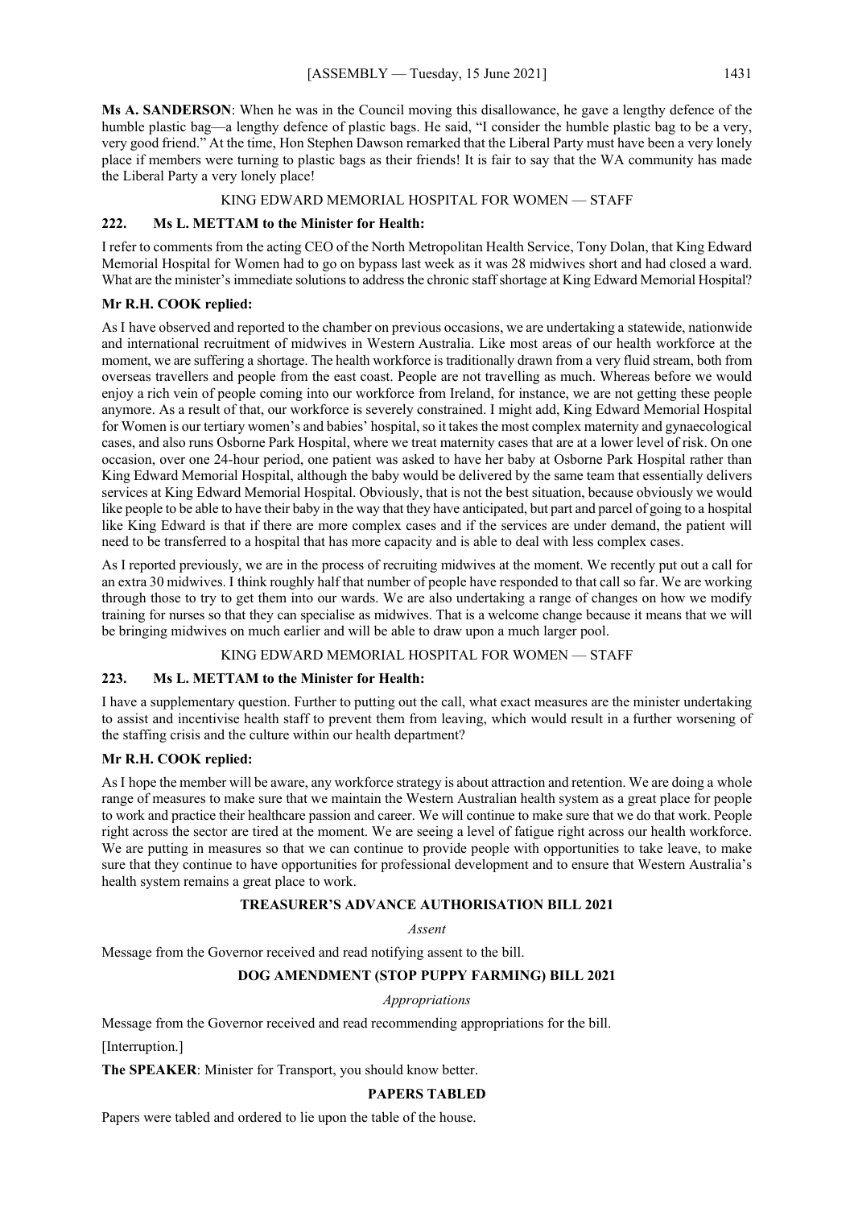**Ms A. SANDERSON**: When he was in the Council moving this disallowance, he gave a lengthy defence of the humble plastic bag—a lengthy defence of plastic bags. He said, "I consider the humble plastic bag to be a very, very good friend." At the time, Hon Stephen Dawson remarked that the Liberal Party must have been a very lonely place if members were turning to plastic bags as their friends! It is fair to say that the WA community has made the Liberal Party a very lonely place!

KING EDWARD MEMORIAL HOSPITAL FOR WOMEN — STAFF

**222. Ms L. METTAM to the Minister for Health:**

I refer to comments from the acting CEO of the North Metropolitan Health Service, Tony Dolan, that King Edward Memorial Hospital for Women had to go on bypass last week as it was 28 midwives short and had closed a ward. What are the minister's immediate solutions to address the chronic staff shortage at King Edward Memorial Hospital?

**Mr R.H. COOK replied:**

As I have observed and reported to the chamber on previous occasions, we are undertaking a statewide, nationwide and international recruitment of midwives in Western Australia. Like most areas of our health workforce at the moment, we are suffering a shortage. The health workforce is traditionally drawn from a very fluid stream, both from overseas travellers and people from the east coast. People are not travelling as much. Whereas before we would enjoy a rich vein of people coming into our workforce from Ireland, for instance, we are not getting these people anymore. As a result of that, our workforce is severely constrained. I might add, King Edward Memorial Hospital for Women is our tertiary women's and babies' hospital, so it takes the most complex maternity and gynaecological cases, and also runs Osborne Park Hospital, where we treat maternity cases that are at a lower level of risk. On one occasion, over one 24-hour period, one patient was asked to have her baby at Osborne Park Hospital rather than King Edward Memorial Hospital, although the baby would be delivered by the same team that essentially delivers services at King Edward Memorial Hospital. Obviously, that is not the best situation, because obviously we would like people to be able to have their baby in the way that they have anticipated, but part and parcel of going to a hospital like King Edward is that if there are more complex cases and if the services are under demand, the patient will need to be transferred to a hospital that has more capacity and is able to deal with less complex cases.

As I reported previously, we are in the process of recruiting midwives at the moment. We recently put out a call for an extra 30 midwives. I think roughly half that number of people have responded to that call so far. We are working through those to try to get them into our wards. We are also undertaking a range of changes on how we modify training for nurses so that they can specialise as midwives. That is a welcome change because it means that we will be bringing midwives on much earlier and will be able to draw upon a much larger pool.

KING EDWARD MEMORIAL HOSPITAL FOR WOMEN — STAFF

**223. Ms L. METTAM to the Minister for Health:**

I have a supplementary question. Further to putting out the call, what exact measures are the minister undertaking to assist and incentivise health staff to prevent them from leaving, which would result in a further worsening of the staffing crisis and the culture within our health department?

**Mr R.H. COOK replied:**

As I hope the member will be aware, any workforce strategy is about attraction and retention. We are doing a whole range of measures to make sure that we maintain the Western Australian health system as a great place for people to work and practice their healthcare passion and career. We will continue to make sure that we do that work. People right across the sector are tired at the moment. We are seeing a level of fatigue right across our health workforce. We are putting in measures so that we can continue to provide people with opportunities to take leave, to make sure that they continue to have opportunities for professional development and to ensure that Western Australia's health system remains a great place to work.

## TREASURER'S ADVANCE AUTHORISATION BILL 2021

*Assent*

Message from the Governor received and read notifying assent to the bill.

## DOG AMENDMENT (STOP PUPPY FARMING) BILL 2021

*Appropriations*

Message from the Governor received and read recommending appropriations for the bill.

[Interruption.]

**The SPEAKER**: Minister for Transport, you should know better.

## PAPERS TABLED

Papers were tabled and ordered to lie upon the table of the house.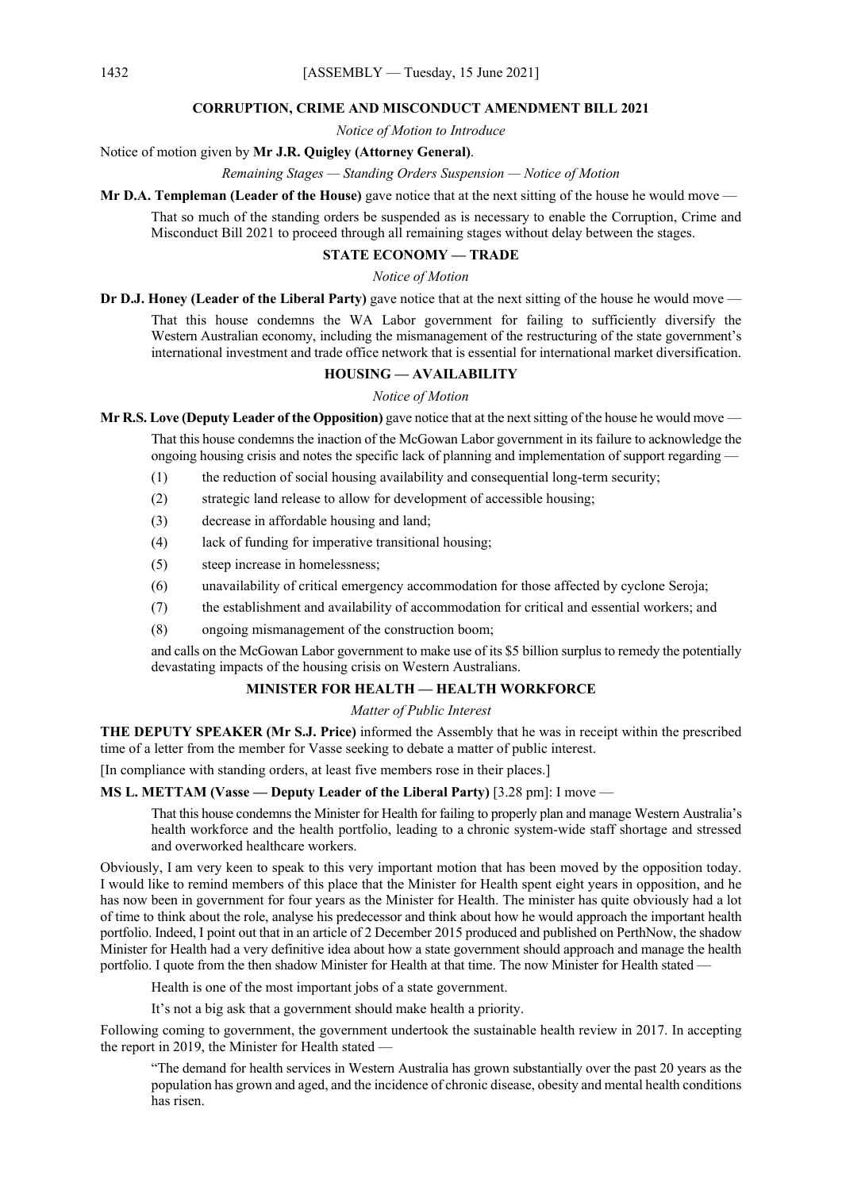## CORRUPTION, CRIME AND MISCONDUCT AMENDMENT BILL 2021

*Notice of Motion to Introduce*

Notice of motion given by **Mr J.R. Quigley (Attorney General)**.

*Remaining Stages — Standing Orders Suspension — Notice of Motion*

**Mr D.A. Templeman (Leader of the House)** gave notice that at the next sitting of the house he would move —

> That so much of the standing orders be suspended as is necessary to enable the Corruption, Crime and Misconduct Bill 2021 to proceed through all remaining stages without delay between the stages.

## STATE ECONOMY — TRADE

*Notice of Motion*

**Dr D.J. Honey (Leader of the Liberal Party)** gave notice that at the next sitting of the house he would move —

> That this house condemns the WA Labor government for failing to sufficiently diversify the Western Australian economy, including the mismanagement of the restructuring of the state government's international investment and trade office network that is essential for international market diversification.

## HOUSING — AVAILABILITY

*Notice of Motion*

**Mr R.S. Love (Deputy Leader of the Opposition)** gave notice that at the next sitting of the house he would move —

> That this house condemns the inaction of the McGowan Labor government in its failure to acknowledge the ongoing housing crisis and notes the specific lack of planning and implementation of support regarding —
>
> (1) the reduction of social housing availability and consequential long-term security;
>
> (2) strategic land release to allow for development of accessible housing;
>
> (3) decrease in affordable housing and land;
>
> (4) lack of funding for imperative transitional housing;
>
> (5) steep increase in homelessness;
>
> (6) unavailability of critical emergency accommodation for those affected by cyclone Seroja;
>
> (7) the establishment and availability of accommodation for critical and essential workers; and
>
> (8) ongoing mismanagement of the construction boom;
>
> and calls on the McGowan Labor government to make use of its $5 billion surplus to remedy the potentially devastating impacts of the housing crisis on Western Australians.

## MINISTER FOR HEALTH — HEALTH WORKFORCE

*Matter of Public Interest*

**THE DEPUTY SPEAKER (Mr S.J. Price)** informed the Assembly that he was in receipt within the prescribed time of a letter from the member for Vasse seeking to debate a matter of public interest.

[In compliance with standing orders, at least five members rose in their places.]

**MS L. METTAM (Vasse — Deputy Leader of the Liberal Party)** [3.28 pm]: I move —

> That this house condemns the Minister for Health for failing to properly plan and manage Western Australia's health workforce and the health portfolio, leading to a chronic system-wide staff shortage and stressed and overworked healthcare workers.

Obviously, I am very keen to speak to this very important motion that has been moved by the opposition today. I would like to remind members of this place that the Minister for Health spent eight years in opposition, and he has now been in government for four years as the Minister for Health. The minister has quite obviously had a lot of time to think about the role, analyse his predecessor and think about how he would approach the important health portfolio. Indeed, I point out that in an article of 2 December 2015 produced and published on PerthNow, the shadow Minister for Health had a very definitive idea about how a state government should approach and manage the health portfolio. I quote from the then shadow Minister for Health at that time. The now Minister for Health stated —

> Health is one of the most important jobs of a state government.
>
> It's not a big ask that a government should make health a priority.

Following coming to government, the government undertook the sustainable health review in 2017. In accepting the report in 2019, the Minister for Health stated —

> "The demand for health services in Western Australia has grown substantially over the past 20 years as the population has grown and aged, and the incidence of chronic disease, obesity and mental health conditions has risen.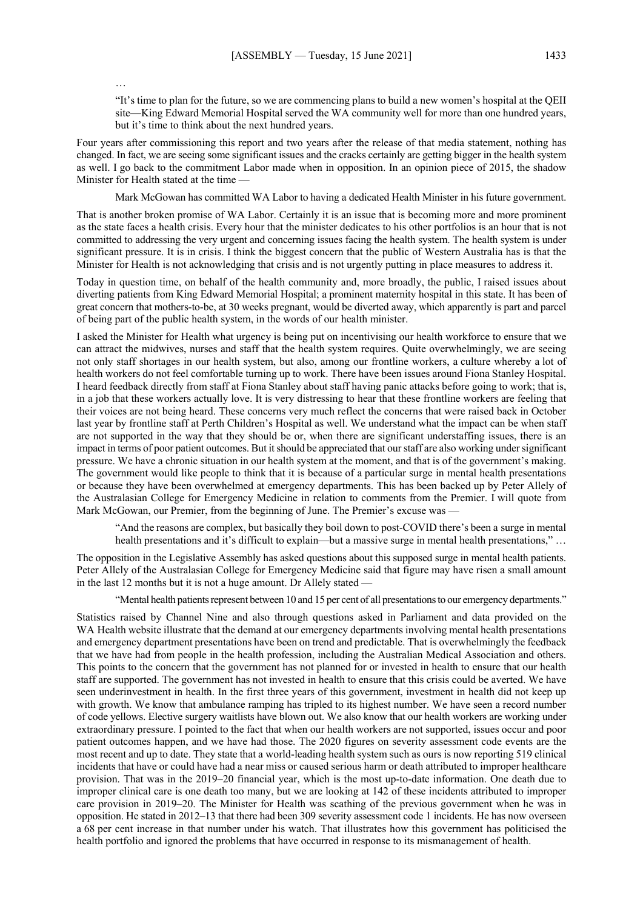…

> "It's time to plan for the future, so we are commencing plans to build a new women's hospital at the QEII site—King Edward Memorial Hospital served the WA community well for more than one hundred years, but it's time to think about the next hundred years.

Four years after commissioning this report and two years after the release of that media statement, nothing has changed. In fact, we are seeing some significant issues and the cracks certainly are getting bigger in the health system as well. I go back to the commitment Labor made when in opposition. In an opinion piece of 2015, the shadow Minister for Health stated at the time —

> Mark McGowan has committed WA Labor to having a dedicated Health Minister in his future government.

That is another broken promise of WA Labor. Certainly it is an issue that is becoming more and more prominent as the state faces a health crisis. Every hour that the minister dedicates to his other portfolios is an hour that is not committed to addressing the very urgent and concerning issues facing the health system. The health system is under significant pressure. It is in crisis. I think the biggest concern that the public of Western Australia has is that the Minister for Health is not acknowledging that crisis and is not urgently putting in place measures to address it.

Today in question time, on behalf of the health community and, more broadly, the public, I raised issues about diverting patients from King Edward Memorial Hospital; a prominent maternity hospital in this state. It has been of great concern that mothers-to-be, at 30 weeks pregnant, would be diverted away, which apparently is part and parcel of being part of the public health system, in the words of our health minister.

I asked the Minister for Health what urgency is being put on incentivising our health workforce to ensure that we can attract the midwives, nurses and staff that the health system requires. Quite overwhelmingly, we are seeing not only staff shortages in our health system, but also, among our frontline workers, a culture whereby a lot of health workers do not feel comfortable turning up to work. There have been issues around Fiona Stanley Hospital. I heard feedback directly from staff at Fiona Stanley about staff having panic attacks before going to work; that is, in a job that these workers actually love. It is very distressing to hear that these frontline workers are feeling that their voices are not being heard. These concerns very much reflect the concerns that were raised back in October last year by frontline staff at Perth Children's Hospital as well. We understand what the impact can be when staff are not supported in the way that they should be or, when there are significant understaffing issues, there is an impact in terms of poor patient outcomes. But it should be appreciated that our staff are also working under significant pressure. We have a chronic situation in our health system at the moment, and that is of the government's making. The government would like people to think that it is because of a particular surge in mental health presentations or because they have been overwhelmed at emergency departments. This has been backed up by Peter Allely of the Australasian College for Emergency Medicine in relation to comments from the Premier. I will quote from Mark McGowan, our Premier, from the beginning of June. The Premier's excuse was —

> "And the reasons are complex, but basically they boil down to post-COVID there's been a surge in mental health presentations and it's difficult to explain—but a massive surge in mental health presentations," …

The opposition in the Legislative Assembly has asked questions about this supposed surge in mental health patients. Peter Allely of the Australasian College for Emergency Medicine said that figure may have risen a small amount in the last 12 months but it is not a huge amount. Dr Allely stated —

> "Mental health patients represent between 10 and 15 per cent of all presentations to our emergency departments."

Statistics raised by Channel Nine and also through questions asked in Parliament and data provided on the WA Health website illustrate that the demand at our emergency departments involving mental health presentations and emergency department presentations have been on trend and predictable. That is overwhelmingly the feedback that we have had from people in the health profession, including the Australian Medical Association and others. This points to the concern that the government has not planned for or invested in health to ensure that our health staff are supported. The government has not invested in health to ensure that this crisis could be averted. We have seen underinvestment in health. In the first three years of this government, investment in health did not keep up with growth. We know that ambulance ramping has tripled to its highest number. We have seen a record number of code yellows. Elective surgery waitlists have blown out. We also know that our health workers are working under extraordinary pressure. I pointed to the fact that when our health workers are not supported, issues occur and poor patient outcomes happen, and we have had those. The 2020 figures on severity assessment code events are the most recent and up to date. They state that a world-leading health system such as ours is now reporting 519 clinical incidents that have or could have had a near miss or caused serious harm or death attributed to improper healthcare provision. That was in the 2019–20 financial year, which is the most up-to-date information. One death due to improper clinical care is one death too many, but we are looking at 142 of these incidents attributed to improper care provision in 2019–20. The Minister for Health was scathing of the previous government when he was in opposition. He stated in 2012–13 that there had been 309 severity assessment code 1 incidents. He has now overseen a 68 per cent increase in that number under his watch. That illustrates how this government has politicised the health portfolio and ignored the problems that have occurred in response to its mismanagement of health.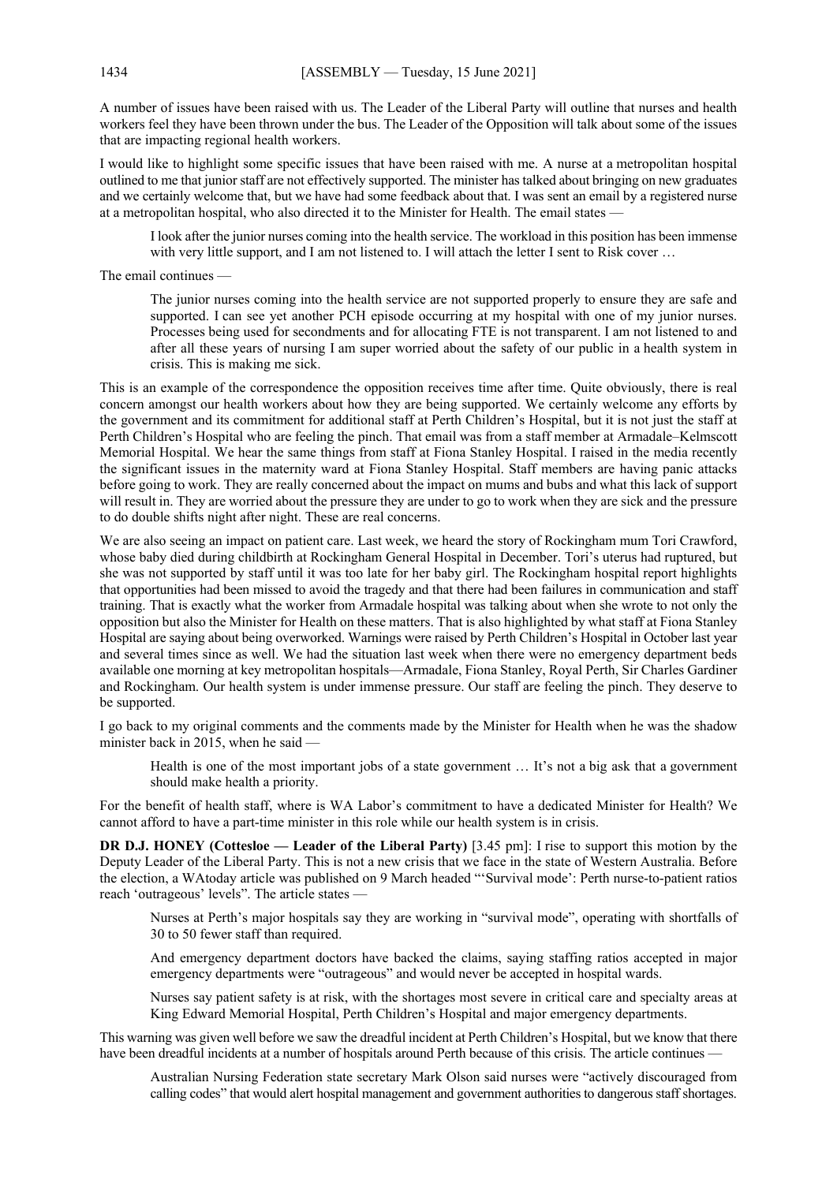A number of issues have been raised with us. The Leader of the Liberal Party will outline that nurses and health workers feel they have been thrown under the bus. The Leader of the Opposition will talk about some of the issues that are impacting regional health workers.

I would like to highlight some specific issues that have been raised with me. A nurse at a metropolitan hospital outlined to me that junior staff are not effectively supported. The minister has talked about bringing on new graduates and we certainly welcome that, but we have had some feedback about that. I was sent an email by a registered nurse at a metropolitan hospital, who also directed it to the Minister for Health. The email states —

> I look after the junior nurses coming into the health service. The workload in this position has been immense with very little support, and I am not listened to. I will attach the letter I sent to Risk cover …

The email continues —

> The junior nurses coming into the health service are not supported properly to ensure they are safe and supported. I can see yet another PCH episode occurring at my hospital with one of my junior nurses. Processes being used for secondments and for allocating FTE is not transparent. I am not listened to and after all these years of nursing I am super worried about the safety of our public in a health system in crisis. This is making me sick.

This is an example of the correspondence the opposition receives time after time. Quite obviously, there is real concern amongst our health workers about how they are being supported. We certainly welcome any efforts by the government and its commitment for additional staff at Perth Children's Hospital, but it is not just the staff at Perth Children's Hospital who are feeling the pinch. That email was from a staff member at Armadale–Kelmscott Memorial Hospital. We hear the same things from staff at Fiona Stanley Hospital. I raised in the media recently the significant issues in the maternity ward at Fiona Stanley Hospital. Staff members are having panic attacks before going to work. They are really concerned about the impact on mums and bubs and what this lack of support will result in. They are worried about the pressure they are under to go to work when they are sick and the pressure to do double shifts night after night. These are real concerns.

We are also seeing an impact on patient care. Last week, we heard the story of Rockingham mum Tori Crawford, whose baby died during childbirth at Rockingham General Hospital in December. Tori's uterus had ruptured, but she was not supported by staff until it was too late for her baby girl. The Rockingham hospital report highlights that opportunities had been missed to avoid the tragedy and that there had been failures in communication and staff training. That is exactly what the worker from Armadale hospital was talking about when she wrote to not only the opposition but also the Minister for Health on these matters. That is also highlighted by what staff at Fiona Stanley Hospital are saying about being overworked. Warnings were raised by Perth Children's Hospital in October last year and several times since as well. We had the situation last week when there were no emergency department beds available one morning at key metropolitan hospitals—Armadale, Fiona Stanley, Royal Perth, Sir Charles Gairdner and Rockingham. Our health system is under immense pressure. Our staff are feeling the pinch. They deserve to be supported.

I go back to my original comments and the comments made by the Minister for Health when he was the shadow minister back in 2015, when he said —

> Health is one of the most important jobs of a state government … It's not a big ask that a government should make health a priority.

For the benefit of health staff, where is WA Labor's commitment to have a dedicated Minister for Health? We cannot afford to have a part-time minister in this role while our health system is in crisis.

**DR D.J. HONEY (Cottesloe — Leader of the Liberal Party)** [3.45 pm]: I rise to support this motion by the Deputy Leader of the Liberal Party. This is not a new crisis that we face in the state of Western Australia. Before the election, a WAtoday article was published on 9 March headed "'Survival mode': Perth nurse-to-patient ratios reach 'outrageous' levels". The article states —

> Nurses at Perth's major hospitals say they are working in "survival mode", operating with shortfalls of 30 to 50 fewer staff than required.
>
> And emergency department doctors have backed the claims, saying staffing ratios accepted in major emergency departments were "outrageous" and would never be accepted in hospital wards.
>
> Nurses say patient safety is at risk, with the shortages most severe in critical care and specialty areas at King Edward Memorial Hospital, Perth Children's Hospital and major emergency departments.

This warning was given well before we saw the dreadful incident at Perth Children's Hospital, but we know that there have been dreadful incidents at a number of hospitals around Perth because of this crisis. The article continues —

> Australian Nursing Federation state secretary Mark Olson said nurses were "actively discouraged from calling codes" that would alert hospital management and government authorities to dangerous staff shortages.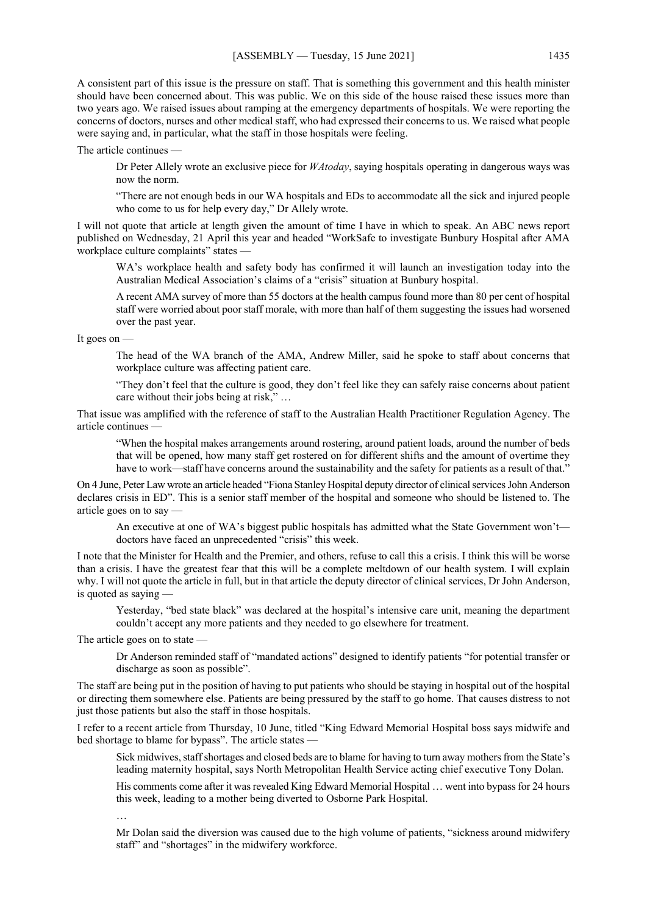A consistent part of this issue is the pressure on staff. That is something this government and this health minister should have been concerned about. This was public. We on this side of the house raised these issues more than two years ago. We raised issues about ramping at the emergency departments of hospitals. We were reporting the concerns of doctors, nurses and other medical staff, who had expressed their concerns to us. We raised what people were saying and, in particular, what the staff in those hospitals were feeling.

The article continues —

> Dr Peter Allely wrote an exclusive piece for *WAtoday*, saying hospitals operating in dangerous ways was now the norm.
>
> "There are not enough beds in our WA hospitals and EDs to accommodate all the sick and injured people who come to us for help every day," Dr Allely wrote.

I will not quote that article at length given the amount of time I have in which to speak. An ABC news report published on Wednesday, 21 April this year and headed "WorkSafe to investigate Bunbury Hospital after AMA workplace culture complaints" states —

> WA's workplace health and safety body has confirmed it will launch an investigation today into the Australian Medical Association's claims of a "crisis" situation at Bunbury hospital.
>
> A recent AMA survey of more than 55 doctors at the health campus found more than 80 per cent of hospital staff were worried about poor staff morale, with more than half of them suggesting the issues had worsened over the past year.

It goes on —

> The head of the WA branch of the AMA, Andrew Miller, said he spoke to staff about concerns that workplace culture was affecting patient care.
>
> "They don't feel that the culture is good, they don't feel like they can safely raise concerns about patient care without their jobs being at risk," …

That issue was amplified with the reference of staff to the Australian Health Practitioner Regulation Agency. The article continues —

> "When the hospital makes arrangements around rostering, around patient loads, around the number of beds that will be opened, how many staff get rostered on for different shifts and the amount of overtime they have to work—staff have concerns around the sustainability and the safety for patients as a result of that."

On 4 June, Peter Law wrote an article headed "Fiona Stanley Hospital deputy director of clinical services John Anderson declares crisis in ED". This is a senior staff member of the hospital and someone who should be listened to. The article goes on to say —

> An executive at one of WA's biggest public hospitals has admitted what the State Government won't—doctors have faced an unprecedented "crisis" this week.

I note that the Minister for Health and the Premier, and others, refuse to call this a crisis. I think this will be worse than a crisis. I have the greatest fear that this will be a complete meltdown of our health system. I will explain why. I will not quote the article in full, but in that article the deputy director of clinical services, Dr John Anderson, is quoted as saying —

> Yesterday, "bed state black" was declared at the hospital's intensive care unit, meaning the department couldn't accept any more patients and they needed to go elsewhere for treatment.

The article goes on to state —

> Dr Anderson reminded staff of "mandated actions" designed to identify patients "for potential transfer or discharge as soon as possible".

The staff are being put in the position of having to put patients who should be staying in hospital out of the hospital or directing them somewhere else. Patients are being pressured by the staff to go home. That causes distress to not just those patients but also the staff in those hospitals.

I refer to a recent article from Thursday, 10 June, titled "King Edward Memorial Hospital boss says midwife and bed shortage to blame for bypass". The article states —

> Sick midwives, staff shortages and closed beds are to blame for having to turn away mothers from the State's leading maternity hospital, says North Metropolitan Health Service acting chief executive Tony Dolan.
>
> His comments come after it was revealed King Edward Memorial Hospital … went into bypass for 24 hours this week, leading to a mother being diverted to Osborne Park Hospital.
>
> …
>
> Mr Dolan said the diversion was caused due to the high volume of patients, "sickness around midwifery staff" and "shortages" in the midwifery workforce.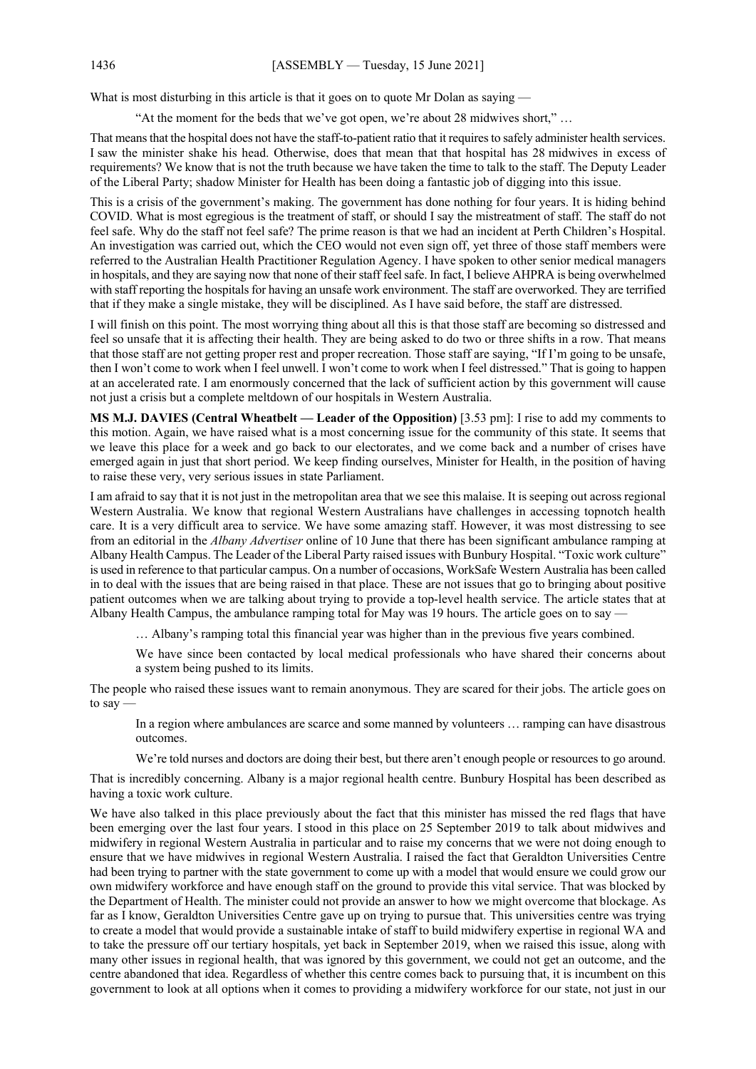What is most disturbing in this article is that it goes on to quote Mr Dolan as saying —

> "At the moment for the beds that we've got open, we're about 28 midwives short," …

That means that the hospital does not have the staff-to-patient ratio that it requires to safely administer health services. I saw the minister shake his head. Otherwise, does that mean that that hospital has 28 midwives in excess of requirements? We know that is not the truth because we have taken the time to talk to the staff. The Deputy Leader of the Liberal Party; shadow Minister for Health has been doing a fantastic job of digging into this issue.

This is a crisis of the government's making. The government has done nothing for four years. It is hiding behind COVID. What is most egregious is the treatment of staff, or should I say the mistreatment of staff. The staff do not feel safe. Why do the staff not feel safe? The prime reason is that we had an incident at Perth Children's Hospital. An investigation was carried out, which the CEO would not even sign off, yet three of those staff members were referred to the Australian Health Practitioner Regulation Agency. I have spoken to other senior medical managers in hospitals, and they are saying now that none of their staff feel safe. In fact, I believe AHPRA is being overwhelmed with staff reporting the hospitals for having an unsafe work environment. The staff are overworked. They are terrified that if they make a single mistake, they will be disciplined. As I have said before, the staff are distressed.

I will finish on this point. The most worrying thing about all this is that those staff are becoming so distressed and feel so unsafe that it is affecting their health. They are being asked to do two or three shifts in a row. That means that those staff are not getting proper rest and proper recreation. Those staff are saying, "If I'm going to be unsafe, then I won't come to work when I feel unwell. I won't come to work when I feel distressed." That is going to happen at an accelerated rate. I am enormously concerned that the lack of sufficient action by this government will cause not just a crisis but a complete meltdown of our hospitals in Western Australia.

**MS M.J. DAVIES (Central Wheatbelt — Leader of the Opposition)** [3.53 pm]: I rise to add my comments to this motion. Again, we have raised what is a most concerning issue for the community of this state. It seems that we leave this place for a week and go back to our electorates, and we come back and a number of crises have emerged again in just that short period. We keep finding ourselves, Minister for Health, in the position of having to raise these very, very serious issues in state Parliament.

I am afraid to say that it is not just in the metropolitan area that we see this malaise. It is seeping out across regional Western Australia. We know that regional Western Australians have challenges in accessing topnotch health care. It is a very difficult area to service. We have some amazing staff. However, it was most distressing to see from an editorial in the *Albany Advertiser* online of 10 June that there has been significant ambulance ramping at Albany Health Campus. The Leader of the Liberal Party raised issues with Bunbury Hospital. "Toxic work culture" is used in reference to that particular campus. On a number of occasions, WorkSafe Western Australia has been called in to deal with the issues that are being raised in that place. These are not issues that go to bringing about positive patient outcomes when we are talking about trying to provide a top-level health service. The article states that at Albany Health Campus, the ambulance ramping total for May was 19 hours. The article goes on to say —

> … Albany's ramping total this financial year was higher than in the previous five years combined.
>
> We have since been contacted by local medical professionals who have shared their concerns about a system being pushed to its limits.

The people who raised these issues want to remain anonymous. They are scared for their jobs. The article goes on to say —

> In a region where ambulances are scarce and some manned by volunteers … ramping can have disastrous outcomes.
>
> We're told nurses and doctors are doing their best, but there aren't enough people or resources to go around.

That is incredibly concerning. Albany is a major regional health centre. Bunbury Hospital has been described as having a toxic work culture.

We have also talked in this place previously about the fact that this minister has missed the red flags that have been emerging over the last four years. I stood in this place on 25 September 2019 to talk about midwives and midwifery in regional Western Australia in particular and to raise my concerns that we were not doing enough to ensure that we have midwives in regional Western Australia. I raised the fact that Geraldton Universities Centre had been trying to partner with the state government to come up with a model that would ensure we could grow our own midwifery workforce and have enough staff on the ground to provide this vital service. That was blocked by the Department of Health. The minister could not provide an answer to how we might overcome that blockage. As far as I know, Geraldton Universities Centre gave up on trying to pursue that. This universities centre was trying to create a model that would provide a sustainable intake of staff to build midwifery expertise in regional WA and to take the pressure off our tertiary hospitals, yet back in September 2019, when we raised this issue, along with many other issues in regional health, that was ignored by this government, we could not get an outcome, and the centre abandoned that idea. Regardless of whether this centre comes back to pursuing that, it is incumbent on this government to look at all options when it comes to providing a midwifery workforce for our state, not just in our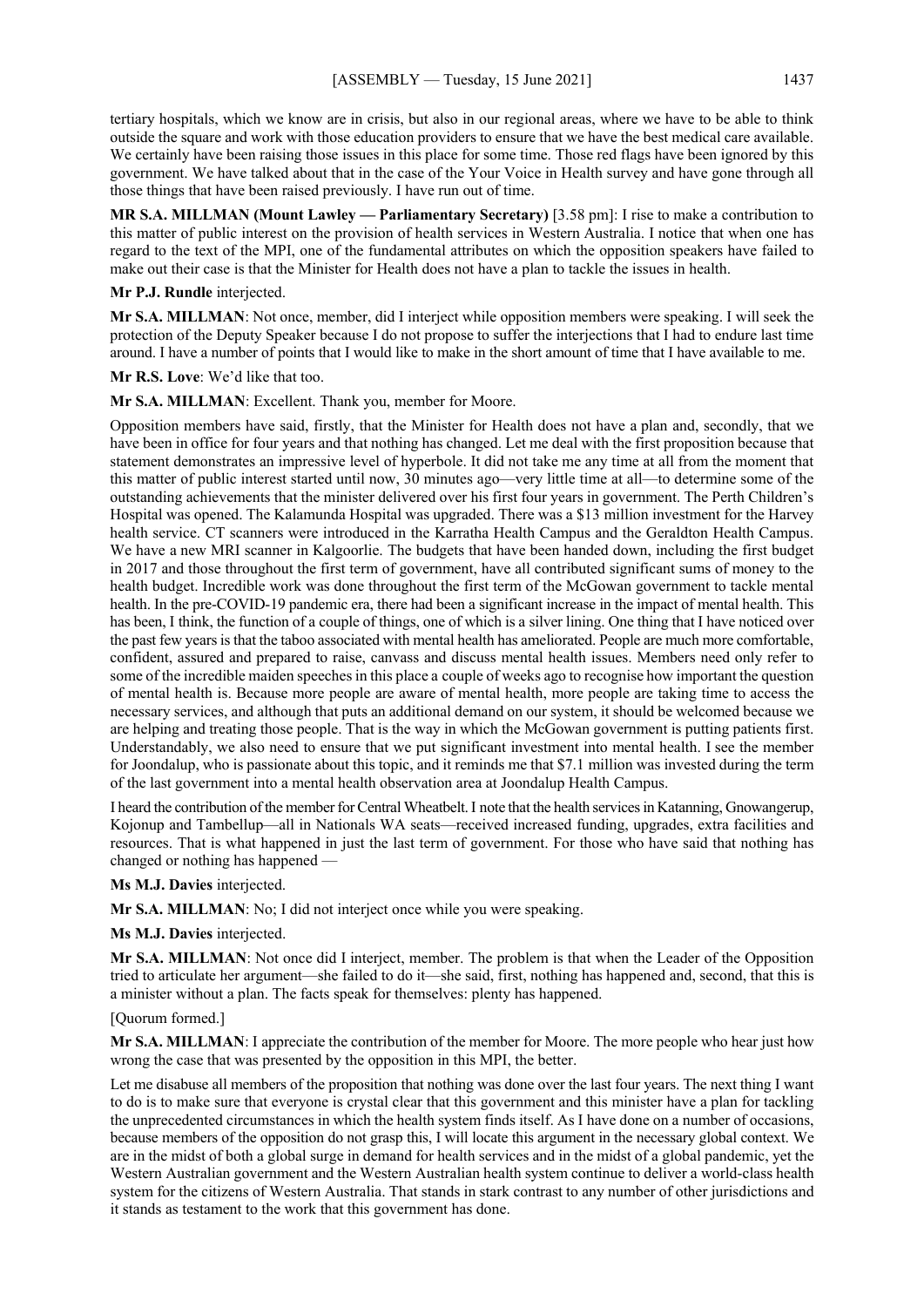tertiary hospitals, which we know are in crisis, but also in our regional areas, where we have to be able to think outside the square and work with those education providers to ensure that we have the best medical care available. We certainly have been raising those issues in this place for some time. Those red flags have been ignored by this government. We have talked about that in the case of the Your Voice in Health survey and have gone through all those things that have been raised previously. I have run out of time.

**MR S.A. MILLMAN (Mount Lawley — Parliamentary Secretary)** [3.58 pm]: I rise to make a contribution to this matter of public interest on the provision of health services in Western Australia. I notice that when one has regard to the text of the MPI, one of the fundamental attributes on which the opposition speakers have failed to make out their case is that the Minister for Health does not have a plan to tackle the issues in health.

**Mr P.J. Rundle** interjected.

**Mr S.A. MILLMAN**: Not once, member, did I interject while opposition members were speaking. I will seek the protection of the Deputy Speaker because I do not propose to suffer the interjections that I had to endure last time around. I have a number of points that I would like to make in the short amount of time that I have available to me.

**Mr R.S. Love**: We'd like that too.

**Mr S.A. MILLMAN**: Excellent. Thank you, member for Moore.

Opposition members have said, firstly, that the Minister for Health does not have a plan and, secondly, that we have been in office for four years and that nothing has changed. Let me deal with the first proposition because that statement demonstrates an impressive level of hyperbole. It did not take me any time at all from the moment that this matter of public interest started until now, 30 minutes ago—very little time at all—to determine some of the outstanding achievements that the minister delivered over his first four years in government. The Perth Children's Hospital was opened. The Kalamunda Hospital was upgraded. There was a $13 million investment for the Harvey health service. CT scanners were introduced in the Karratha Health Campus and the Geraldton Health Campus. We have a new MRI scanner in Kalgoorlie. The budgets that have been handed down, including the first budget in 2017 and those throughout the first term of government, have all contributed significant sums of money to the health budget. Incredible work was done throughout the first term of the McGowan government to tackle mental health. In the pre-COVID-19 pandemic era, there had been a significant increase in the impact of mental health. This has been, I think, the function of a couple of things, one of which is a silver lining. One thing that I have noticed over the past few years is that the taboo associated with mental health has ameliorated. People are much more comfortable, confident, assured and prepared to raise, canvass and discuss mental health issues. Members need only refer to some of the incredible maiden speeches in this place a couple of weeks ago to recognise how important the question of mental health is. Because more people are aware of mental health, more people are taking time to access the necessary services, and although that puts an additional demand on our system, it should be welcomed because we are helping and treating those people. That is the way in which the McGowan government is putting patients first. Understandably, we also need to ensure that we put significant investment into mental health. I see the member for Joondalup, who is passionate about this topic, and it reminds me that $7.1 million was invested during the term of the last government into a mental health observation area at Joondalup Health Campus.

I heard the contribution of the member for Central Wheatbelt. I note that the health services in Katanning, Gnowangerup, Kojonup and Tambellup—all in Nationals WA seats—received increased funding, upgrades, extra facilities and resources. That is what happened in just the last term of government. For those who have said that nothing has changed or nothing has happened —

**Ms M.J. Davies** interjected.

**Mr S.A. MILLMAN**: No; I did not interject once while you were speaking.

**Ms M.J. Davies** interjected.

**Mr S.A. MILLMAN**: Not once did I interject, member. The problem is that when the Leader of the Opposition tried to articulate her argument—she failed to do it—she said, first, nothing has happened and, second, that this is a minister without a plan. The facts speak for themselves: plenty has happened.

[Quorum formed.]

**Mr S.A. MILLMAN**: I appreciate the contribution of the member for Moore. The more people who hear just how wrong the case that was presented by the opposition in this MPI, the better.

Let me disabuse all members of the proposition that nothing was done over the last four years. The next thing I want to do is to make sure that everyone is crystal clear that this government and this minister have a plan for tackling the unprecedented circumstances in which the health system finds itself. As I have done on a number of occasions, because members of the opposition do not grasp this, I will locate this argument in the necessary global context. We are in the midst of both a global surge in demand for health services and in the midst of a global pandemic, yet the Western Australian government and the Western Australian health system continue to deliver a world-class health system for the citizens of Western Australia. That stands in stark contrast to any number of other jurisdictions and it stands as testament to the work that this government has done.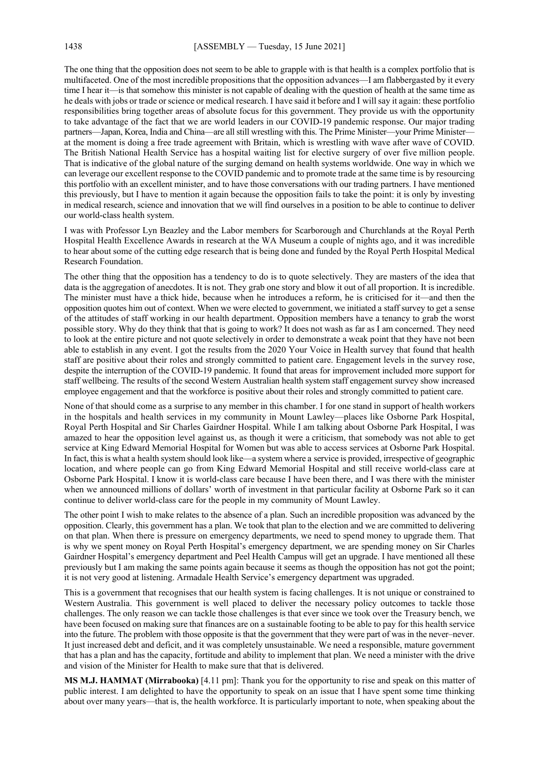The one thing that the opposition does not seem to be able to grapple with is that health is a complex portfolio that is multifaceted. One of the most incredible propositions that the opposition advances—I am flabbergasted by it every time I hear it—is that somehow this minister is not capable of dealing with the question of health at the same time as he deals with jobs or trade or science or medical research. I have said it before and I will say it again: these portfolio responsibilities bring together areas of absolute focus for this government. They provide us with the opportunity to take advantage of the fact that we are world leaders in our COVID-19 pandemic response. Our major trading partners—Japan, Korea, India and China—are all still wrestling with this. The Prime Minister—your Prime Minister—at the moment is doing a free trade agreement with Britain, which is wrestling with wave after wave of COVID. The British National Health Service has a hospital waiting list for elective surgery of over five million people. That is indicative of the global nature of the surging demand on health systems worldwide. One way in which we can leverage our excellent response to the COVID pandemic and to promote trade at the same time is by resourcing this portfolio with an excellent minister, and to have those conversations with our trading partners. I have mentioned this previously, but I have to mention it again because the opposition fails to take the point: it is only by investing in medical research, science and innovation that we will find ourselves in a position to be able to continue to deliver our world-class health system.

I was with Professor Lyn Beazley and the Labor members for Scarborough and Churchlands at the Royal Perth Hospital Health Excellence Awards in research at the WA Museum a couple of nights ago, and it was incredible to hear about some of the cutting edge research that is being done and funded by the Royal Perth Hospital Medical Research Foundation.

The other thing that the opposition has a tendency to do is to quote selectively. They are masters of the idea that data is the aggregation of anecdotes. It is not. They grab one story and blow it out of all proportion. It is incredible. The minister must have a thick hide, because when he introduces a reform, he is criticised for it—and then the opposition quotes him out of context. When we were elected to government, we initiated a staff survey to get a sense of the attitudes of staff working in our health department. Opposition members have a tenancy to grab the worst possible story. Why do they think that that is going to work? It does not wash as far as I am concerned. They need to look at the entire picture and not quote selectively in order to demonstrate a weak point that they have not been able to establish in any event. I got the results from the 2020 Your Voice in Health survey that found that health staff are positive about their roles and strongly committed to patient care. Engagement levels in the survey rose, despite the interruption of the COVID-19 pandemic. It found that areas for improvement included more support for staff wellbeing. The results of the second Western Australian health system staff engagement survey show increased employee engagement and that the workforce is positive about their roles and strongly committed to patient care.

None of that should come as a surprise to any member in this chamber. I for one stand in support of health workers in the hospitals and health services in my community in Mount Lawley—places like Osborne Park Hospital, Royal Perth Hospital and Sir Charles Gairdner Hospital. While I am talking about Osborne Park Hospital, I was amazed to hear the opposition level against us, as though it were a criticism, that somebody was not able to get service at King Edward Memorial Hospital for Women but was able to access services at Osborne Park Hospital. In fact, this is what a health system should look like—a system where a service is provided, irrespective of geographic location, and where people can go from King Edward Memorial Hospital and still receive world-class care at Osborne Park Hospital. I know it is world-class care because I have been there, and I was there with the minister when we announced millions of dollars' worth of investment in that particular facility at Osborne Park so it can continue to deliver world-class care for the people in my community of Mount Lawley.

The other point I wish to make relates to the absence of a plan. Such an incredible proposition was advanced by the opposition. Clearly, this government has a plan. We took that plan to the election and we are committed to delivering on that plan. When there is pressure on emergency departments, we need to spend money to upgrade them. That is why we spent money on Royal Perth Hospital's emergency department, we are spending money on Sir Charles Gairdner Hospital's emergency department and Peel Health Campus will get an upgrade. I have mentioned all these previously but I am making the same points again because it seems as though the opposition has not got the point; it is not very good at listening. Armadale Health Service's emergency department was upgraded.

This is a government that recognises that our health system is facing challenges. It is not unique or constrained to Western Australia. This government is well placed to deliver the necessary policy outcomes to tackle those challenges. The only reason we can tackle those challenges is that ever since we took over the Treasury bench, we have been focused on making sure that finances are on a sustainable footing to be able to pay for this health service into the future. The problem with those opposite is that the government that they were part of was in the never–never. It just increased debt and deficit, and it was completely unsustainable. We need a responsible, mature government that has a plan and has the capacity, fortitude and ability to implement that plan. We need a minister with the drive and vision of the Minister for Health to make sure that that is delivered.

**MS M.J. HAMMAT (Mirrabooka)** [4.11 pm]: Thank you for the opportunity to rise and speak on this matter of public interest. I am delighted to have the opportunity to speak on an issue that I have spent some time thinking about over many years—that is, the health workforce. It is particularly important to note, when speaking about the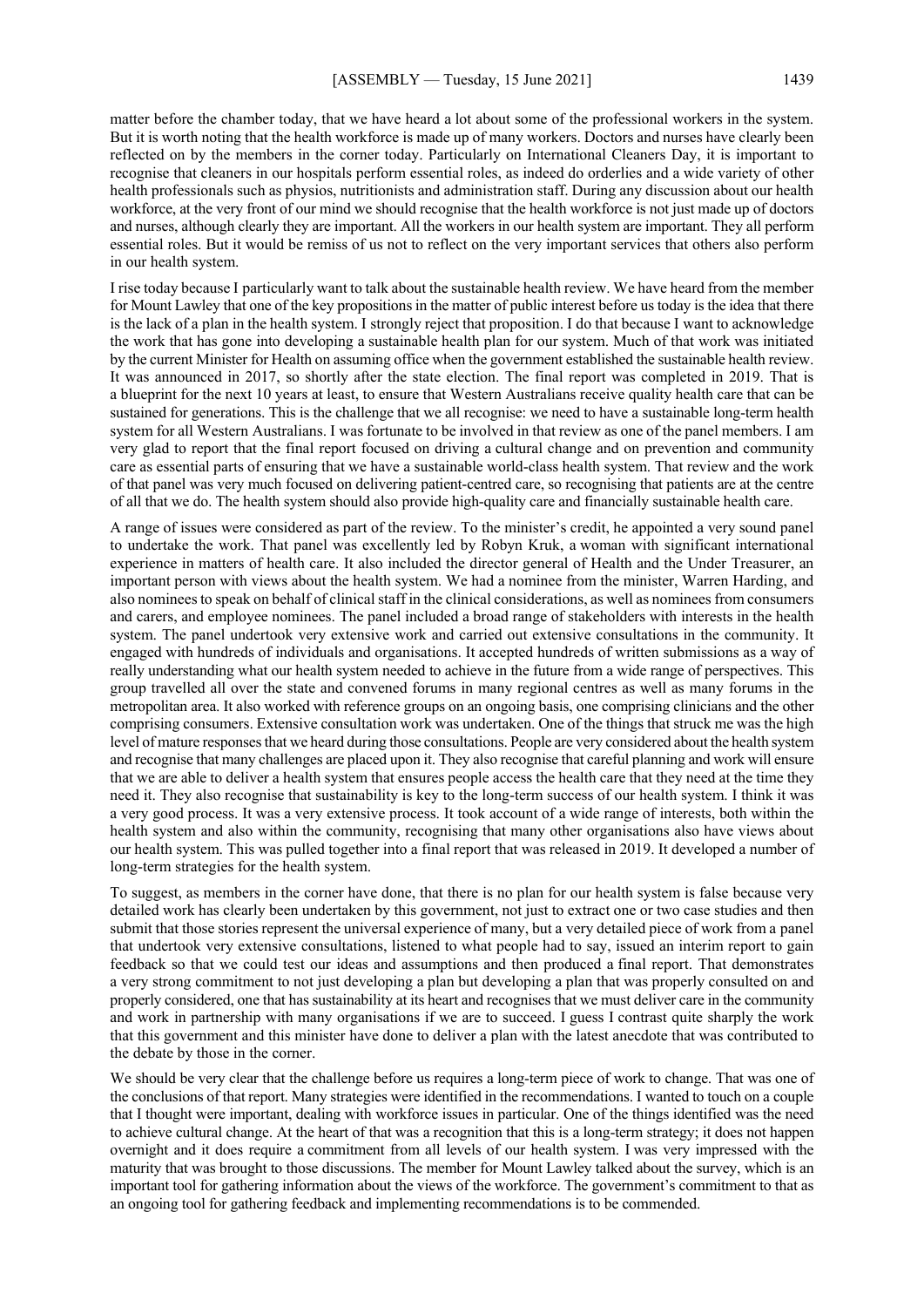matter before the chamber today, that we have heard a lot about some of the professional workers in the system. But it is worth noting that the health workforce is made up of many workers. Doctors and nurses have clearly been reflected on by the members in the corner today. Particularly on International Cleaners Day, it is important to recognise that cleaners in our hospitals perform essential roles, as indeed do orderlies and a wide variety of other health professionals such as physios, nutritionists and administration staff. During any discussion about our health workforce, at the very front of our mind we should recognise that the health workforce is not just made up of doctors and nurses, although clearly they are important. All the workers in our health system are important. They all perform essential roles. But it would be remiss of us not to reflect on the very important services that others also perform in our health system.

I rise today because I particularly want to talk about the sustainable health review. We have heard from the member for Mount Lawley that one of the key propositions in the matter of public interest before us today is the idea that there is the lack of a plan in the health system. I strongly reject that proposition. I do that because I want to acknowledge the work that has gone into developing a sustainable health plan for our system. Much of that work was initiated by the current Minister for Health on assuming office when the government established the sustainable health review. It was announced in 2017, so shortly after the state election. The final report was completed in 2019. That is a blueprint for the next 10 years at least, to ensure that Western Australians receive quality health care that can be sustained for generations. This is the challenge that we all recognise: we need to have a sustainable long-term health system for all Western Australians. I was fortunate to be involved in that review as one of the panel members. I am very glad to report that the final report focused on driving a cultural change and on prevention and community care as essential parts of ensuring that we have a sustainable world-class health system. That review and the work of that panel was very much focused on delivering patient-centred care, so recognising that patients are at the centre of all that we do. The health system should also provide high-quality care and financially sustainable health care.

A range of issues were considered as part of the review. To the minister's credit, he appointed a very sound panel to undertake the work. That panel was excellently led by Robyn Kruk, a woman with significant international experience in matters of health care. It also included the director general of Health and the Under Treasurer, an important person with views about the health system. We had a nominee from the minister, Warren Harding, and also nominees to speak on behalf of clinical staff in the clinical considerations, as well as nominees from consumers and carers, and employee nominees. The panel included a broad range of stakeholders with interests in the health system. The panel undertook very extensive work and carried out extensive consultations in the community. It engaged with hundreds of individuals and organisations. It accepted hundreds of written submissions as a way of really understanding what our health system needed to achieve in the future from a wide range of perspectives. This group travelled all over the state and convened forums in many regional centres as well as many forums in the metropolitan area. It also worked with reference groups on an ongoing basis, one comprising clinicians and the other comprising consumers. Extensive consultation work was undertaken. One of the things that struck me was the high level of mature responses that we heard during those consultations. People are very considered about the health system and recognise that many challenges are placed upon it. They also recognise that careful planning and work will ensure that we are able to deliver a health system that ensures people access the health care that they need at the time they need it. They also recognise that sustainability is key to the long-term success of our health system. I think it was a very good process. It was a very extensive process. It took account of a wide range of interests, both within the health system and also within the community, recognising that many other organisations also have views about our health system. This was pulled together into a final report that was released in 2019. It developed a number of long-term strategies for the health system.

To suggest, as members in the corner have done, that there is no plan for our health system is false because very detailed work has clearly been undertaken by this government, not just to extract one or two case studies and then submit that those stories represent the universal experience of many, but a very detailed piece of work from a panel that undertook very extensive consultations, listened to what people had to say, issued an interim report to gain feedback so that we could test our ideas and assumptions and then produced a final report. That demonstrates a very strong commitment to not just developing a plan but developing a plan that was properly consulted on and properly considered, one that has sustainability at its heart and recognises that we must deliver care in the community and work in partnership with many organisations if we are to succeed. I guess I contrast quite sharply the work that this government and this minister have done to deliver a plan with the latest anecdote that was contributed to the debate by those in the corner.

We should be very clear that the challenge before us requires a long-term piece of work to change. That was one of the conclusions of that report. Many strategies were identified in the recommendations. I wanted to touch on a couple that I thought were important, dealing with workforce issues in particular. One of the things identified was the need to achieve cultural change. At the heart of that was a recognition that this is a long-term strategy; it does not happen overnight and it does require a commitment from all levels of our health system. I was very impressed with the maturity that was brought to those discussions. The member for Mount Lawley talked about the survey, which is an important tool for gathering information about the views of the workforce. The government's commitment to that as an ongoing tool for gathering feedback and implementing recommendations is to be commended.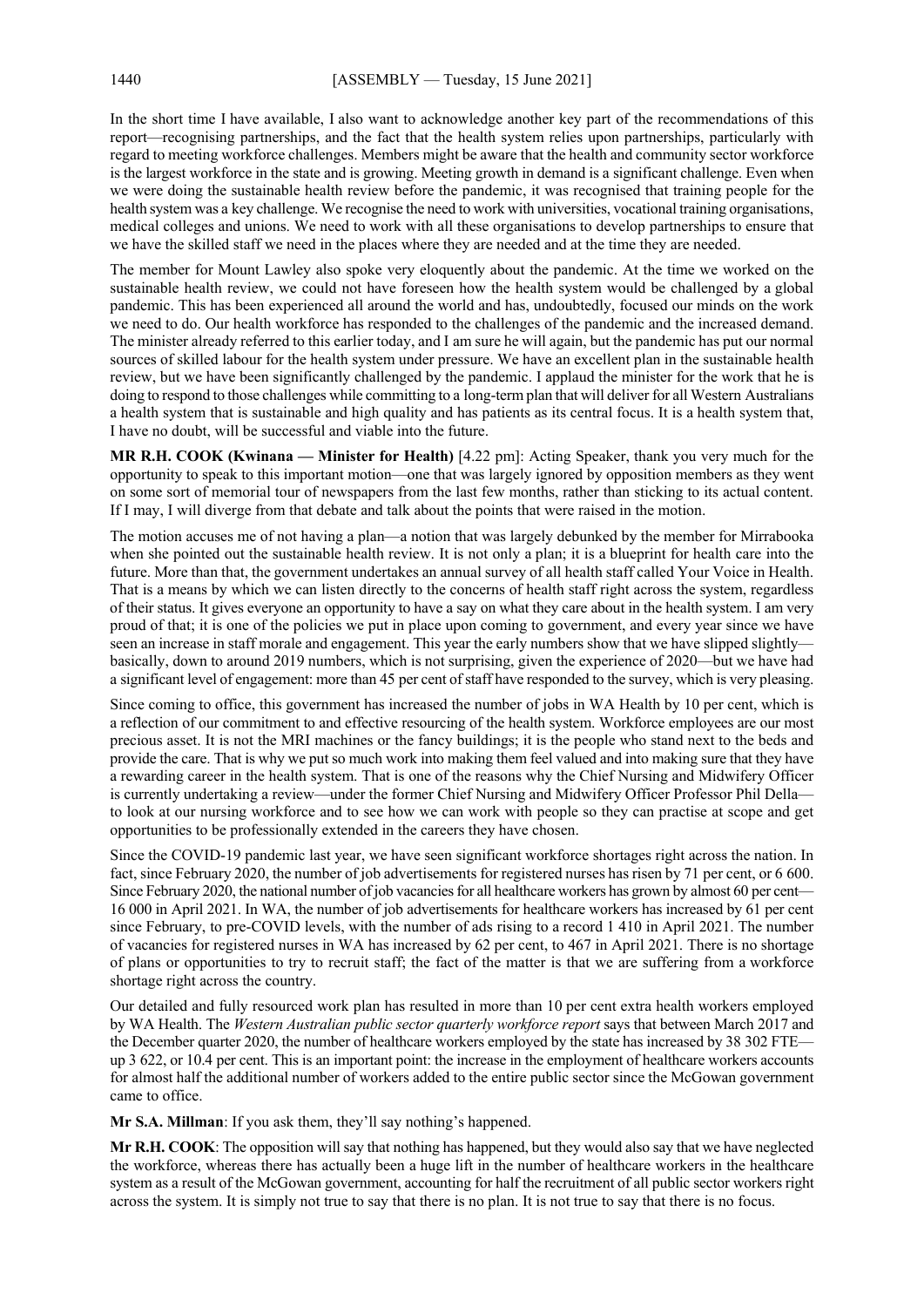In the short time I have available, I also want to acknowledge another key part of the recommendations of this report—recognising partnerships, and the fact that the health system relies upon partnerships, particularly with regard to meeting workforce challenges. Members might be aware that the health and community sector workforce is the largest workforce in the state and is growing. Meeting growth in demand is a significant challenge. Even when we were doing the sustainable health review before the pandemic, it was recognised that training people for the health system was a key challenge. We recognise the need to work with universities, vocational training organisations, medical colleges and unions. We need to work with all these organisations to develop partnerships to ensure that we have the skilled staff we need in the places where they are needed and at the time they are needed.

The member for Mount Lawley also spoke very eloquently about the pandemic. At the time we worked on the sustainable health review, we could not have foreseen how the health system would be challenged by a global pandemic. This has been experienced all around the world and has, undoubtedly, focused our minds on the work we need to do. Our health workforce has responded to the challenges of the pandemic and the increased demand. The minister already referred to this earlier today, and I am sure he will again, but the pandemic has put our normal sources of skilled labour for the health system under pressure. We have an excellent plan in the sustainable health review, but we have been significantly challenged by the pandemic. I applaud the minister for the work that he is doing to respond to those challenges while committing to a long-term plan that will deliver for all Western Australians a health system that is sustainable and high quality and has patients as its central focus. It is a health system that, I have no doubt, will be successful and viable into the future.

**MR R.H. COOK (Kwinana — Minister for Health)** [4.22 pm]: Acting Speaker, thank you very much for the opportunity to speak to this important motion—one that was largely ignored by opposition members as they went on some sort of memorial tour of newspapers from the last few months, rather than sticking to its actual content. If I may, I will diverge from that debate and talk about the points that were raised in the motion.

The motion accuses me of not having a plan—a notion that was largely debunked by the member for Mirrabooka when she pointed out the sustainable health review. It is not only a plan; it is a blueprint for health care into the future. More than that, the government undertakes an annual survey of all health staff called Your Voice in Health. That is a means by which we can listen directly to the concerns of health staff right across the system, regardless of their status. It gives everyone an opportunity to have a say on what they care about in the health system. I am very proud of that; it is one of the policies we put in place upon coming to government, and every year since we have seen an increase in staff morale and engagement. This year the early numbers show that we have slipped slightly—basically, down to around 2019 numbers, which is not surprising, given the experience of 2020—but we have had a significant level of engagement: more than 45 per cent of staff have responded to the survey, which is very pleasing.

Since coming to office, this government has increased the number of jobs in WA Health by 10 per cent, which is a reflection of our commitment to and effective resourcing of the health system. Workforce employees are our most precious asset. It is not the MRI machines or the fancy buildings; it is the people who stand next to the beds and provide the care. That is why we put so much work into making them feel valued and into making sure that they have a rewarding career in the health system. That is one of the reasons why the Chief Nursing and Midwifery Officer is currently undertaking a review—under the former Chief Nursing and Midwifery Officer Professor Phil Della—to look at our nursing workforce and to see how we can work with people so they can practise at scope and get opportunities to be professionally extended in the careers they have chosen.

Since the COVID-19 pandemic last year, we have seen significant workforce shortages right across the nation. In fact, since February 2020, the number of job advertisements for registered nurses has risen by 71 per cent, or 6 600. Since February 2020, the national number of job vacancies for all healthcare workers has grown by almost 60 per cent—16 000 in April 2021. In WA, the number of job advertisements for healthcare workers has increased by 61 per cent since February, to pre-COVID levels, with the number of ads rising to a record 1 410 in April 2021. The number of vacancies for registered nurses in WA has increased by 62 per cent, to 467 in April 2021. There is no shortage of plans or opportunities to try to recruit staff; the fact of the matter is that we are suffering from a workforce shortage right across the country.

Our detailed and fully resourced work plan has resulted in more than 10 per cent extra health workers employed by WA Health. The *Western Australian public sector quarterly workforce report* says that between March 2017 and the December quarter 2020, the number of healthcare workers employed by the state has increased by 38 302 FTE—up 3 622, or 10.4 per cent. This is an important point: the increase in the employment of healthcare workers accounts for almost half the additional number of workers added to the entire public sector since the McGowan government came to office.

**Mr S.A. Millman**: If you ask them, they'll say nothing's happened.

**Mr R.H. COOK**: The opposition will say that nothing has happened, but they would also say that we have neglected the workforce, whereas there has actually been a huge lift in the number of healthcare workers in the healthcare system as a result of the McGowan government, accounting for half the recruitment of all public sector workers right across the system. It is simply not true to say that there is no plan. It is not true to say that there is no focus.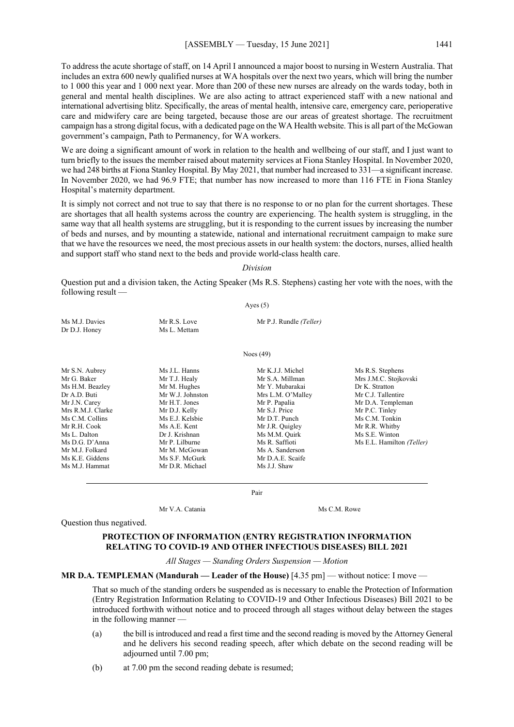To address the acute shortage of staff, on 14 April I announced a major boost to nursing in Western Australia. That includes an extra 600 newly qualified nurses at WA hospitals over the next two years, which will bring the number to 1 000 this year and 1 000 next year. More than 200 of these new nurses are already on the wards today, both in general and mental health disciplines. We are also acting to attract experienced staff with a new national and international advertising blitz. Specifically, the areas of mental health, intensive care, emergency care, perioperative care and midwifery care are being targeted, because those are our areas of greatest shortage. The recruitment campaign has a strong digital focus, with a dedicated page on the WA Health website. This is all part of the McGowan government's campaign, Path to Permanency, for WA workers.

We are doing a significant amount of work in relation to the health and wellbeing of our staff, and I just want to turn briefly to the issues the member raised about maternity services at Fiona Stanley Hospital. In November 2020, we had 248 births at Fiona Stanley Hospital. By May 2021, that number had increased to 331—a significant increase. In November 2020, we had 96.9 FTE; that number has now increased to more than 116 FTE in Fiona Stanley Hospital's maternity department.

It is simply not correct and not true to say that there is no response to or no plan for the current shortages. These are shortages that all health systems across the country are experiencing. The health system is struggling, in the same way that all health systems are struggling, but it is responding to the current issues by increasing the number of beds and nurses, and by mounting a statewide, national and international recruitment campaign to make sure that we have the resources we need, the most precious assets in our health system: the doctors, nurses, allied health and support staff who stand next to the beds and provide world-class health care.

*Division*

Question put and a division taken, the Acting Speaker (Ms R.S. Stephens) casting her vote with the noes, with the following result —

Ayes (5)

| | | |
|---|---|---|
| Ms M.J. Davies | Mr R.S. Love | Mr P.J. Rundle *(Teller)* |
| Dr D.J. Honey | Ms L. Mettam | |

Noes (49)

| | | | |
|---|---|---|---|
| Mr S.N. Aubrey | Ms J.L. Hanns | Mr K.J.J. Michel | Ms R.S. Stephens |
| Mr G. Baker | Mr T.J. Healy | Mr S.A. Millman | Mrs J.M.C. Stojkovski |
| Ms H.M. Beazley | Mr M. Hughes | Mr Y. Mubarakai | Dr K. Stratton |
| Dr A.D. Buti | Mr W.J. Johnston | Mrs L.M. O'Malley | Mr C.J. Tallentire |
| Mr J.N. Carey | Mr H.T. Jones | Mr P. Papalia | Mr D.A. Templeman |
| Mrs R.M.J. Clarke | Mr D.J. Kelly | Mr S.J. Price | Mr P.C. Tinley |
| Ms C.M. Collins | Ms E.J. Kelsbie | Mr D.T. Punch | Ms C.M. Tonkin |
| Mr R.H. Cook | Ms A.E. Kent | Mr J.R. Quigley | Mr R.R. Whitby |
| Ms L. Dalton | Dr J. Krishnan | Ms M.M. Quirk | Ms S.E. Winton |
| Ms D.G. D'Anna | Mr P. Lilburne | Ms R. Saffioti | Ms E.L. Hamilton *(Teller)* |
| Mr M.J. Folkard | Mr M. McGowan | Ms A. Sanderson | |
| Ms K.E. Giddens | Ms S.F. McGurk | Mr D.A.E. Scaife | |
| Ms M.J. Hammat | Mr D.R. Michael | Ms J.J. Shaw | |

Pair

| | |
|---|---|
| Mr V.A. Catania | Ms C.M. Rowe |

Question thus negatived.

## PROTECTION OF INFORMATION (ENTRY REGISTRATION INFORMATION RELATING TO COVID-19 AND OTHER INFECTIOUS DISEASES) BILL 2021

*All Stages — Standing Orders Suspension — Motion*

**MR D.A. TEMPLEMAN (Mandurah — Leader of the House)** [4.35 pm] — without notice: I move —

> That so much of the standing orders be suspended as is necessary to enable the Protection of Information (Entry Registration Information Relating to COVID-19 and Other Infectious Diseases) Bill 2021 to be introduced forthwith without notice and to proceed through all stages without delay between the stages in the following manner —
>
> (a) the bill is introduced and read a first time and the second reading is moved by the Attorney General and he delivers his second reading speech, after which debate on the second reading will be adjourned until 7.00 pm;
>
> (b) at 7.00 pm the second reading debate is resumed;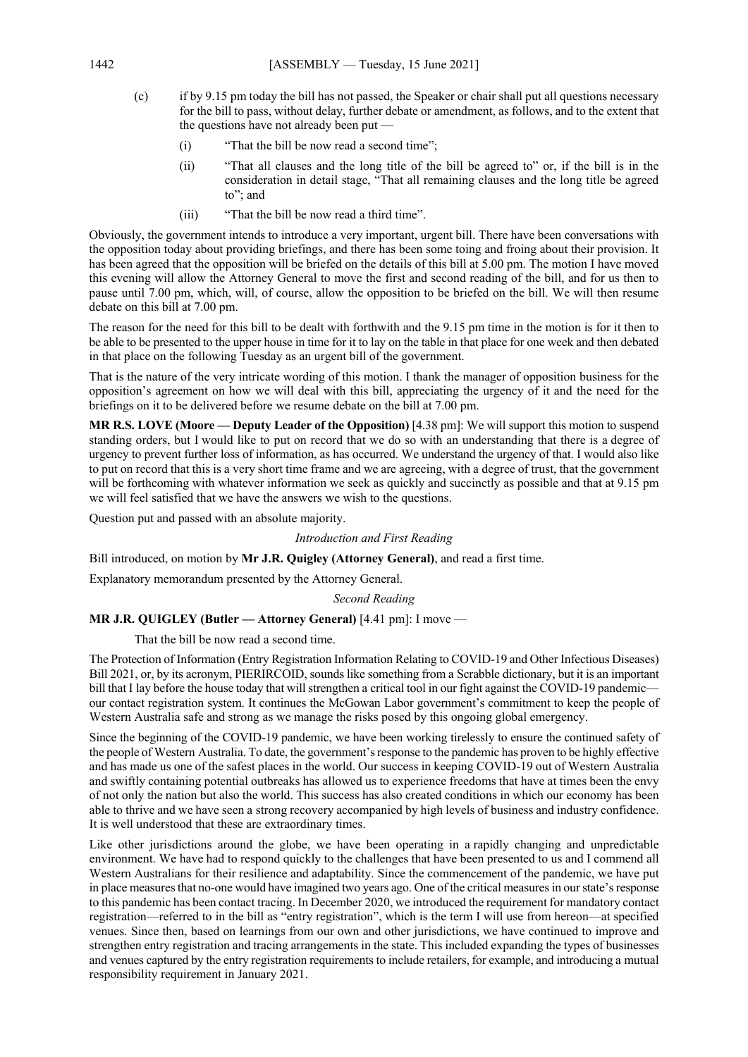(c) if by 9.15 pm today the bill has not passed, the Speaker or chair shall put all questions necessary for the bill to pass, without delay, further debate or amendment, as follows, and to the extent that the questions have not already been put —

(i) "That the bill be now read a second time";

(ii) "That all clauses and the long title of the bill be agreed to" or, if the bill is in the consideration in detail stage, "That all remaining clauses and the long title be agreed to"; and

(iii) "That the bill be now read a third time".

Obviously, the government intends to introduce a very important, urgent bill. There have been conversations with the opposition today about providing briefings, and there has been some toing and froing about their provision. It has been agreed that the opposition will be briefed on the details of this bill at 5.00 pm. The motion I have moved this evening will allow the Attorney General to move the first and second reading of the bill, and for us then to pause until 7.00 pm, which, will, of course, allow the opposition to be briefed on the bill. We will then resume debate on this bill at 7.00 pm.

The reason for the need for this bill to be dealt with forthwith and the 9.15 pm time in the motion is for it then to be able to be presented to the upper house in time for it to lay on the table in that place for one week and then debated in that place on the following Tuesday as an urgent bill of the government.

That is the nature of the very intricate wording of this motion. I thank the manager of opposition business for the opposition's agreement on how we will deal with this bill, appreciating the urgency of it and the need for the briefings on it to be delivered before we resume debate on the bill at 7.00 pm.

**MR R.S. LOVE (Moore — Deputy Leader of the Opposition)** [4.38 pm]: We will support this motion to suspend standing orders, but I would like to put on record that we do so with an understanding that there is a degree of urgency to prevent further loss of information, as has occurred. We understand the urgency of that. I would also like to put on record that this is a very short time frame and we are agreeing, with a degree of trust, that the government will be forthcoming with whatever information we seek as quickly and succinctly as possible and that at 9.15 pm we will feel satisfied that we have the answers we wish to the questions.

Question put and passed with an absolute majority.

*Introduction and First Reading*

Bill introduced, on motion by **Mr J.R. Quigley (Attorney General)**, and read a first time.

Explanatory memorandum presented by the Attorney General.

*Second Reading*

**MR J.R. QUIGLEY (Butler — Attorney General)** [4.41 pm]: I move —

That the bill be now read a second time.

The Protection of Information (Entry Registration Information Relating to COVID-19 and Other Infectious Diseases) Bill 2021, or, by its acronym, PIERIRCOID, sounds like something from a Scrabble dictionary, but it is an important bill that I lay before the house today that will strengthen a critical tool in our fight against the COVID-19 pandemic—our contact registration system. It continues the McGowan Labor government's commitment to keep the people of Western Australia safe and strong as we manage the risks posed by this ongoing global emergency.

Since the beginning of the COVID-19 pandemic, we have been working tirelessly to ensure the continued safety of the people of Western Australia. To date, the government's response to the pandemic has proven to be highly effective and has made us one of the safest places in the world. Our success in keeping COVID-19 out of Western Australia and swiftly containing potential outbreaks has allowed us to experience freedoms that have at times been the envy of not only the nation but also the world. This success has also created conditions in which our economy has been able to thrive and we have seen a strong recovery accompanied by high levels of business and industry confidence. It is well understood that these are extraordinary times.

Like other jurisdictions around the globe, we have been operating in a rapidly changing and unpredictable environment. We have had to respond quickly to the challenges that have been presented to us and I commend all Western Australians for their resilience and adaptability. Since the commencement of the pandemic, we have put in place measures that no-one would have imagined two years ago. One of the critical measures in our state's response to this pandemic has been contact tracing. In December 2020, we introduced the requirement for mandatory contact registration—referred to in the bill as "entry registration", which is the term I will use from hereon—at specified venues. Since then, based on learnings from our own and other jurisdictions, we have continued to improve and strengthen entry registration and tracing arrangements in the state. This included expanding the types of businesses and venues captured by the entry registration requirements to include retailers, for example, and introducing a mutual responsibility requirement in January 2021.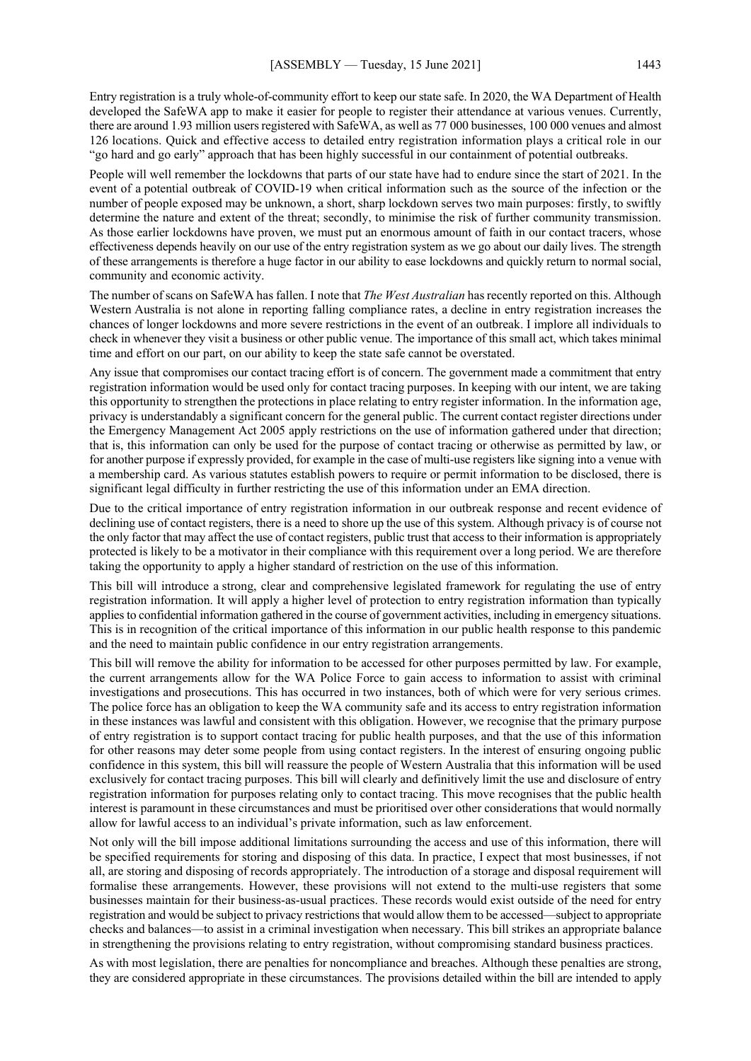Entry registration is a truly whole-of-community effort to keep our state safe. In 2020, the WA Department of Health developed the SafeWA app to make it easier for people to register their attendance at various venues. Currently, there are around 1.93 million users registered with SafeWA, as well as 77 000 businesses, 100 000 venues and almost 126 locations. Quick and effective access to detailed entry registration information plays a critical role in our "go hard and go early" approach that has been highly successful in our containment of potential outbreaks.

People will well remember the lockdowns that parts of our state have had to endure since the start of 2021. In the event of a potential outbreak of COVID-19 when critical information such as the source of the infection or the number of people exposed may be unknown, a short, sharp lockdown serves two main purposes: firstly, to swiftly determine the nature and extent of the threat; secondly, to minimise the risk of further community transmission. As those earlier lockdowns have proven, we must put an enormous amount of faith in our contact tracers, whose effectiveness depends heavily on our use of the entry registration system as we go about our daily lives. The strength of these arrangements is therefore a huge factor in our ability to ease lockdowns and quickly return to normal social, community and economic activity.

The number of scans on SafeWA has fallen. I note that *The West Australian* has recently reported on this. Although Western Australia is not alone in reporting falling compliance rates, a decline in entry registration increases the chances of longer lockdowns and more severe restrictions in the event of an outbreak. I implore all individuals to check in whenever they visit a business or other public venue. The importance of this small act, which takes minimal time and effort on our part, on our ability to keep the state safe cannot be overstated.

Any issue that compromises our contact tracing effort is of concern. The government made a commitment that entry registration information would be used only for contact tracing purposes. In keeping with our intent, we are taking this opportunity to strengthen the protections in place relating to entry register information. In the information age, privacy is understandably a significant concern for the general public. The current contact register directions under the Emergency Management Act 2005 apply restrictions on the use of information gathered under that direction; that is, this information can only be used for the purpose of contact tracing or otherwise as permitted by law, or for another purpose if expressly provided, for example in the case of multi-use registers like signing into a venue with a membership card. As various statutes establish powers to require or permit information to be disclosed, there is significant legal difficulty in further restricting the use of this information under an EMA direction.

Due to the critical importance of entry registration information in our outbreak response and recent evidence of declining use of contact registers, there is a need to shore up the use of this system. Although privacy is of course not the only factor that may affect the use of contact registers, public trust that access to their information is appropriately protected is likely to be a motivator in their compliance with this requirement over a long period. We are therefore taking the opportunity to apply a higher standard of restriction on the use of this information.

This bill will introduce a strong, clear and comprehensive legislated framework for regulating the use of entry registration information. It will apply a higher level of protection to entry registration information than typically applies to confidential information gathered in the course of government activities, including in emergency situations. This is in recognition of the critical importance of this information in our public health response to this pandemic and the need to maintain public confidence in our entry registration arrangements.

This bill will remove the ability for information to be accessed for other purposes permitted by law. For example, the current arrangements allow for the WA Police Force to gain access to information to assist with criminal investigations and prosecutions. This has occurred in two instances, both of which were for very serious crimes. The police force has an obligation to keep the WA community safe and its access to entry registration information in these instances was lawful and consistent with this obligation. However, we recognise that the primary purpose of entry registration is to support contact tracing for public health purposes, and that the use of this information for other reasons may deter some people from using contact registers. In the interest of ensuring ongoing public confidence in this system, this bill will reassure the people of Western Australia that this information will be used exclusively for contact tracing purposes. This bill will clearly and definitively limit the use and disclosure of entry registration information for purposes relating only to contact tracing. This move recognises that the public health interest is paramount in these circumstances and must be prioritised over other considerations that would normally allow for lawful access to an individual's private information, such as law enforcement.

Not only will the bill impose additional limitations surrounding the access and use of this information, there will be specified requirements for storing and disposing of this data. In practice, I expect that most businesses, if not all, are storing and disposing of records appropriately. The introduction of a storage and disposal requirement will formalise these arrangements. However, these provisions will not extend to the multi-use registers that some businesses maintain for their business-as-usual practices. These records would exist outside of the need for entry registration and would be subject to privacy restrictions that would allow them to be accessed—subject to appropriate checks and balances—to assist in a criminal investigation when necessary. This bill strikes an appropriate balance in strengthening the provisions relating to entry registration, without compromising standard business practices.

As with most legislation, there are penalties for noncompliance and breaches. Although these penalties are strong, they are considered appropriate in these circumstances. The provisions detailed within the bill are intended to apply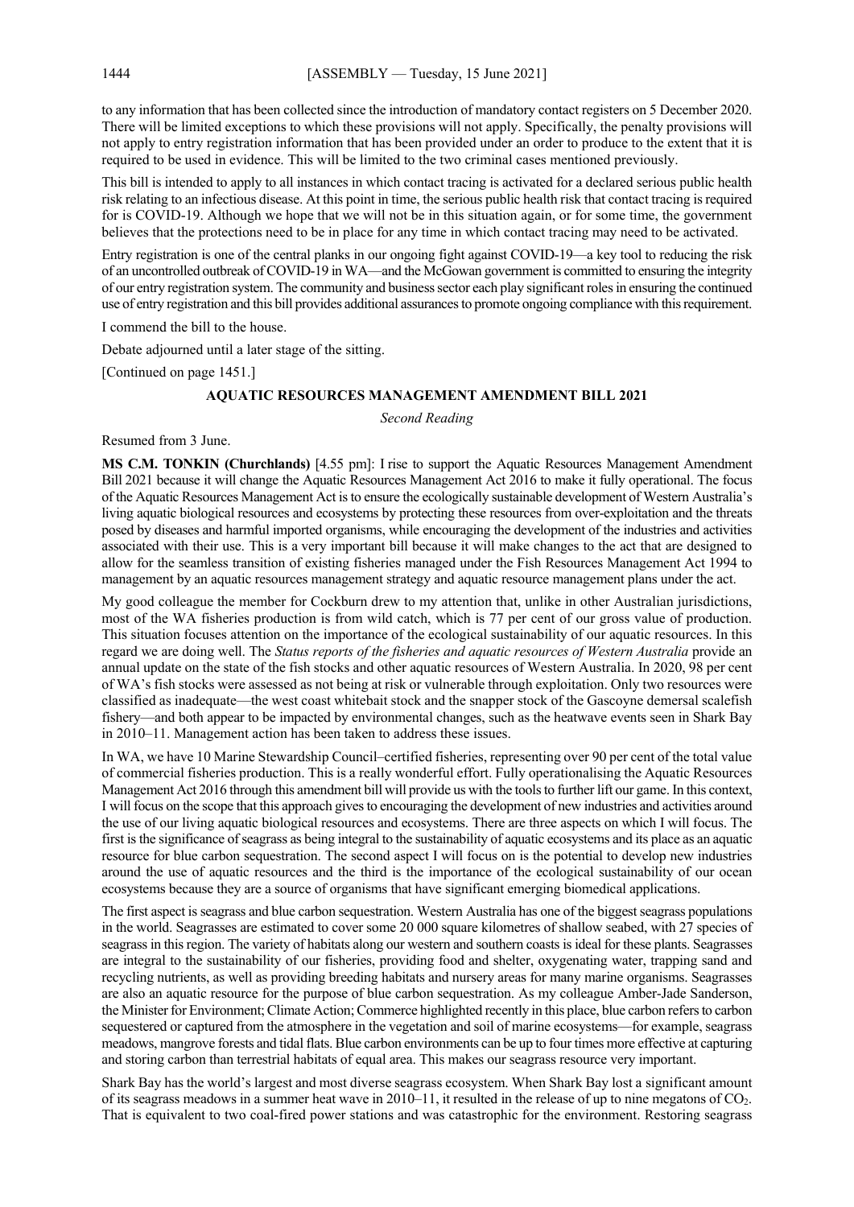to any information that has been collected since the introduction of mandatory contact registers on 5 December 2020. There will be limited exceptions to which these provisions will not apply. Specifically, the penalty provisions will not apply to entry registration information that has been provided under an order to produce to the extent that it is required to be used in evidence. This will be limited to the two criminal cases mentioned previously.

This bill is intended to apply to all instances in which contact tracing is activated for a declared serious public health risk relating to an infectious disease. At this point in time, the serious public health risk that contact tracing is required for is COVID-19. Although we hope that we will not be in this situation again, or for some time, the government believes that the protections need to be in place for any time in which contact tracing may need to be activated.

Entry registration is one of the central planks in our ongoing fight against COVID-19—a key tool to reducing the risk of an uncontrolled outbreak of COVID-19 in WA—and the McGowan government is committed to ensuring the integrity of our entry registration system. The community and business sector each play significant roles in ensuring the continued use of entry registration and this bill provides additional assurances to promote ongoing compliance with this requirement.

I commend the bill to the house.

Debate adjourned until a later stage of the sitting.

[Continued on page 1451.]

## AQUATIC RESOURCES MANAGEMENT AMENDMENT BILL 2021

*Second Reading*

Resumed from 3 June.

**MS C.M. TONKIN (Churchlands)** [4.55 pm]: I rise to support the Aquatic Resources Management Amendment Bill 2021 because it will change the Aquatic Resources Management Act 2016 to make it fully operational. The focus of the Aquatic Resources Management Act is to ensure the ecologically sustainable development of Western Australia's living aquatic biological resources and ecosystems by protecting these resources from over-exploitation and the threats posed by diseases and harmful imported organisms, while encouraging the development of the industries and activities associated with their use. This is a very important bill because it will make changes to the act that are designed to allow for the seamless transition of existing fisheries managed under the Fish Resources Management Act 1994 to management by an aquatic resources management strategy and aquatic resource management plans under the act.

My good colleague the member for Cockburn drew to my attention that, unlike in other Australian jurisdictions, most of the WA fisheries production is from wild catch, which is 77 per cent of our gross value of production. This situation focuses attention on the importance of the ecological sustainability of our aquatic resources. In this regard we are doing well. The *Status reports of the fisheries and aquatic resources of Western Australia* provide an annual update on the state of the fish stocks and other aquatic resources of Western Australia. In 2020, 98 per cent of WA's fish stocks were assessed as not being at risk or vulnerable through exploitation. Only two resources were classified as inadequate—the west coast whitebait stock and the snapper stock of the Gascoyne demersal scalefish fishery—and both appear to be impacted by environmental changes, such as the heatwave events seen in Shark Bay in 2010–11. Management action has been taken to address these issues.

In WA, we have 10 Marine Stewardship Council–certified fisheries, representing over 90 per cent of the total value of commercial fisheries production. This is a really wonderful effort. Fully operationalising the Aquatic Resources Management Act 2016 through this amendment bill will provide us with the tools to further lift our game. In this context, I will focus on the scope that this approach gives to encouraging the development of new industries and activities around the use of our living aquatic biological resources and ecosystems. There are three aspects on which I will focus. The first is the significance of seagrass as being integral to the sustainability of aquatic ecosystems and its place as an aquatic resource for blue carbon sequestration. The second aspect I will focus on is the potential to develop new industries around the use of aquatic resources and the third is the importance of the ecological sustainability of our ocean ecosystems because they are a source of organisms that have significant emerging biomedical applications.

The first aspect is seagrass and blue carbon sequestration. Western Australia has one of the biggest seagrass populations in the world. Seagrasses are estimated to cover some 20 000 square kilometres of shallow seabed, with 27 species of seagrass in this region. The variety of habitats along our western and southern coasts is ideal for these plants. Seagrasses are integral to the sustainability of our fisheries, providing food and shelter, oxygenating water, trapping sand and recycling nutrients, as well as providing breeding habitats and nursery areas for many marine organisms. Seagrasses are also an aquatic resource for the purpose of blue carbon sequestration. As my colleague Amber-Jade Sanderson, the Minister for Environment; Climate Action; Commerce highlighted recently in this place, blue carbon refers to carbon sequestered or captured from the atmosphere in the vegetation and soil of marine ecosystems—for example, seagrass meadows, mangrove forests and tidal flats. Blue carbon environments can be up to four times more effective at capturing and storing carbon than terrestrial habitats of equal area. This makes our seagrass resource very important.

Shark Bay has the world's largest and most diverse seagrass ecosystem. When Shark Bay lost a significant amount of its seagrass meadows in a summer heat wave in 2010–11, it resulted in the release of up to nine megatons of $CO_2$. That is equivalent to two coal-fired power stations and was catastrophic for the environment. Restoring seagrass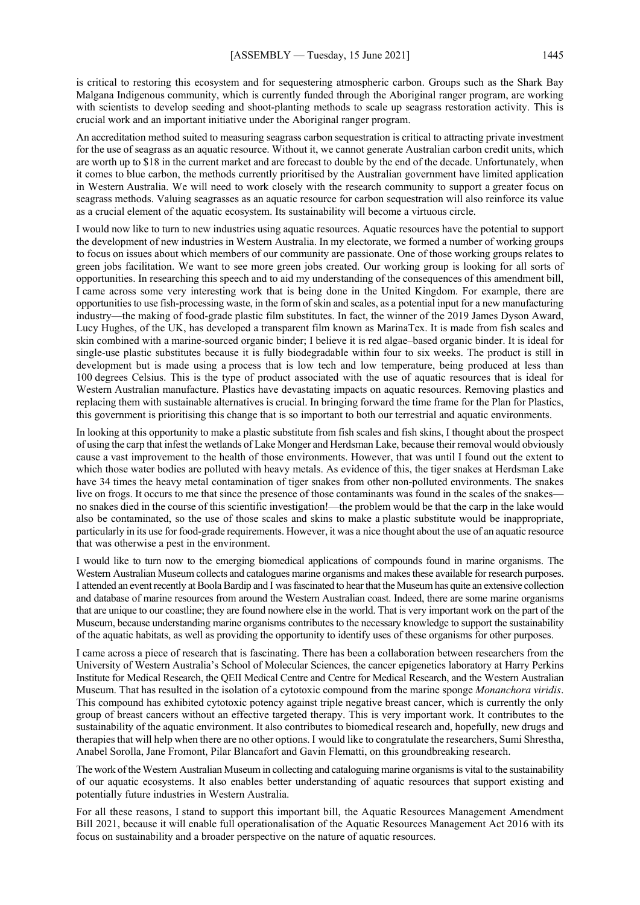is critical to restoring this ecosystem and for sequestering atmospheric carbon. Groups such as the Shark Bay Malgana Indigenous community, which is currently funded through the Aboriginal ranger program, are working with scientists to develop seeding and shoot-planting methods to scale up seagrass restoration activity. This is crucial work and an important initiative under the Aboriginal ranger program.

An accreditation method suited to measuring seagrass carbon sequestration is critical to attracting private investment for the use of seagrass as an aquatic resource. Without it, we cannot generate Australian carbon credit units, which are worth up to $18 in the current market and are forecast to double by the end of the decade. Unfortunately, when it comes to blue carbon, the methods currently prioritised by the Australian government have limited application in Western Australia. We will need to work closely with the research community to support a greater focus on seagrass methods. Valuing seagrasses as an aquatic resource for carbon sequestration will also reinforce its value as a crucial element of the aquatic ecosystem. Its sustainability will become a virtuous circle.

I would now like to turn to new industries using aquatic resources. Aquatic resources have the potential to support the development of new industries in Western Australia. In my electorate, we formed a number of working groups to focus on issues about which members of our community are passionate. One of those working groups relates to green jobs facilitation. We want to see more green jobs created. Our working group is looking for all sorts of opportunities. In researching this speech and to aid my understanding of the consequences of this amendment bill, I came across some very interesting work that is being done in the United Kingdom. For example, there are opportunities to use fish-processing waste, in the form of skin and scales, as a potential input for a new manufacturing industry—the making of food-grade plastic film substitutes. In fact, the winner of the 2019 James Dyson Award, Lucy Hughes, of the UK, has developed a transparent film known as MarinaTex. It is made from fish scales and skin combined with a marine-sourced organic binder; I believe it is red algae–based organic binder. It is ideal for single-use plastic substitutes because it is fully biodegradable within four to six weeks. The product is still in development but is made using a process that is low tech and low temperature, being produced at less than 100 degrees Celsius. This is the type of product associated with the use of aquatic resources that is ideal for Western Australian manufacture. Plastics have devastating impacts on aquatic resources. Removing plastics and replacing them with sustainable alternatives is crucial. In bringing forward the time frame for the Plan for Plastics, this government is prioritising this change that is so important to both our terrestrial and aquatic environments.

In looking at this opportunity to make a plastic substitute from fish scales and fish skins, I thought about the prospect of using the carp that infest the wetlands of Lake Monger and Herdsman Lake, because their removal would obviously cause a vast improvement to the health of those environments. However, that was until I found out the extent to which those water bodies are polluted with heavy metals. As evidence of this, the tiger snakes at Herdsman Lake have 34 times the heavy metal contamination of tiger snakes from other non-polluted environments. The snakes live on frogs. It occurs to me that since the presence of those contaminants was found in the scales of the snakes—no snakes died in the course of this scientific investigation!—the problem would be that the carp in the lake would also be contaminated, so the use of those scales and skins to make a plastic substitute would be inappropriate, particularly in its use for food-grade requirements. However, it was a nice thought about the use of an aquatic resource that was otherwise a pest in the environment.

I would like to turn now to the emerging biomedical applications of compounds found in marine organisms. The Western Australian Museum collects and catalogues marine organisms and makes these available for research purposes. I attended an event recently at Boola Bardip and I was fascinated to hear that the Museum has quite an extensive collection and database of marine resources from around the Western Australian coast. Indeed, there are some marine organisms that are unique to our coastline; they are found nowhere else in the world. That is very important work on the part of the Museum, because understanding marine organisms contributes to the necessary knowledge to support the sustainability of the aquatic habitats, as well as providing the opportunity to identify uses of these organisms for other purposes.

I came across a piece of research that is fascinating. There has been a collaboration between researchers from the University of Western Australia's School of Molecular Sciences, the cancer epigenetics laboratory at Harry Perkins Institute for Medical Research, the QEII Medical Centre and Centre for Medical Research, and the Western Australian Museum. That has resulted in the isolation of a cytotoxic compound from the marine sponge *Monanchora viridis*. This compound has exhibited cytotoxic potency against triple negative breast cancer, which is currently the only group of breast cancers without an effective targeted therapy. This is very important work. It contributes to the sustainability of the aquatic environment. It also contributes to biomedical research and, hopefully, new drugs and therapies that will help when there are no other options. I would like to congratulate the researchers, Sumi Shrestha, Anabel Sorolla, Jane Fromont, Pilar Blancafort and Gavin Flematti, on this groundbreaking research.

The work of the Western Australian Museum in collecting and cataloguing marine organisms is vital to the sustainability of our aquatic ecosystems. It also enables better understanding of aquatic resources that support existing and potentially future industries in Western Australia.

For all these reasons, I stand to support this important bill, the Aquatic Resources Management Amendment Bill 2021, because it will enable full operationalisation of the Aquatic Resources Management Act 2016 with its focus on sustainability and a broader perspective on the nature of aquatic resources.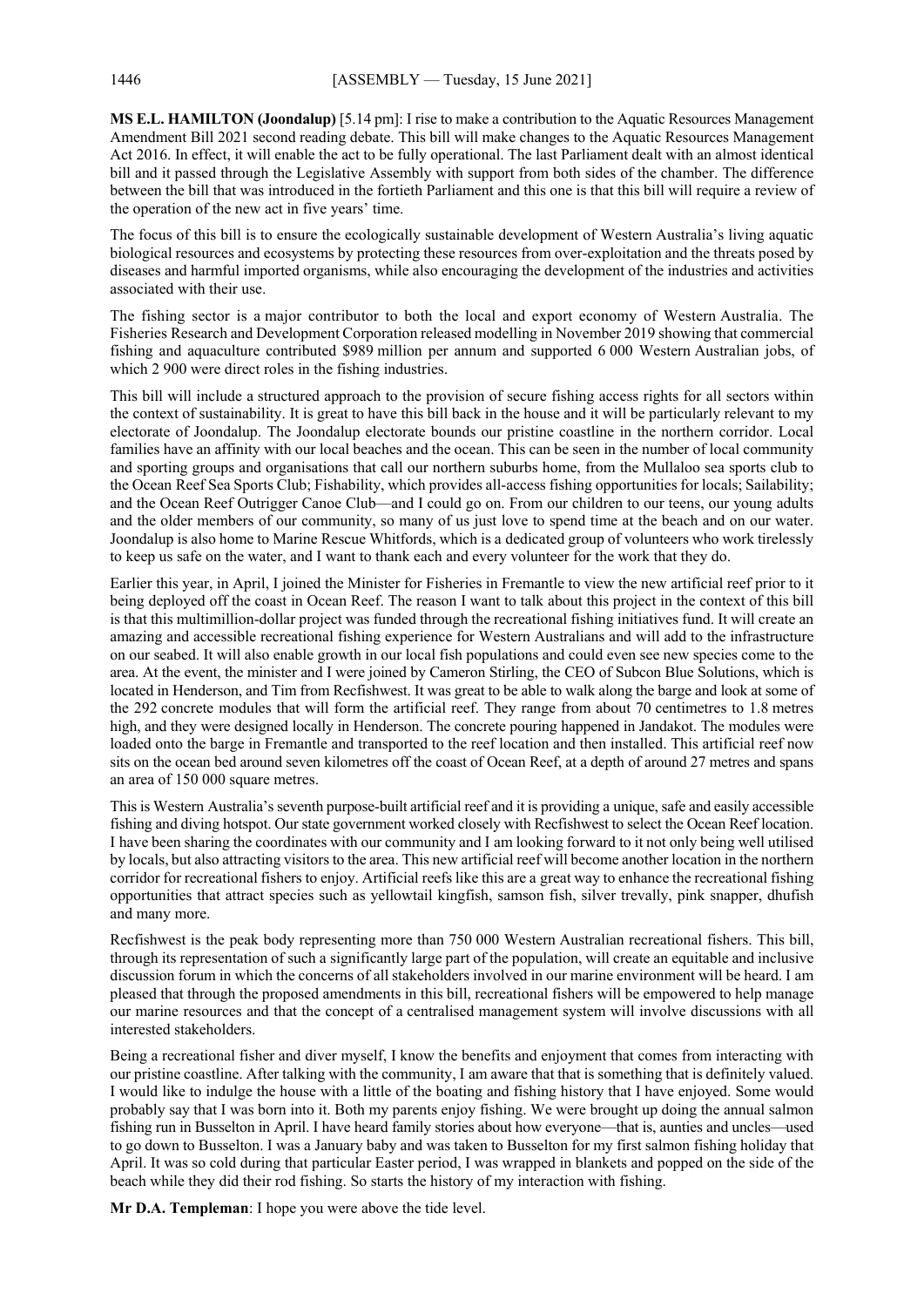**MS E.L. HAMILTON (Joondalup)** [5.14 pm]: I rise to make a contribution to the Aquatic Resources Management Amendment Bill 2021 second reading debate. This bill will make changes to the Aquatic Resources Management Act 2016. In effect, it will enable the act to be fully operational. The last Parliament dealt with an almost identical bill and it passed through the Legislative Assembly with support from both sides of the chamber. The difference between the bill that was introduced in the fortieth Parliament and this one is that this bill will require a review of the operation of the new act in five years' time.

The focus of this bill is to ensure the ecologically sustainable development of Western Australia's living aquatic biological resources and ecosystems by protecting these resources from over-exploitation and the threats posed by diseases and harmful imported organisms, while also encouraging the development of the industries and activities associated with their use.

The fishing sector is a major contributor to both the local and export economy of Western Australia. The Fisheries Research and Development Corporation released modelling in November 2019 showing that commercial fishing and aquaculture contributed $989 million per annum and supported 6 000 Western Australian jobs, of which 2 900 were direct roles in the fishing industries.

This bill will include a structured approach to the provision of secure fishing access rights for all sectors within the context of sustainability. It is great to have this bill back in the house and it will be particularly relevant to my electorate of Joondalup. The Joondalup electorate bounds our pristine coastline in the northern corridor. Local families have an affinity with our local beaches and the ocean. This can be seen in the number of local community and sporting groups and organisations that call our northern suburbs home, from the Mullaloo sea sports club to the Ocean Reef Sea Sports Club; Fishability, which provides all-access fishing opportunities for locals; Sailability; and the Ocean Reef Outrigger Canoe Club—and I could go on. From our children to our teens, our young adults and the older members of our community, so many of us just love to spend time at the beach and on our water. Joondalup is also home to Marine Rescue Whitfords, which is a dedicated group of volunteers who work tirelessly to keep us safe on the water, and I want to thank each and every volunteer for the work that they do.

Earlier this year, in April, I joined the Minister for Fisheries in Fremantle to view the new artificial reef prior to it being deployed off the coast in Ocean Reef. The reason I want to talk about this project in the context of this bill is that this multimillion-dollar project was funded through the recreational fishing initiatives fund. It will create an amazing and accessible recreational fishing experience for Western Australians and will add to the infrastructure on our seabed. It will also enable growth in our local fish populations and could even see new species come to the area. At the event, the minister and I were joined by Cameron Stirling, the CEO of Subcon Blue Solutions, which is located in Henderson, and Tim from Recfishwest. It was great to be able to walk along the barge and look at some of the 292 concrete modules that will form the artificial reef. They range from about 70 centimetres to 1.8 metres high, and they were designed locally in Henderson. The concrete pouring happened in Jandakot. The modules were loaded onto the barge in Fremantle and transported to the reef location and then installed. This artificial reef now sits on the ocean bed around seven kilometres off the coast of Ocean Reef, at a depth of around 27 metres and spans an area of 150 000 square metres.

This is Western Australia's seventh purpose-built artificial reef and it is providing a unique, safe and easily accessible fishing and diving hotspot. Our state government worked closely with Recfishwest to select the Ocean Reef location. I have been sharing the coordinates with our community and I am looking forward to it not only being well utilised by locals, but also attracting visitors to the area. This new artificial reef will become another location in the northern corridor for recreational fishers to enjoy. Artificial reefs like this are a great way to enhance the recreational fishing opportunities that attract species such as yellowtail kingfish, samson fish, silver trevally, pink snapper, dhufish and many more.

Recfishwest is the peak body representing more than 750 000 Western Australian recreational fishers. This bill, through its representation of such a significantly large part of the population, will create an equitable and inclusive discussion forum in which the concerns of all stakeholders involved in our marine environment will be heard. I am pleased that through the proposed amendments in this bill, recreational fishers will be empowered to help manage our marine resources and that the concept of a centralised management system will involve discussions with all interested stakeholders.

Being a recreational fisher and diver myself, I know the benefits and enjoyment that comes from interacting with our pristine coastline. After talking with the community, I am aware that that is something that is definitely valued. I would like to indulge the house with a little of the boating and fishing history that I have enjoyed. Some would probably say that I was born into it. Both my parents enjoy fishing. We were brought up doing the annual salmon fishing run in Busselton in April. I have heard family stories about how everyone—that is, aunties and uncles—used to go down to Busselton. I was a January baby and was taken to Busselton for my first salmon fishing holiday that April. It was so cold during that particular Easter period, I was wrapped in blankets and popped on the side of the beach while they did their rod fishing. So starts the history of my interaction with fishing.

**Mr D.A. Templeman**: I hope you were above the tide level.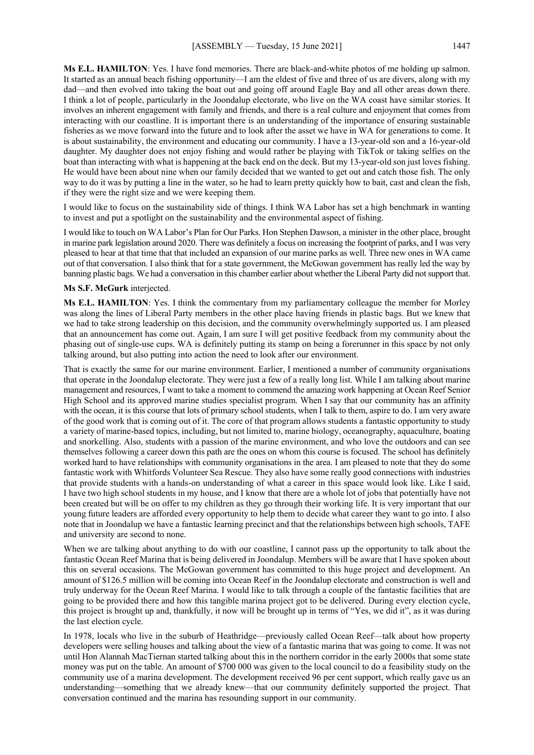**Ms E.L. HAMILTON**: Yes. I have fond memories. There are black-and-white photos of me holding up salmon. It started as an annual beach fishing opportunity—I am the eldest of five and three of us are divers, along with my dad—and then evolved into taking the boat out and going off around Eagle Bay and all other areas down there. I think a lot of people, particularly in the Joondalup electorate, who live on the WA coast have similar stories. It involves an inherent engagement with family and friends, and there is a real culture and enjoyment that comes from interacting with our coastline. It is important there is an understanding of the importance of ensuring sustainable fisheries as we move forward into the future and to look after the asset we have in WA for generations to come. It is about sustainability, the environment and educating our community. I have a 13-year-old son and a 16-year-old daughter. My daughter does not enjoy fishing and would rather be playing with TikTok or taking selfies on the boat than interacting with what is happening at the back end on the deck. But my 13-year-old son just loves fishing. He would have been about nine when our family decided that we wanted to get out and catch those fish. The only way to do it was by putting a line in the water, so he had to learn pretty quickly how to bait, cast and clean the fish, if they were the right size and we were keeping them.

I would like to focus on the sustainability side of things. I think WA Labor has set a high benchmark in wanting to invest and put a spotlight on the sustainability and the environmental aspect of fishing.

I would like to touch on WA Labor's Plan for Our Parks. Hon Stephen Dawson, a minister in the other place, brought in marine park legislation around 2020. There was definitely a focus on increasing the footprint of parks, and I was very pleased to hear at that time that that included an expansion of our marine parks as well. Three new ones in WA came out of that conversation. I also think that for a state government, the McGowan government has really led the way by banning plastic bags. We had a conversation in this chamber earlier about whether the Liberal Party did not support that.

**Ms S.F. McGurk** interjected.

**Ms E.L. HAMILTON**: Yes. I think the commentary from my parliamentary colleague the member for Morley was along the lines of Liberal Party members in the other place having friends in plastic bags. But we knew that we had to take strong leadership on this decision, and the community overwhelmingly supported us. I am pleased that an announcement has come out. Again, I am sure I will get positive feedback from my community about the phasing out of single-use cups. WA is definitely putting its stamp on being a forerunner in this space by not only talking around, but also putting into action the need to look after our environment.

That is exactly the same for our marine environment. Earlier, I mentioned a number of community organisations that operate in the Joondalup electorate. They were just a few of a really long list. While I am talking about marine management and resources, I want to take a moment to commend the amazing work happening at Ocean Reef Senior High School and its approved marine studies specialist program. When I say that our community has an affinity with the ocean, it is this course that lots of primary school students, when I talk to them, aspire to do. I am very aware of the good work that is coming out of it. The core of that program allows students a fantastic opportunity to study a variety of marine-based topics, including, but not limited to, marine biology, oceanography, aquaculture, boating and snorkelling. Also, students with a passion of the marine environment, and who love the outdoors and can see themselves following a career down this path are the ones on whom this course is focused. The school has definitely worked hard to have relationships with community organisations in the area. I am pleased to note that they do some fantastic work with Whitfords Volunteer Sea Rescue. They also have some really good connections with industries that provide students with a hands-on understanding of what a career in this space would look like. Like I said, I have two high school students in my house, and I know that there are a whole lot of jobs that potentially have not been created but will be on offer to my children as they go through their working life. It is very important that our young future leaders are afforded every opportunity to help them to decide what career they want to go into. I also note that in Joondalup we have a fantastic learning precinct and that the relationships between high schools, TAFE and university are second to none.

When we are talking about anything to do with our coastline, I cannot pass up the opportunity to talk about the fantastic Ocean Reef Marina that is being delivered in Joondalup. Members will be aware that I have spoken about this on several occasions. The McGowan government has committed to this huge project and development. An amount of $126.5 million will be coming into Ocean Reef in the Joondalup electorate and construction is well and truly underway for the Ocean Reef Marina. I would like to talk through a couple of the fantastic facilities that are going to be provided there and how this tangible marina project got to be delivered. During every election cycle, this project is brought up and, thankfully, it now will be brought up in terms of "Yes, we did it", as it was during the last election cycle.

In 1978, locals who live in the suburb of Heathridge—previously called Ocean Reef—talk about how property developers were selling houses and talking about the view of a fantastic marina that was going to come. It was not until Hon Alannah MacTiernan started talking about this in the northern corridor in the early 2000s that some state money was put on the table. An amount of $700 000 was given to the local council to do a feasibility study on the community use of a marina development. The development received 96 per cent support, which really gave us an understanding—something that we already knew—that our community definitely supported the project. That conversation continued and the marina has resounding support in our community.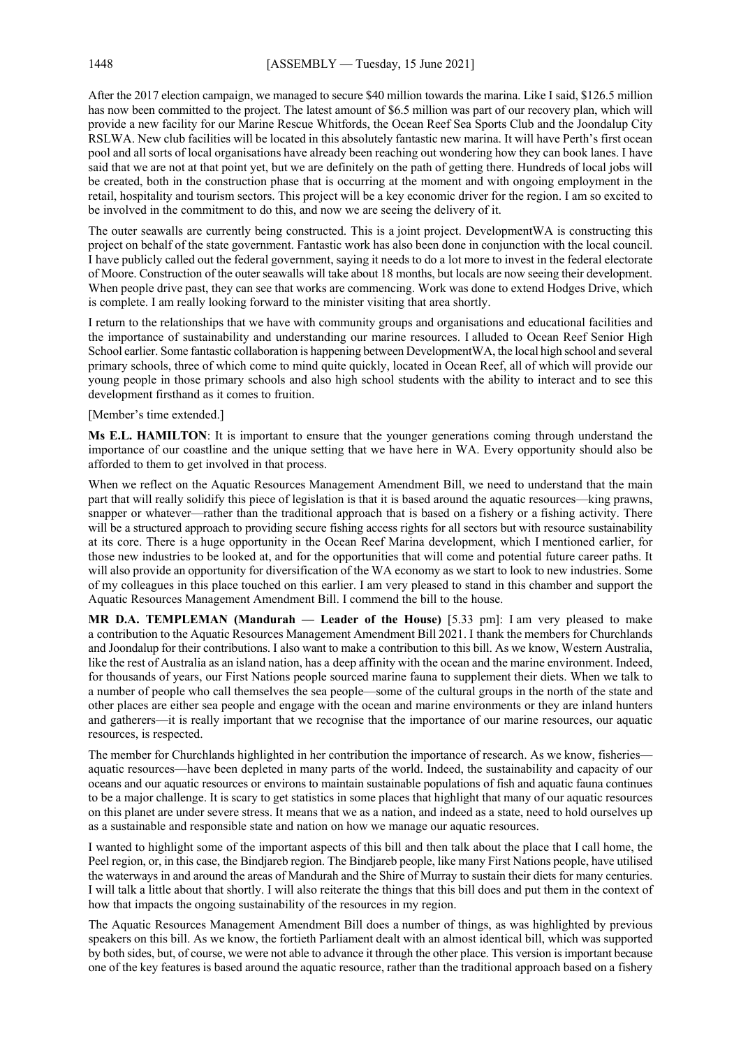After the 2017 election campaign, we managed to secure $40 million towards the marina. Like I said, $126.5 million has now been committed to the project. The latest amount of $6.5 million was part of our recovery plan, which will provide a new facility for our Marine Rescue Whitfords, the Ocean Reef Sea Sports Club and the Joondalup City RSLWA. New club facilities will be located in this absolutely fantastic new marina. It will have Perth's first ocean pool and all sorts of local organisations have already been reaching out wondering how they can book lanes. I have said that we are not at that point yet, but we are definitely on the path of getting there. Hundreds of local jobs will be created, both in the construction phase that is occurring at the moment and with ongoing employment in the retail, hospitality and tourism sectors. This project will be a key economic driver for the region. I am so excited to be involved in the commitment to do this, and now we are seeing the delivery of it.

The outer seawalls are currently being constructed. This is a joint project. DevelopmentWA is constructing this project on behalf of the state government. Fantastic work has also been done in conjunction with the local council. I have publicly called out the federal government, saying it needs to do a lot more to invest in the federal electorate of Moore. Construction of the outer seawalls will take about 18 months, but locals are now seeing their development. When people drive past, they can see that works are commencing. Work was done to extend Hodges Drive, which is complete. I am really looking forward to the minister visiting that area shortly.

I return to the relationships that we have with community groups and organisations and educational facilities and the importance of sustainability and understanding our marine resources. I alluded to Ocean Reef Senior High School earlier. Some fantastic collaboration is happening between DevelopmentWA, the local high school and several primary schools, three of which come to mind quite quickly, located in Ocean Reef, all of which will provide our young people in those primary schools and also high school students with the ability to interact and to see this development firsthand as it comes to fruition.

[Member's time extended.]

**Ms E.L. HAMILTON**: It is important to ensure that the younger generations coming through understand the importance of our coastline and the unique setting that we have here in WA. Every opportunity should also be afforded to them to get involved in that process.

When we reflect on the Aquatic Resources Management Amendment Bill, we need to understand that the main part that will really solidify this piece of legislation is that it is based around the aquatic resources—king prawns, snapper or whatever—rather than the traditional approach that is based on a fishery or a fishing activity. There will be a structured approach to providing secure fishing access rights for all sectors but with resource sustainability at its core. There is a huge opportunity in the Ocean Reef Marina development, which I mentioned earlier, for those new industries to be looked at, and for the opportunities that will come and potential future career paths. It will also provide an opportunity for diversification of the WA economy as we start to look to new industries. Some of my colleagues in this place touched on this earlier. I am very pleased to stand in this chamber and support the Aquatic Resources Management Amendment Bill. I commend the bill to the house.

**MR D.A. TEMPLEMAN (Mandurah — Leader of the House)** [5.33 pm]: I am very pleased to make a contribution to the Aquatic Resources Management Amendment Bill 2021. I thank the members for Churchlands and Joondalup for their contributions. I also want to make a contribution to this bill. As we know, Western Australia, like the rest of Australia as an island nation, has a deep affinity with the ocean and the marine environment. Indeed, for thousands of years, our First Nations people sourced marine fauna to supplement their diets. When we talk to a number of people who call themselves the sea people—some of the cultural groups in the north of the state and other places are either sea people and engage with the ocean and marine environments or they are inland hunters and gatherers—it is really important that we recognise that the importance of our marine resources, our aquatic resources, is respected.

The member for Churchlands highlighted in her contribution the importance of research. As we know, fisheries—aquatic resources—have been depleted in many parts of the world. Indeed, the sustainability and capacity of our oceans and our aquatic resources or environs to maintain sustainable populations of fish and aquatic fauna continues to be a major challenge. It is scary to get statistics in some places that highlight that many of our aquatic resources on this planet are under severe stress. It means that we as a nation, and indeed as a state, need to hold ourselves up as a sustainable and responsible state and nation on how we manage our aquatic resources.

I wanted to highlight some of the important aspects of this bill and then talk about the place that I call home, the Peel region, or, in this case, the Bindjareb region. The Bindjareb people, like many First Nations people, have utilised the waterways in and around the areas of Mandurah and the Shire of Murray to sustain their diets for many centuries. I will talk a little about that shortly. I will also reiterate the things that this bill does and put them in the context of how that impacts the ongoing sustainability of the resources in my region.

The Aquatic Resources Management Amendment Bill does a number of things, as was highlighted by previous speakers on this bill. As we know, the fortieth Parliament dealt with an almost identical bill, which was supported by both sides, but, of course, we were not able to advance it through the other place. This version is important because one of the key features is based around the aquatic resource, rather than the traditional approach based on a fishery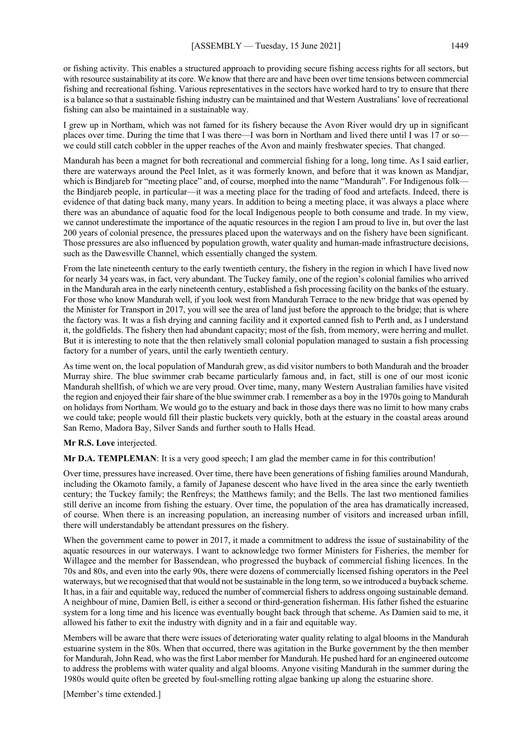or fishing activity. This enables a structured approach to providing secure fishing access rights for all sectors, but with resource sustainability at its core. We know that there are and have been over time tensions between commercial fishing and recreational fishing. Various representatives in the sectors have worked hard to try to ensure that there is a balance so that a sustainable fishing industry can be maintained and that Western Australians' love of recreational fishing can also be maintained in a sustainable way.

I grew up in Northam, which was not famed for its fishery because the Avon River would dry up in significant places over time. During the time that I was there—I was born in Northam and lived there until I was 17 or so—we could still catch cobbler in the upper reaches of the Avon and mainly freshwater species. That changed.

Mandurah has been a magnet for both recreational and commercial fishing for a long, long time. As I said earlier, there are waterways around the Peel Inlet, as it was formerly known, and before that it was known as Mandjar, which is Bindjareb for "meeting place" and, of course, morphed into the name "Mandurah". For Indigenous folk—the Bindjareb people, in particular—it was a meeting place for the trading of food and artefacts. Indeed, there is evidence of that dating back many, many years. In addition to being a meeting place, it was always a place where there was an abundance of aquatic food for the local Indigenous people to both consume and trade. In my view, we cannot underestimate the importance of the aquatic resources in the region I am proud to live in, but over the last 200 years of colonial presence, the pressures placed upon the waterways and on the fishery have been significant. Those pressures are also influenced by population growth, water quality and human-made infrastructure decisions, such as the Dawesville Channel, which essentially changed the system.

From the late nineteenth century to the early twentieth century, the fishery in the region in which I have lived now for nearly 34 years was, in fact, very abundant. The Tuckey family, one of the region's colonial families who arrived in the Mandurah area in the early nineteenth century, established a fish processing facility on the banks of the estuary. For those who know Mandurah well, if you look west from Mandurah Terrace to the new bridge that was opened by the Minister for Transport in 2017, you will see the area of land just before the approach to the bridge; that is where the factory was. It was a fish drying and canning facility and it exported canned fish to Perth and, as I understand it, the goldfields. The fishery then had abundant capacity; most of the fish, from memory, were herring and mullet. But it is interesting to note that the then relatively small colonial population managed to sustain a fish processing factory for a number of years, until the early twentieth century.

As time went on, the local population of Mandurah grew, as did visitor numbers to both Mandurah and the broader Murray shire. The blue swimmer crab became particularly famous and, in fact, still is one of our most iconic Mandurah shellfish, of which we are very proud. Over time, many, many Western Australian families have visited the region and enjoyed their fair share of the blue swimmer crab. I remember as a boy in the 1970s going to Mandurah on holidays from Northam. We would go to the estuary and back in those days there was no limit to how many crabs we could take; people would fill their plastic buckets very quickly, both at the estuary in the coastal areas around San Remo, Madora Bay, Silver Sands and further south to Halls Head.

**Mr R.S. Love** interjected.

**Mr D.A. TEMPLEMAN**: It is a very good speech; I am glad the member came in for this contribution!

Over time, pressures have increased. Over time, there have been generations of fishing families around Mandurah, including the Okamoto family, a family of Japanese descent who have lived in the area since the early twentieth century; the Tuckey family; the Renfreys; the Matthews family; and the Bells. The last two mentioned families still derive an income from fishing the estuary. Over time, the population of the area has dramatically increased, of course. When there is an increasing population, an increasing number of visitors and increased urban infill, there will understandably be attendant pressures on the fishery.

When the government came to power in 2017, it made a commitment to address the issue of sustainability of the aquatic resources in our waterways. I want to acknowledge two former Ministers for Fisheries, the member for Willagee and the member for Bassendean, who progressed the buyback of commercial fishing licences. In the 70s and 80s, and even into the early 90s, there were dozens of commercially licensed fishing operators in the Peel waterways, but we recognised that that would not be sustainable in the long term, so we introduced a buyback scheme. It has, in a fair and equitable way, reduced the number of commercial fishers to address ongoing sustainable demand. A neighbour of mine, Damien Bell, is either a second or third-generation fisherman. His father fished the estuarine system for a long time and his licence was eventually bought back through that scheme. As Damien said to me, it allowed his father to exit the industry with dignity and in a fair and equitable way.

Members will be aware that there were issues of deteriorating water quality relating to algal blooms in the Mandurah estuarine system in the 80s. When that occurred, there was agitation in the Burke government by the then member for Mandurah, John Read, who was the first Labor member for Mandurah. He pushed hard for an engineered outcome to address the problems with water quality and algal blooms. Anyone visiting Mandurah in the summer during the 1980s would quite often be greeted by foul-smelling rotting algae banking up along the estuarine shore.

[Member's time extended.]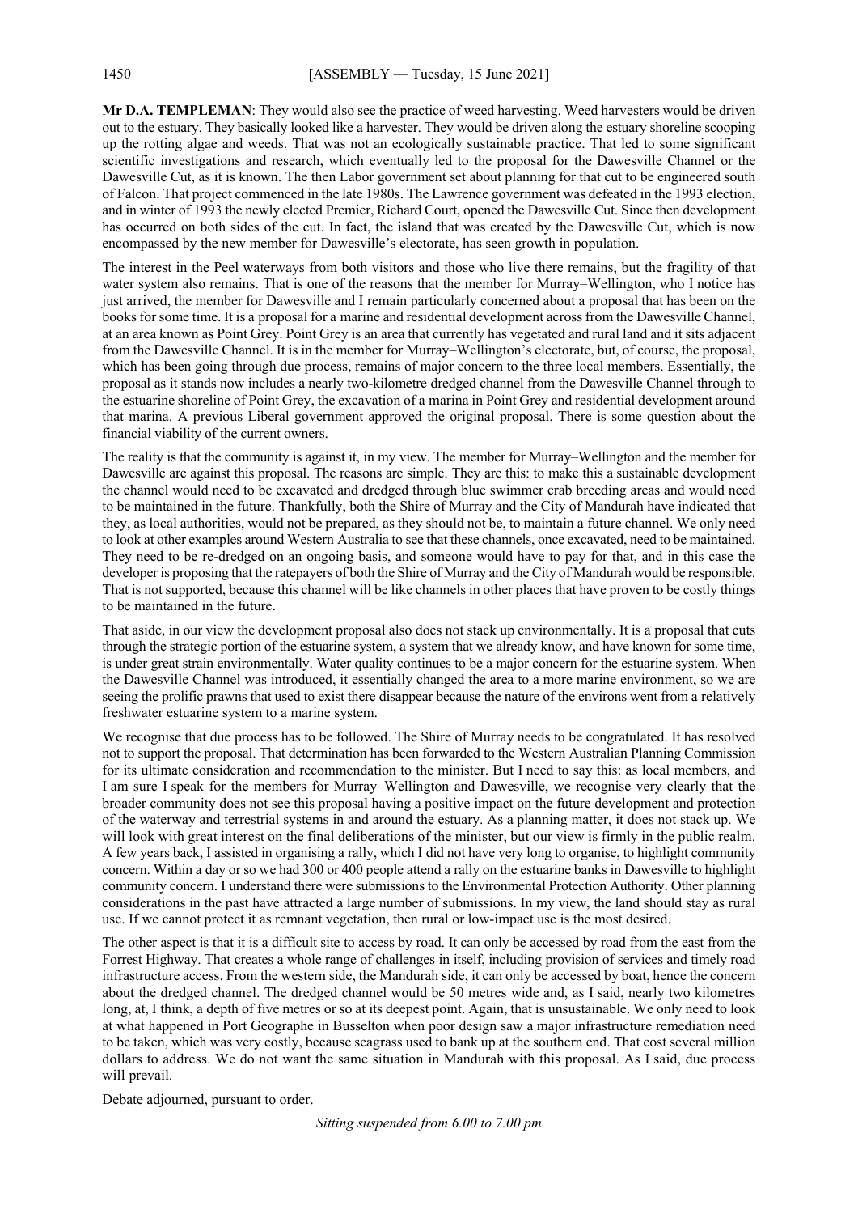**Mr D.A. TEMPLEMAN**: They would also see the practice of weed harvesting. Weed harvesters would be driven out to the estuary. They basically looked like a harvester. They would be driven along the estuary shoreline scooping up the rotting algae and weeds. That was not an ecologically sustainable practice. That led to some significant scientific investigations and research, which eventually led to the proposal for the Dawesville Channel or the Dawesville Cut, as it is known. The then Labor government set about planning for that cut to be engineered south of Falcon. That project commenced in the late 1980s. The Lawrence government was defeated in the 1993 election, and in winter of 1993 the newly elected Premier, Richard Court, opened the Dawesville Cut. Since then development has occurred on both sides of the cut. In fact, the island that was created by the Dawesville Cut, which is now encompassed by the new member for Dawesville's electorate, has seen growth in population.

The interest in the Peel waterways from both visitors and those who live there remains, but the fragility of that water system also remains. That is one of the reasons that the member for Murray–Wellington, who I notice has just arrived, the member for Dawesville and I remain particularly concerned about a proposal that has been on the books for some time. It is a proposal for a marine and residential development across from the Dawesville Channel, at an area known as Point Grey. Point Grey is an area that currently has vegetated and rural land and it sits adjacent from the Dawesville Channel. It is in the member for Murray–Wellington's electorate, but, of course, the proposal, which has been going through due process, remains of major concern to the three local members. Essentially, the proposal as it stands now includes a nearly two-kilometre dredged channel from the Dawesville Channel through to the estuarine shoreline of Point Grey, the excavation of a marina in Point Grey and residential development around that marina. A previous Liberal government approved the original proposal. There is some question about the financial viability of the current owners.

The reality is that the community is against it, in my view. The member for Murray–Wellington and the member for Dawesville are against this proposal. The reasons are simple. They are this: to make this a sustainable development the channel would need to be excavated and dredged through blue swimmer crab breeding areas and would need to be maintained in the future. Thankfully, both the Shire of Murray and the City of Mandurah have indicated that they, as local authorities, would not be prepared, as they should not be, to maintain a future channel. We only need to look at other examples around Western Australia to see that these channels, once excavated, need to be maintained. They need to be re-dredged on an ongoing basis, and someone would have to pay for that, and in this case the developer is proposing that the ratepayers of both the Shire of Murray and the City of Mandurah would be responsible. That is not supported, because this channel will be like channels in other places that have proven to be costly things to be maintained in the future.

That aside, in our view the development proposal also does not stack up environmentally. It is a proposal that cuts through the strategic portion of the estuarine system, a system that we already know, and have known for some time, is under great strain environmentally. Water quality continues to be a major concern for the estuarine system. When the Dawesville Channel was introduced, it essentially changed the area to a more marine environment, so we are seeing the prolific prawns that used to exist there disappear because the nature of the environs went from a relatively freshwater estuarine system to a marine system.

We recognise that due process has to be followed. The Shire of Murray needs to be congratulated. It has resolved not to support the proposal. That determination has been forwarded to the Western Australian Planning Commission for its ultimate consideration and recommendation to the minister. But I need to say this: as local members, and I am sure I speak for the members for Murray–Wellington and Dawesville, we recognise very clearly that the broader community does not see this proposal having a positive impact on the future development and protection of the waterway and terrestrial systems in and around the estuary. As a planning matter, it does not stack up. We will look with great interest on the final deliberations of the minister, but our view is firmly in the public realm. A few years back, I assisted in organising a rally, which I did not have very long to organise, to highlight community concern. Within a day or so we had 300 or 400 people attend a rally on the estuarine banks in Dawesville to highlight community concern. I understand there were submissions to the Environmental Protection Authority. Other planning considerations in the past have attracted a large number of submissions. In my view, the land should stay as rural use. If we cannot protect it as remnant vegetation, then rural or low-impact use is the most desired.

The other aspect is that it is a difficult site to access by road. It can only be accessed by road from the east from the Forrest Highway. That creates a whole range of challenges in itself, including provision of services and timely road infrastructure access. From the western side, the Mandurah side, it can only be accessed by boat, hence the concern about the dredged channel. The dredged channel would be 50 metres wide and, as I said, nearly two kilometres long, at, I think, a depth of five metres or so at its deepest point. Again, that is unsustainable. We only need to look at what happened in Port Geographe in Busselton when poor design saw a major infrastructure remediation need to be taken, which was very costly, because seagrass used to bank up at the southern end. That cost several million dollars to address. We do not want the same situation in Mandurah with this proposal. As I said, due process will prevail.

Debate adjourned, pursuant to order.

*Sitting suspended from 6.00 to 7.00 pm*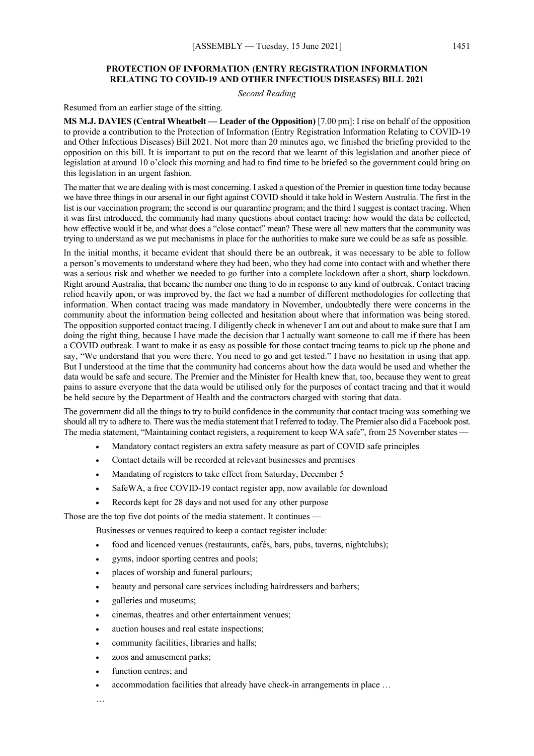## PROTECTION OF INFORMATION (ENTRY REGISTRATION INFORMATION RELATING TO COVID-19 AND OTHER INFECTIOUS DISEASES) BILL 2021

*Second Reading*

Resumed from an earlier stage of the sitting.

**MS M.J. DAVIES (Central Wheatbelt — Leader of the Opposition)** [7.00 pm]: I rise on behalf of the opposition to provide a contribution to the Protection of Information (Entry Registration Information Relating to COVID-19 and Other Infectious Diseases) Bill 2021. Not more than 20 minutes ago, we finished the briefing provided to the opposition on this bill. It is important to put on the record that we learnt of this legislation and another piece of legislation at around 10 o'clock this morning and had to find time to be briefed so the government could bring on this legislation in an urgent fashion.

The matter that we are dealing with is most concerning. I asked a question of the Premier in question time today because we have three things in our arsenal in our fight against COVID should it take hold in Western Australia. The first in the list is our vaccination program; the second is our quarantine program; and the third I suggest is contact tracing. When it was first introduced, the community had many questions about contact tracing: how would the data be collected, how effective would it be, and what does a "close contact" mean? These were all new matters that the community was trying to understand as we put mechanisms in place for the authorities to make sure we could be as safe as possible.

In the initial months, it became evident that should there be an outbreak, it was necessary to be able to follow a person's movements to understand where they had been, who they had come into contact with and whether there was a serious risk and whether we needed to go further into a complete lockdown after a short, sharp lockdown. Right around Australia, that became the number one thing to do in response to any kind of outbreak. Contact tracing relied heavily upon, or was improved by, the fact we had a number of different methodologies for collecting that information. When contact tracing was made mandatory in November, undoubtedly there were concerns in the community about the information being collected and hesitation about where that information was being stored. The opposition supported contact tracing. I diligently check in whenever I am out and about to make sure that I am doing the right thing, because I have made the decision that I actually want someone to call me if there has been a COVID outbreak. I want to make it as easy as possible for those contact tracing teams to pick up the phone and say, "We understand that you were there. You need to go and get tested." I have no hesitation in using that app. But I understood at the time that the community had concerns about how the data would be used and whether the data would be safe and secure. The Premier and the Minister for Health knew that, too, because they went to great pains to assure everyone that the data would be utilised only for the purposes of contact tracing and that it would be held secure by the Department of Health and the contractors charged with storing that data.

The government did all the things to try to build confidence in the community that contact tracing was something we should all try to adhere to. There was the media statement that I referred to today. The Premier also did a Facebook post. The media statement, "Maintaining contact registers, a requirement to keep WA safe", from 25 November states —

> - Mandatory contact registers an extra safety measure as part of COVID safe principles
> - Contact details will be recorded at relevant businesses and premises
> - Mandating of registers to take effect from Saturday, December 5
> - SafeWA, a free COVID-19 contact register app, now available for download
> - Records kept for 28 days and not used for any other purpose

Those are the top five dot points of the media statement. It continues —

> Businesses or venues required to keep a contact register include:
>
> - food and licenced venues (restaurants, cafés, bars, pubs, taverns, nightclubs);
> - gyms, indoor sporting centres and pools;
> - places of worship and funeral parlours;
> - beauty and personal care services including hairdressers and barbers;
> - galleries and museums;
> - cinemas, theatres and other entertainment venues;
> - auction houses and real estate inspections;
> - community facilities, libraries and halls;
> - zoos and amusement parks;
> - function centres; and
> - accommodation facilities that already have check-in arrangements in place …
>
> …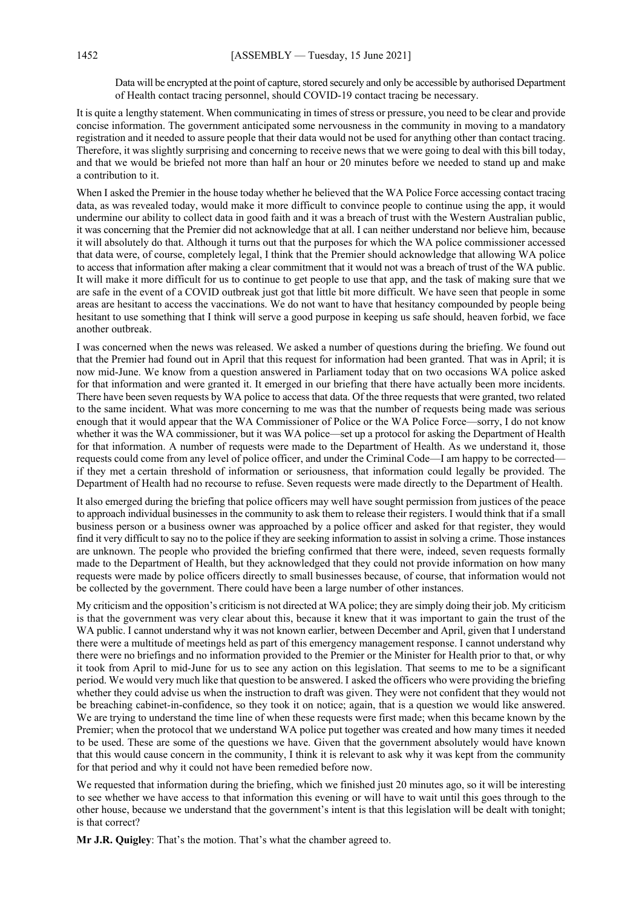Data will be encrypted at the point of capture, stored securely and only be accessible by authorised Department of Health contact tracing personnel, should COVID-19 contact tracing be necessary.

It is quite a lengthy statement. When communicating in times of stress or pressure, you need to be clear and provide concise information. The government anticipated some nervousness in the community in moving to a mandatory registration and it needed to assure people that their data would not be used for anything other than contact tracing. Therefore, it was slightly surprising and concerning to receive news that we were going to deal with this bill today, and that we would be briefed not more than half an hour or 20 minutes before we needed to stand up and make a contribution to it.

When I asked the Premier in the house today whether he believed that the WA Police Force accessing contact tracing data, as was revealed today, would make it more difficult to convince people to continue using the app, it would undermine our ability to collect data in good faith and it was a breach of trust with the Western Australian public, it was concerning that the Premier did not acknowledge that at all. I can neither understand nor believe him, because it will absolutely do that. Although it turns out that the purposes for which the WA police commissioner accessed that data were, of course, completely legal, I think that the Premier should acknowledge that allowing WA police to access that information after making a clear commitment that it would not was a breach of trust of the WA public. It will make it more difficult for us to continue to get people to use that app, and the task of making sure that we are safe in the event of a COVID outbreak just got that little bit more difficult. We have seen that people in some areas are hesitant to access the vaccinations. We do not want to have that hesitancy compounded by people being hesitant to use something that I think will serve a good purpose in keeping us safe should, heaven forbid, we face another outbreak.

I was concerned when the news was released. We asked a number of questions during the briefing. We found out that the Premier had found out in April that this request for information had been granted. That was in April; it is now mid-June. We know from a question answered in Parliament today that on two occasions WA police asked for that information and were granted it. It emerged in our briefing that there have actually been more incidents. There have been seven requests by WA police to access that data. Of the three requests that were granted, two related to the same incident. What was more concerning to me was that the number of requests being made was serious enough that it would appear that the WA Commissioner of Police or the WA Police Force—sorry, I do not know whether it was the WA commissioner, but it was WA police—set up a protocol for asking the Department of Health for that information. A number of requests were made to the Department of Health. As we understand it, those requests could come from any level of police officer, and under the Criminal Code—I am happy to be corrected—if they met a certain threshold of information or seriousness, that information could legally be provided. The Department of Health had no recourse to refuse. Seven requests were made directly to the Department of Health.

It also emerged during the briefing that police officers may well have sought permission from justices of the peace to approach individual businesses in the community to ask them to release their registers. I would think that if a small business person or a business owner was approached by a police officer and asked for that register, they would find it very difficult to say no to the police if they are seeking information to assist in solving a crime. Those instances are unknown. The people who provided the briefing confirmed that there were, indeed, seven requests formally made to the Department of Health, but they acknowledged that they could not provide information on how many requests were made by police officers directly to small businesses because, of course, that information would not be collected by the government. There could have been a large number of other instances.

My criticism and the opposition's criticism is not directed at WA police; they are simply doing their job. My criticism is that the government was very clear about this, because it knew that it was important to gain the trust of the WA public. I cannot understand why it was not known earlier, between December and April, given that I understand there were a multitude of meetings held as part of this emergency management response. I cannot understand why there were no briefings and no information provided to the Premier or the Minister for Health prior to that, or why it took from April to mid-June for us to see any action on this legislation. That seems to me to be a significant period. We would very much like that question to be answered. I asked the officers who were providing the briefing whether they could advise us when the instruction to draft was given. They were not confident that they would not be breaching cabinet-in-confidence, so they took it on notice; again, that is a question we would like answered. We are trying to understand the time line of when these requests were first made; when this became known by the Premier; when the protocol that we understand WA police put together was created and how many times it needed to be used. These are some of the questions we have. Given that the government absolutely would have known that this would cause concern in the community, I think it is relevant to ask why it was kept from the community for that period and why it could not have been remedied before now.

We requested that information during the briefing, which we finished just 20 minutes ago, so it will be interesting to see whether we have access to that information this evening or will have to wait until this goes through to the other house, because we understand that the government's intent is that this legislation will be dealt with tonight; is that correct?

**Mr J.R. Quigley**: That's the motion. That's what the chamber agreed to.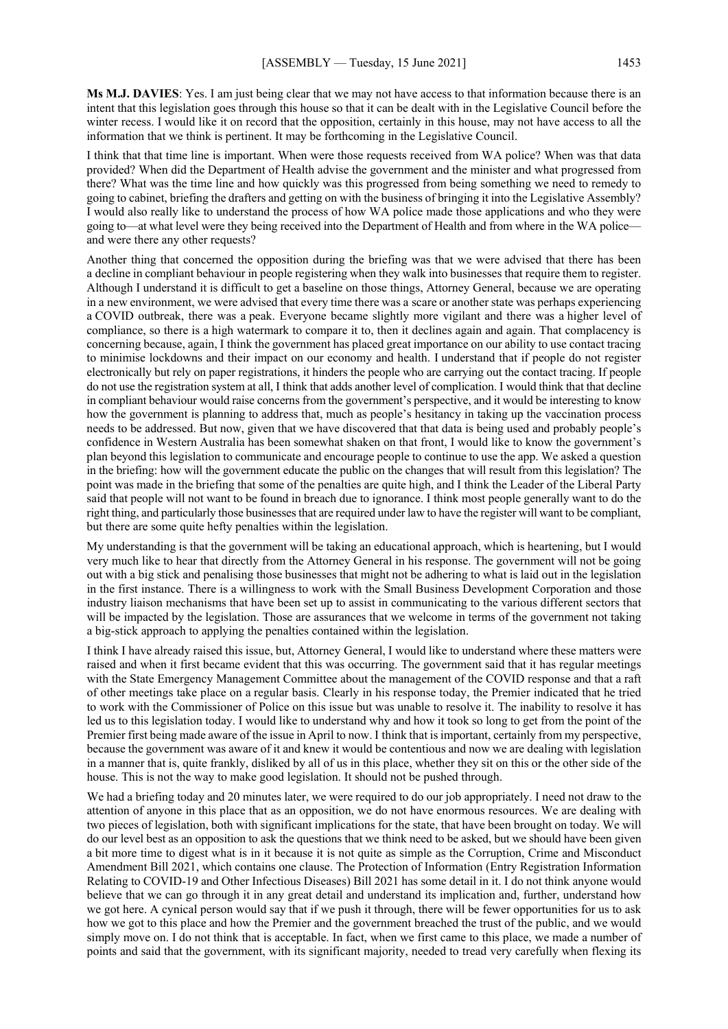**Ms M.J. DAVIES**: Yes. I am just being clear that we may not have access to that information because there is an intent that this legislation goes through this house so that it can be dealt with in the Legislative Council before the winter recess. I would like it on record that the opposition, certainly in this house, may not have access to all the information that we think is pertinent. It may be forthcoming in the Legislative Council.

I think that that time line is important. When were those requests received from WA police? When was that data provided? When did the Department of Health advise the government and the minister and what progressed from there? What was the time line and how quickly was this progressed from being something we need to remedy to going to cabinet, briefing the drafters and getting on with the business of bringing it into the Legislative Assembly? I would also really like to understand the process of how WA police made those applications and who they were going to—at what level were they being received into the Department of Health and from where in the WA police—and were there any other requests?

Another thing that concerned the opposition during the briefing was that we were advised that there has been a decline in compliant behaviour in people registering when they walk into businesses that require them to register. Although I understand it is difficult to get a baseline on those things, Attorney General, because we are operating in a new environment, we were advised that every time there was a scare or another state was perhaps experiencing a COVID outbreak, there was a peak. Everyone became slightly more vigilant and there was a higher level of compliance, so there is a high watermark to compare it to, then it declines again and again. That complacency is concerning because, again, I think the government has placed great importance on our ability to use contact tracing to minimise lockdowns and their impact on our economy and health. I understand that if people do not register electronically but rely on paper registrations, it hinders the people who are carrying out the contact tracing. If people do not use the registration system at all, I think that adds another level of complication. I would think that that decline in compliant behaviour would raise concerns from the government's perspective, and it would be interesting to know how the government is planning to address that, much as people's hesitancy in taking up the vaccination process needs to be addressed. But now, given that we have discovered that that data is being used and probably people's confidence in Western Australia has been somewhat shaken on that front, I would like to know the government's plan beyond this legislation to communicate and encourage people to continue to use the app. We asked a question in the briefing: how will the government educate the public on the changes that will result from this legislation? The point was made in the briefing that some of the penalties are quite high, and I think the Leader of the Liberal Party said that people will not want to be found in breach due to ignorance. I think most people generally want to do the right thing, and particularly those businesses that are required under law to have the register will want to be compliant, but there are some quite hefty penalties within the legislation.

My understanding is that the government will be taking an educational approach, which is heartening, but I would very much like to hear that directly from the Attorney General in his response. The government will not be going out with a big stick and penalising those businesses that might not be adhering to what is laid out in the legislation in the first instance. There is a willingness to work with the Small Business Development Corporation and those industry liaison mechanisms that have been set up to assist in communicating to the various different sectors that will be impacted by the legislation. Those are assurances that we welcome in terms of the government not taking a big-stick approach to applying the penalties contained within the legislation.

I think I have already raised this issue, but, Attorney General, I would like to understand where these matters were raised and when it first became evident that this was occurring. The government said that it has regular meetings with the State Emergency Management Committee about the management of the COVID response and that a raft of other meetings take place on a regular basis. Clearly in his response today, the Premier indicated that he tried to work with the Commissioner of Police on this issue but was unable to resolve it. The inability to resolve it has led us to this legislation today. I would like to understand why and how it took so long to get from the point of the Premier first being made aware of the issue in April to now. I think that is important, certainly from my perspective, because the government was aware of it and knew it would be contentious and now we are dealing with legislation in a manner that is, quite frankly, disliked by all of us in this place, whether they sit on this or the other side of the house. This is not the way to make good legislation. It should not be pushed through.

We had a briefing today and 20 minutes later, we were required to do our job appropriately. I need not draw to the attention of anyone in this place that as an opposition, we do not have enormous resources. We are dealing with two pieces of legislation, both with significant implications for the state, that have been brought on today. We will do our level best as an opposition to ask the questions that we think need to be asked, but we should have been given a bit more time to digest what is in it because it is not quite as simple as the Corruption, Crime and Misconduct Amendment Bill 2021, which contains one clause. The Protection of Information (Entry Registration Information Relating to COVID-19 and Other Infectious Diseases) Bill 2021 has some detail in it. I do not think anyone would believe that we can go through it in any great detail and understand its implication and, further, understand how we got here. A cynical person would say that if we push it through, there will be fewer opportunities for us to ask how we got to this place and how the Premier and the government breached the trust of the public, and we would simply move on. I do not think that is acceptable. In fact, when we first came to this place, we made a number of points and said that the government, with its significant majority, needed to tread very carefully when flexing its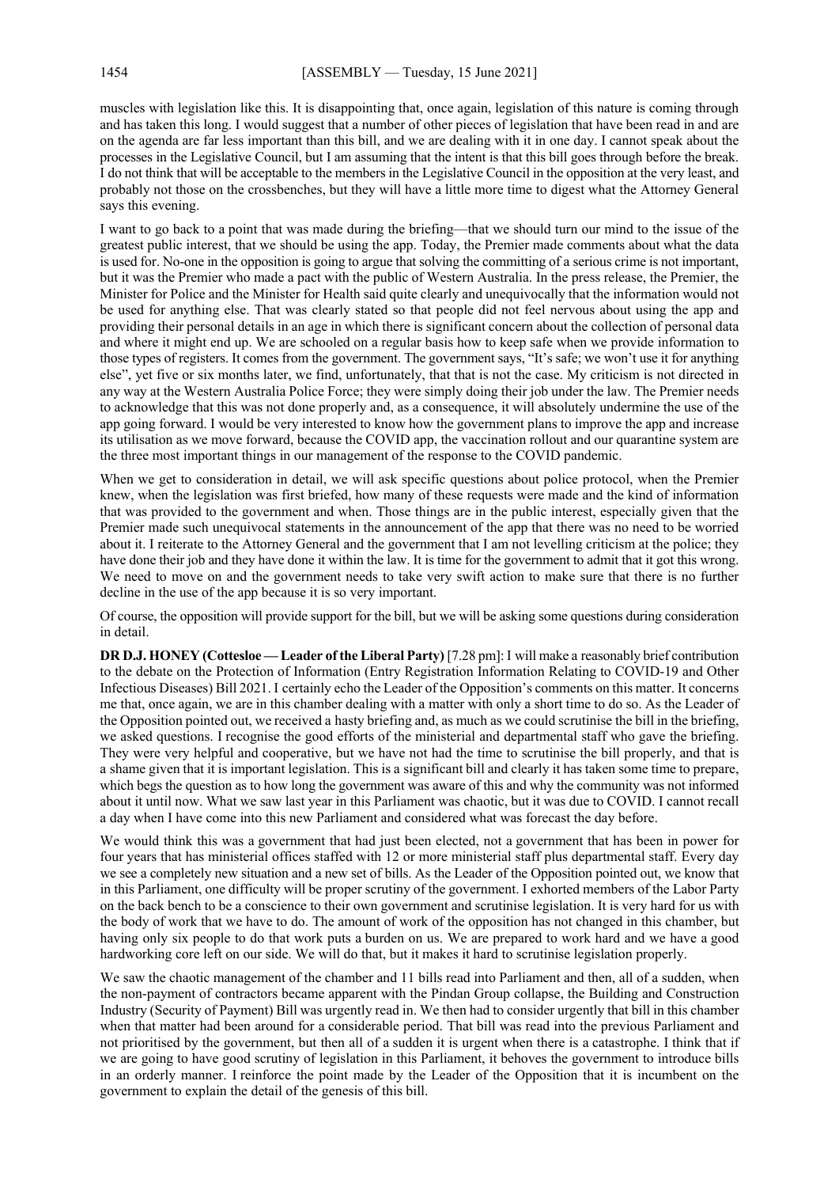muscles with legislation like this. It is disappointing that, once again, legislation of this nature is coming through and has taken this long. I would suggest that a number of other pieces of legislation that have been read in and are on the agenda are far less important than this bill, and we are dealing with it in one day. I cannot speak about the processes in the Legislative Council, but I am assuming that the intent is that this bill goes through before the break. I do not think that will be acceptable to the members in the Legislative Council in the opposition at the very least, and probably not those on the crossbenches, but they will have a little more time to digest what the Attorney General says this evening.

I want to go back to a point that was made during the briefing—that we should turn our mind to the issue of the greatest public interest, that we should be using the app. Today, the Premier made comments about what the data is used for. No-one in the opposition is going to argue that solving the committing of a serious crime is not important, but it was the Premier who made a pact with the public of Western Australia. In the press release, the Premier, the Minister for Police and the Minister for Health said quite clearly and unequivocally that the information would not be used for anything else. That was clearly stated so that people did not feel nervous about using the app and providing their personal details in an age in which there is significant concern about the collection of personal data and where it might end up. We are schooled on a regular basis how to keep safe when we provide information to those types of registers. It comes from the government. The government says, "It's safe; we won't use it for anything else", yet five or six months later, we find, unfortunately, that that is not the case. My criticism is not directed in any way at the Western Australia Police Force; they were simply doing their job under the law. The Premier needs to acknowledge that this was not done properly and, as a consequence, it will absolutely undermine the use of the app going forward. I would be very interested to know how the government plans to improve the app and increase its utilisation as we move forward, because the COVID app, the vaccination rollout and our quarantine system are the three most important things in our management of the response to the COVID pandemic.

When we get to consideration in detail, we will ask specific questions about police protocol, when the Premier knew, when the legislation was first briefed, how many of these requests were made and the kind of information that was provided to the government and when. Those things are in the public interest, especially given that the Premier made such unequivocal statements in the announcement of the app that there was no need to be worried about it. I reiterate to the Attorney General and the government that I am not levelling criticism at the police; they have done their job and they have done it within the law. It is time for the government to admit that it got this wrong. We need to move on and the government needs to take very swift action to make sure that there is no further decline in the use of the app because it is so very important.

Of course, the opposition will provide support for the bill, but we will be asking some questions during consideration in detail.

**DR D.J. HONEY (Cottesloe — Leader of the Liberal Party)** [7.28 pm]: I will make a reasonably brief contribution to the debate on the Protection of Information (Entry Registration Information Relating to COVID-19 and Other Infectious Diseases) Bill 2021. I certainly echo the Leader of the Opposition's comments on this matter. It concerns me that, once again, we are in this chamber dealing with a matter with only a short time to do so. As the Leader of the Opposition pointed out, we received a hasty briefing and, as much as we could scrutinise the bill in the briefing, we asked questions. I recognise the good efforts of the ministerial and departmental staff who gave the briefing. They were very helpful and cooperative, but we have not had the time to scrutinise the bill properly, and that is a shame given that it is important legislation. This is a significant bill and clearly it has taken some time to prepare, which begs the question as to how long the government was aware of this and why the community was not informed about it until now. What we saw last year in this Parliament was chaotic, but it was due to COVID. I cannot recall a day when I have come into this new Parliament and considered what was forecast the day before.

We would think this was a government that had just been elected, not a government that has been in power for four years that has ministerial offices staffed with 12 or more ministerial staff plus departmental staff. Every day we see a completely new situation and a new set of bills. As the Leader of the Opposition pointed out, we know that in this Parliament, one difficulty will be proper scrutiny of the government. I exhorted members of the Labor Party on the back bench to be a conscience to their own government and scrutinise legislation. It is very hard for us with the body of work that we have to do. The amount of work of the opposition has not changed in this chamber, but having only six people to do that work puts a burden on us. We are prepared to work hard and we have a good hardworking core left on our side. We will do that, but it makes it hard to scrutinise legislation properly.

We saw the chaotic management of the chamber and 11 bills read into Parliament and then, all of a sudden, when the non-payment of contractors became apparent with the Pindan Group collapse, the Building and Construction Industry (Security of Payment) Bill was urgently read in. We then had to consider urgently that bill in this chamber when that matter had been around for a considerable period. That bill was read into the previous Parliament and not prioritised by the government, but then all of a sudden it is urgent when there is a catastrophe. I think that if we are going to have good scrutiny of legislation in this Parliament, it behoves the government to introduce bills in an orderly manner. I reinforce the point made by the Leader of the Opposition that it is incumbent on the government to explain the detail of the genesis of this bill.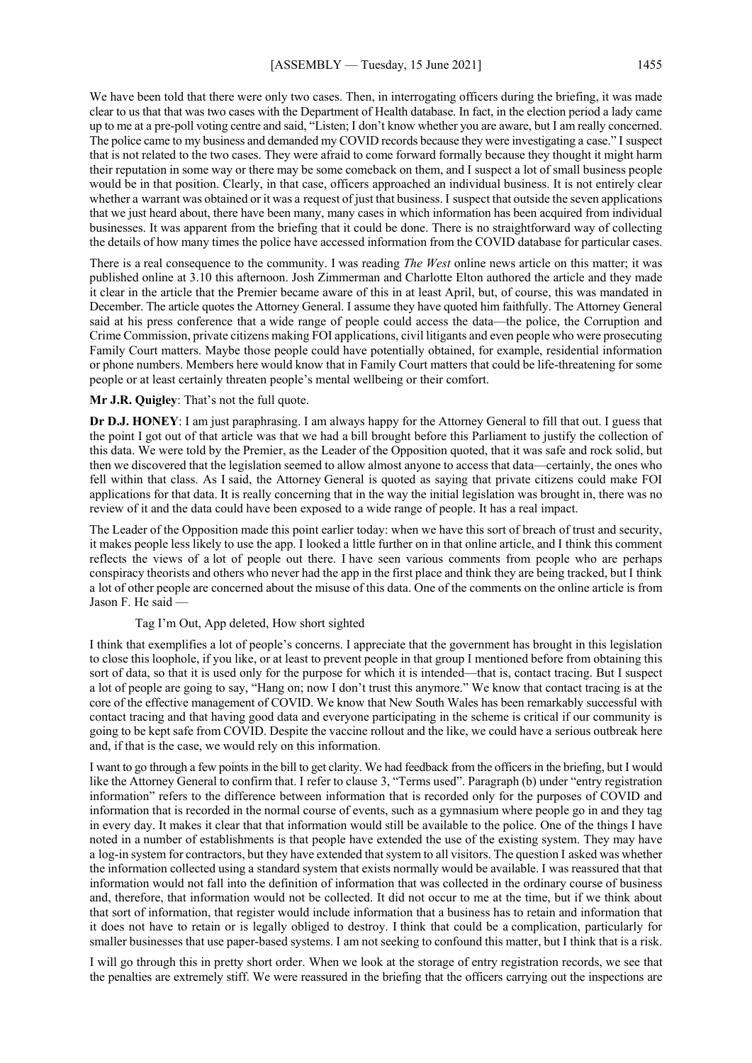We have been told that there were only two cases. Then, in interrogating officers during the briefing, it was made clear to us that that was two cases with the Department of Health database. In fact, in the election period a lady came up to me at a pre-poll voting centre and said, "Listen; I don't know whether you are aware, but I am really concerned. The police came to my business and demanded my COVID records because they were investigating a case." I suspect that is not related to the two cases. They were afraid to come forward formally because they thought it might harm their reputation in some way or there may be some comeback on them, and I suspect a lot of small business people would be in that position. Clearly, in that case, officers approached an individual business. It is not entirely clear whether a warrant was obtained or it was a request of just that business. I suspect that outside the seven applications that we just heard about, there have been many, many cases in which information has been acquired from individual businesses. It was apparent from the briefing that it could be done. There is no straightforward way of collecting the details of how many times the police have accessed information from the COVID database for particular cases.

There is a real consequence to the community. I was reading *The West* online news article on this matter; it was published online at 3.10 this afternoon. Josh Zimmerman and Charlotte Elton authored the article and they made it clear in the article that the Premier became aware of this in at least April, but, of course, this was mandated in December. The article quotes the Attorney General. I assume they have quoted him faithfully. The Attorney General said at his press conference that a wide range of people could access the data—the police, the Corruption and Crime Commission, private citizens making FOI applications, civil litigants and even people who were prosecuting Family Court matters. Maybe those people could have potentially obtained, for example, residential information or phone numbers. Members here would know that in Family Court matters that could be life-threatening for some people or at least certainly threaten people's mental wellbeing or their comfort.

**Mr J.R. Quigley**: That's not the full quote.

**Dr D.J. HONEY**: I am just paraphrasing. I am always happy for the Attorney General to fill that out. I guess that the point I got out of that article was that we had a bill brought before this Parliament to justify the collection of this data. We were told by the Premier, as the Leader of the Opposition quoted, that it was safe and rock solid, but then we discovered that the legislation seemed to allow almost anyone to access that data—certainly, the ones who fell within that class. As I said, the Attorney General is quoted as saying that private citizens could make FOI applications for that data. It is really concerning that in the way the initial legislation was brought in, there was no review of it and the data could have been exposed to a wide range of people. It has a real impact.

The Leader of the Opposition made this point earlier today: when we have this sort of breach of trust and security, it makes people less likely to use the app. I looked a little further on in that online article, and I think this comment reflects the views of a lot of people out there. I have seen various comments from people who are perhaps conspiracy theorists and others who never had the app in the first place and think they are being tracked, but I think a lot of other people are concerned about the misuse of this data. One of the comments on the online article is from Jason F. He said —

> Tag I'm Out, App deleted, How short sighted

I think that exemplifies a lot of people's concerns. I appreciate that the government has brought in this legislation to close this loophole, if you like, or at least to prevent people in that group I mentioned before from obtaining this sort of data, so that it is used only for the purpose for which it is intended—that is, contact tracing. But I suspect a lot of people are going to say, "Hang on; now I don't trust this anymore." We know that contact tracing is at the core of the effective management of COVID. We know that New South Wales has been remarkably successful with contact tracing and that having good data and everyone participating in the scheme is critical if our community is going to be kept safe from COVID. Despite the vaccine rollout and the like, we could have a serious outbreak here and, if that is the case, we would rely on this information.

I want to go through a few points in the bill to get clarity. We had feedback from the officers in the briefing, but I would like the Attorney General to confirm that. I refer to clause 3, "Terms used". Paragraph (b) under "entry registration information" refers to the difference between information that is recorded only for the purposes of COVID and information that is recorded in the normal course of events, such as a gymnasium where people go in and they tag in every day. It makes it clear that that information would still be available to the police. One of the things I have noted in a number of establishments is that people have extended the use of the existing system. They may have a log-in system for contractors, but they have extended that system to all visitors. The question I asked was whether the information collected using a standard system that exists normally would be available. I was reassured that that information would not fall into the definition of information that was collected in the ordinary course of business and, therefore, that information would not be collected. It did not occur to me at the time, but if we think about that sort of information, that register would include information that a business has to retain and information that it does not have to retain or is legally obliged to destroy. I think that could be a complication, particularly for smaller businesses that use paper-based systems. I am not seeking to confound this matter, but I think that is a risk.

I will go through this in pretty short order. When we look at the storage of entry registration records, we see that the penalties are extremely stiff. We were reassured in the briefing that the officers carrying out the inspections are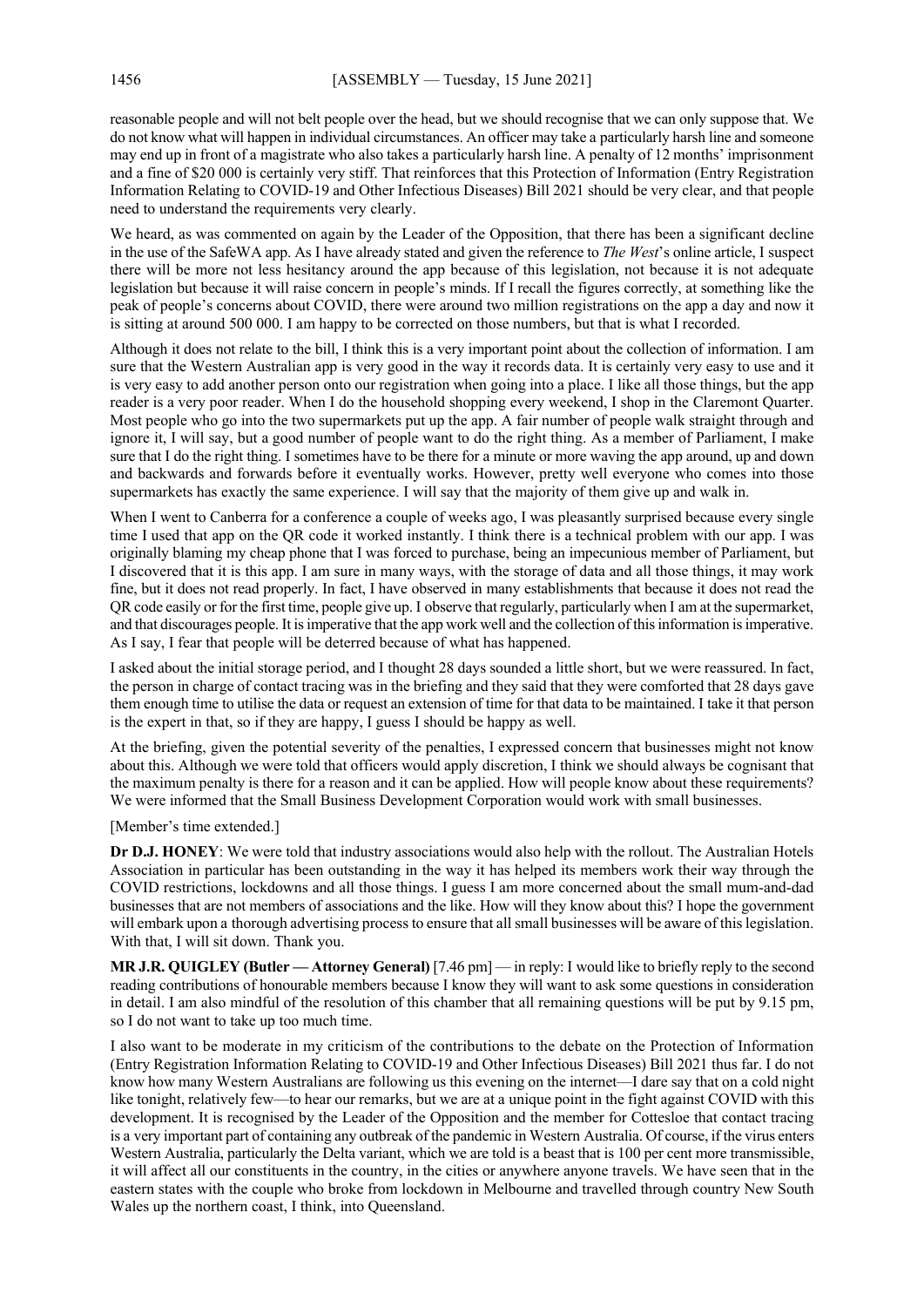reasonable people and will not belt people over the head, but we should recognise that we can only suppose that. We do not know what will happen in individual circumstances. An officer may take a particularly harsh line and someone may end up in front of a magistrate who also takes a particularly harsh line. A penalty of 12 months' imprisonment and a fine of $20 000 is certainly very stiff. That reinforces that this Protection of Information (Entry Registration Information Relating to COVID-19 and Other Infectious Diseases) Bill 2021 should be very clear, and that people need to understand the requirements very clearly.

We heard, as was commented on again by the Leader of the Opposition, that there has been a significant decline in the use of the SafeWA app. As I have already stated and given the reference to *The West*'s online article, I suspect there will be more not less hesitancy around the app because of this legislation, not because it is not adequate legislation but because it will raise concern in people's minds. If I recall the figures correctly, at something like the peak of people's concerns about COVID, there were around two million registrations on the app a day and now it is sitting at around 500 000. I am happy to be corrected on those numbers, but that is what I recorded.

Although it does not relate to the bill, I think this is a very important point about the collection of information. I am sure that the Western Australian app is very good in the way it records data. It is certainly very easy to use and it is very easy to add another person onto our registration when going into a place. I like all those things, but the app reader is a very poor reader. When I do the household shopping every weekend, I shop in the Claremont Quarter. Most people who go into the two supermarkets put up the app. A fair number of people walk straight through and ignore it, I will say, but a good number of people want to do the right thing. As a member of Parliament, I make sure that I do the right thing. I sometimes have to be there for a minute or more waving the app around, up and down and backwards and forwards before it eventually works. However, pretty well everyone who comes into those supermarkets has exactly the same experience. I will say that the majority of them give up and walk in.

When I went to Canberra for a conference a couple of weeks ago, I was pleasantly surprised because every single time I used that app on the QR code it worked instantly. I think there is a technical problem with our app. I was originally blaming my cheap phone that I was forced to purchase, being an impecunious member of Parliament, but I discovered that it is this app. I am sure in many ways, with the storage of data and all those things, it may work fine, but it does not read properly. In fact, I have observed in many establishments that because it does not read the QR code easily or for the first time, people give up. I observe that regularly, particularly when I am at the supermarket, and that discourages people. It is imperative that the app work well and the collection of this information is imperative. As I say, I fear that people will be deterred because of what has happened.

I asked about the initial storage period, and I thought 28 days sounded a little short, but we were reassured. In fact, the person in charge of contact tracing was in the briefing and they said that they were comforted that 28 days gave them enough time to utilise the data or request an extension of time for that data to be maintained. I take it that person is the expert in that, so if they are happy, I guess I should be happy as well.

At the briefing, given the potential severity of the penalties, I expressed concern that businesses might not know about this. Although we were told that officers would apply discretion, I think we should always be cognisant that the maximum penalty is there for a reason and it can be applied. How will people know about these requirements? We were informed that the Small Business Development Corporation would work with small businesses.

[Member's time extended.]

**Dr D.J. HONEY**: We were told that industry associations would also help with the rollout. The Australian Hotels Association in particular has been outstanding in the way it has helped its members work their way through the COVID restrictions, lockdowns and all those things. I guess I am more concerned about the small mum-and-dad businesses that are not members of associations and the like. How will they know about this? I hope the government will embark upon a thorough advertising process to ensure that all small businesses will be aware of this legislation. With that, I will sit down. Thank you.

**MR J.R. QUIGLEY (Butler — Attorney General)** [7.46 pm] — in reply: I would like to briefly reply to the second reading contributions of honourable members because I know they will want to ask some questions in consideration in detail. I am also mindful of the resolution of this chamber that all remaining questions will be put by 9.15 pm, so I do not want to take up too much time.

I also want to be moderate in my criticism of the contributions to the debate on the Protection of Information (Entry Registration Information Relating to COVID-19 and Other Infectious Diseases) Bill 2021 thus far. I do not know how many Western Australians are following us this evening on the internet—I dare say that on a cold night like tonight, relatively few—to hear our remarks, but we are at a unique point in the fight against COVID with this development. It is recognised by the Leader of the Opposition and the member for Cottesloe that contact tracing is a very important part of containing any outbreak of the pandemic in Western Australia. Of course, if the virus enters Western Australia, particularly the Delta variant, which we are told is a beast that is 100 per cent more transmissible, it will affect all our constituents in the country, in the cities or anywhere anyone travels. We have seen that in the eastern states with the couple who broke from lockdown in Melbourne and travelled through country New South Wales up the northern coast, I think, into Queensland.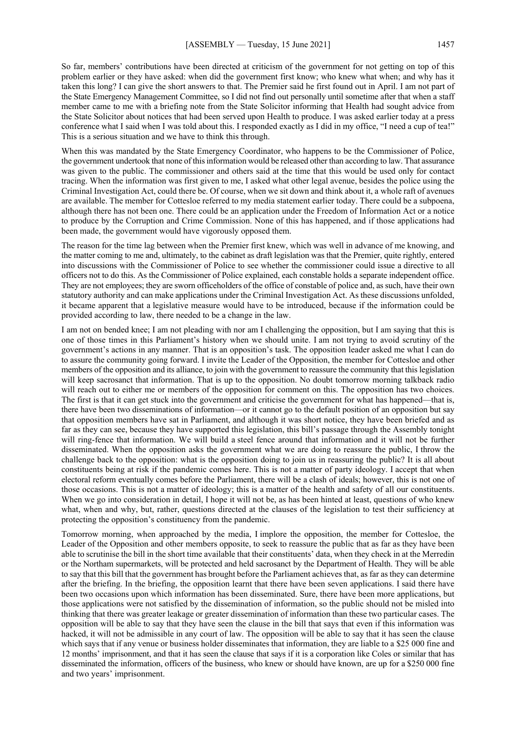So far, members' contributions have been directed at criticism of the government for not getting on top of this problem earlier or they have asked: when did the government first know; who knew what when; and why has it taken this long? I can give the short answers to that. The Premier said he first found out in April. I am not part of the State Emergency Management Committee, so I did not find out personally until sometime after that when a staff member came to me with a briefing note from the State Solicitor informing that Health had sought advice from the State Solicitor about notices that had been served upon Health to produce. I was asked earlier today at a press conference what I said when I was told about this. I responded exactly as I did in my office, "I need a cup of tea!" This is a serious situation and we have to think this through.

When this was mandated by the State Emergency Coordinator, who happens to be the Commissioner of Police, the government undertook that none of this information would be released other than according to law. That assurance was given to the public. The commissioner and others said at the time that this would be used only for contact tracing. When the information was first given to me, I asked what other legal avenue, besides the police using the Criminal Investigation Act, could there be. Of course, when we sit down and think about it, a whole raft of avenues are available. The member for Cottesloe referred to my media statement earlier today. There could be a subpoena, although there has not been one. There could be an application under the Freedom of Information Act or a notice to produce by the Corruption and Crime Commission. None of this has happened, and if those applications had been made, the government would have vigorously opposed them.

The reason for the time lag between when the Premier first knew, which was well in advance of me knowing, and the matter coming to me and, ultimately, to the cabinet as draft legislation was that the Premier, quite rightly, entered into discussions with the Commissioner of Police to see whether the commissioner could issue a directive to all officers not to do this. As the Commissioner of Police explained, each constable holds a separate independent office. They are not employees; they are sworn officeholders of the office of constable of police and, as such, have their own statutory authority and can make applications under the Criminal Investigation Act. As these discussions unfolded, it became apparent that a legislative measure would have to be introduced, because if the information could be provided according to law, there needed to be a change in the law.

I am not on bended knee; I am not pleading with nor am I challenging the opposition, but I am saying that this is one of those times in this Parliament's history when we should unite. I am not trying to avoid scrutiny of the government's actions in any manner. That is an opposition's task. The opposition leader asked me what I can do to assure the community going forward. I invite the Leader of the Opposition, the member for Cottesloe and other members of the opposition and its alliance, to join with the government to reassure the community that this legislation will keep sacrosanct that information. That is up to the opposition. No doubt tomorrow morning talkback radio will reach out to either me or members of the opposition for comment on this. The opposition has two choices. The first is that it can get stuck into the government and criticise the government for what has happened—that is, there have been two disseminations of information—or it cannot go to the default position of an opposition but say that opposition members have sat in Parliament, and although it was short notice, they have been briefed and as far as they can see, because they have supported this legislation, this bill's passage through the Assembly tonight will ring-fence that information. We will build a steel fence around that information and it will not be further disseminated. When the opposition asks the government what we are doing to reassure the public, I throw the challenge back to the opposition: what is the opposition doing to join us in reassuring the public? It is all about constituents being at risk if the pandemic comes here. This is not a matter of party ideology. I accept that when electoral reform eventually comes before the Parliament, there will be a clash of ideals; however, this is not one of those occasions. This is not a matter of ideology; this is a matter of the health and safety of all our constituents. When we go into consideration in detail, I hope it will not be, as has been hinted at least, questions of who knew what, when and why, but, rather, questions directed at the clauses of the legislation to test their sufficiency at protecting the opposition's constituency from the pandemic.

Tomorrow morning, when approached by the media, I implore the opposition, the member for Cottesloe, the Leader of the Opposition and other members opposite, to seek to reassure the public that as far as they have been able to scrutinise the bill in the short time available that their constituents' data, when they check in at the Merredin or the Northam supermarkets, will be protected and held sacrosanct by the Department of Health. They will be able to say that this bill that the government has brought before the Parliament achieves that, as far as they can determine after the briefing. In the briefing, the opposition learnt that there have been seven applications. I said there have been two occasions upon which information has been disseminated. Sure, there have been more applications, but those applications were not satisfied by the dissemination of information, so the public should not be misled into thinking that there was greater leakage or greater dissemination of information than these two particular cases. The opposition will be able to say that they have seen the clause in the bill that says that even if this information was hacked, it will not be admissible in any court of law. The opposition will be able to say that it has seen the clause which says that if any venue or business holder disseminates that information, they are liable to a $25 000 fine and 12 months' imprisonment, and that it has seen the clause that says if it is a corporation like Coles or similar that has disseminated the information, officers of the business, who knew or should have known, are up for a $250 000 fine and two years' imprisonment.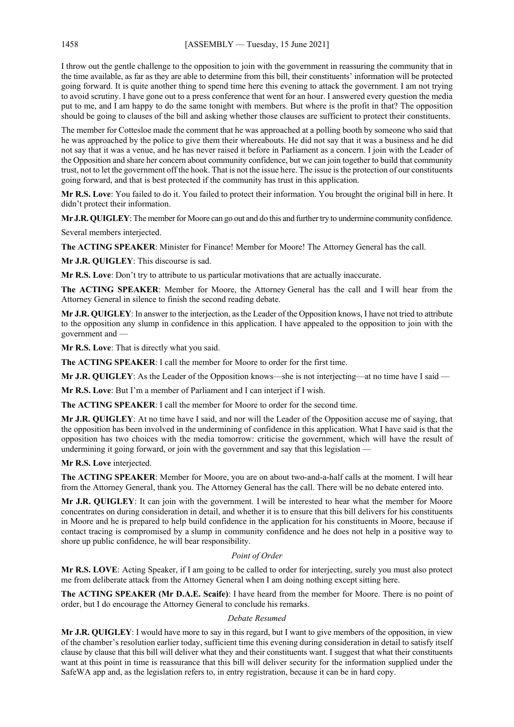I throw out the gentle challenge to the opposition to join with the government in reassuring the community that in the time available, as far as they are able to determine from this bill, their constituents' information will be protected going forward. It is quite another thing to spend time here this evening to attack the government. I am not trying to avoid scrutiny. I have gone out to a press conference that went for an hour. I answered every question the media put to me, and I am happy to do the same tonight with members. But where is the profit in that? The opposition should be going to clauses of the bill and asking whether those clauses are sufficient to protect their constituents.

The member for Cottesloe made the comment that he was approached at a polling booth by someone who said that he was approached by the police to give them their whereabouts. He did not say that it was a business and he did not say that it was a venue, and he has never raised it before in Parliament as a concern. I join with the Leader of the Opposition and share her concern about community confidence, but we can join together to build that community trust, not to let the government off the hook. That is not the issue here. The issue is the protection of our constituents going forward, and that is best protected if the community has trust in this application.

**Mr R.S. Love**: You failed to do it. You failed to protect their information. You brought the original bill in here. It didn't protect their information.

**Mr J.R. QUIGLEY**: The member for Moore can go out and do this and further try to undermine community confidence.

Several members interjected.

**The ACTING SPEAKER**: Minister for Finance! Member for Moore! The Attorney General has the call.

**Mr J.R. QUIGLEY**: This discourse is sad.

**Mr R.S. Love**: Don't try to attribute to us particular motivations that are actually inaccurate.

**The ACTING SPEAKER**: Member for Moore, the Attorney General has the call and I will hear from the Attorney General in silence to finish the second reading debate.

**Mr J.R. QUIGLEY**: In answer to the interjection, as the Leader of the Opposition knows, I have not tried to attribute to the opposition any slump in confidence in this application. I have appealed to the opposition to join with the government and —

**Mr R.S. Love**: That is directly what you said.

**The ACTING SPEAKER**: I call the member for Moore to order for the first time.

**Mr J.R. QUIGLEY**: As the Leader of the Opposition knows—she is not interjecting—at no time have I said —

**Mr R.S. Love**: But I'm a member of Parliament and I can interject if I wish.

**The ACTING SPEAKER**: I call the member for Moore to order for the second time.

**Mr J.R. QUIGLEY**: At no time have I said, and nor will the Leader of the Opposition accuse me of saying, that the opposition has been involved in the undermining of confidence in this application. What I have said is that the opposition has two choices with the media tomorrow: criticise the government, which will have the result of undermining it going forward, or join with the government and say that this legislation —

**Mr R.S. Love** interjected.

**The ACTING SPEAKER**: Member for Moore, you are on about two-and-a-half calls at the moment. I will hear from the Attorney General, thank you. The Attorney General has the call. There will be no debate entered into.

**Mr J.R. QUIGLEY**: It can join with the government. I will be interested to hear what the member for Moore concentrates on during consideration in detail, and whether it is to ensure that this bill delivers for his constituents in Moore and he is prepared to help build confidence in the application for his constituents in Moore, because if contact tracing is compromised by a slump in community confidence and he does not help in a positive way to shore up public confidence, he will bear responsibility.

*Point of Order*

**Mr R.S. LOVE**: Acting Speaker, if I am going to be called to order for interjecting, surely you must also protect me from deliberate attack from the Attorney General when I am doing nothing except sitting here.

**The ACTING SPEAKER (Mr D.A.E. Scaife)**: I have heard from the member for Moore. There is no point of order, but I do encourage the Attorney General to conclude his remarks.

*Debate Resumed*

**Mr J.R. QUIGLEY**: I would have more to say in this regard, but I want to give members of the opposition, in view of the chamber's resolution earlier today, sufficient time this evening during consideration in detail to satisfy itself clause by clause that this bill will deliver what they and their constituents want. I suggest that what their constituents want at this point in time is reassurance that this bill will deliver security for the information supplied under the SafeWA app and, as the legislation refers to, in entry registration, because it can be in hard copy.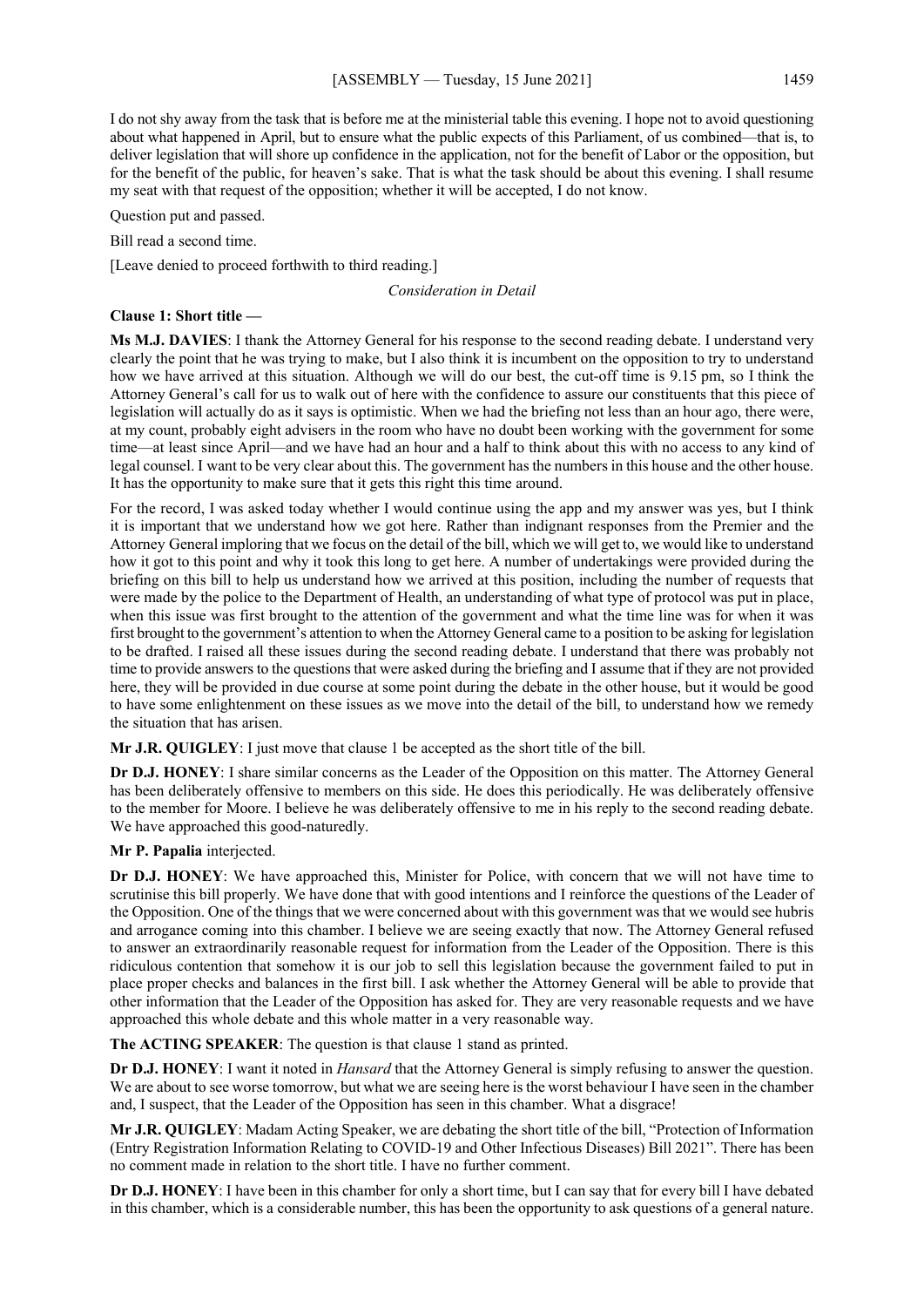I do not shy away from the task that is before me at the ministerial table this evening. I hope not to avoid questioning about what happened in April, but to ensure what the public expects of this Parliament, of us combined—that is, to deliver legislation that will shore up confidence in the application, not for the benefit of Labor or the opposition, but for the benefit of the public, for heaven's sake. That is what the task should be about this evening. I shall resume my seat with that request of the opposition; whether it will be accepted, I do not know.

Question put and passed.

Bill read a second time.

[Leave denied to proceed forthwith to third reading.]

*Consideration in Detail*

**Clause 1: Short title —**

**Ms M.J. DAVIES**: I thank the Attorney General for his response to the second reading debate. I understand very clearly the point that he was trying to make, but I also think it is incumbent on the opposition to try to understand how we have arrived at this situation. Although we will do our best, the cut-off time is 9.15 pm, so I think the Attorney General's call for us to walk out of here with the confidence to assure our constituents that this piece of legislation will actually do as it says is optimistic. When we had the briefing not less than an hour ago, there were, at my count, probably eight advisers in the room who have no doubt been working with the government for some time—at least since April—and we have had an hour and a half to think about this with no access to any kind of legal counsel. I want to be very clear about this. The government has the numbers in this house and the other house. It has the opportunity to make sure that it gets this right this time around.

For the record, I was asked today whether I would continue using the app and my answer was yes, but I think it is important that we understand how we got here. Rather than indignant responses from the Premier and the Attorney General imploring that we focus on the detail of the bill, which we will get to, we would like to understand how it got to this point and why it took this long to get here. A number of undertakings were provided during the briefing on this bill to help us understand how we arrived at this position, including the number of requests that were made by the police to the Department of Health, an understanding of what type of protocol was put in place, when this issue was first brought to the attention of the government and what the time line was for when it was first brought to the government's attention to when the Attorney General came to a position to be asking for legislation to be drafted. I raised all these issues during the second reading debate. I understand that there was probably not time to provide answers to the questions that were asked during the briefing and I assume that if they are not provided here, they will be provided in due course at some point during the debate in the other house, but it would be good to have some enlightenment on these issues as we move into the detail of the bill, to understand how we remedy the situation that has arisen.

**Mr J.R. QUIGLEY**: I just move that clause 1 be accepted as the short title of the bill.

**Dr D.J. HONEY**: I share similar concerns as the Leader of the Opposition on this matter. The Attorney General has been deliberately offensive to members on this side. He does this periodically. He was deliberately offensive to the member for Moore. I believe he was deliberately offensive to me in his reply to the second reading debate. We have approached this good-naturedly.

**Mr P. Papalia** interjected.

**Dr D.J. HONEY**: We have approached this, Minister for Police, with concern that we will not have time to scrutinise this bill properly. We have done that with good intentions and I reinforce the questions of the Leader of the Opposition. One of the things that we were concerned about with this government was that we would see hubris and arrogance coming into this chamber. I believe we are seeing exactly that now. The Attorney General refused to answer an extraordinarily reasonable request for information from the Leader of the Opposition. There is this ridiculous contention that somehow it is our job to sell this legislation because the government failed to put in place proper checks and balances in the first bill. I ask whether the Attorney General will be able to provide that other information that the Leader of the Opposition has asked for. They are very reasonable requests and we have approached this whole debate and this whole matter in a very reasonable way.

**The ACTING SPEAKER**: The question is that clause 1 stand as printed.

**Dr D.J. HONEY**: I want it noted in *Hansard* that the Attorney General is simply refusing to answer the question. We are about to see worse tomorrow, but what we are seeing here is the worst behaviour I have seen in the chamber and, I suspect, that the Leader of the Opposition has seen in this chamber. What a disgrace!

**Mr J.R. QUIGLEY**: Madam Acting Speaker, we are debating the short title of the bill, "Protection of Information (Entry Registration Information Relating to COVID-19 and Other Infectious Diseases) Bill 2021". There has been no comment made in relation to the short title. I have no further comment.

**Dr D.J. HONEY**: I have been in this chamber for only a short time, but I can say that for every bill I have debated in this chamber, which is a considerable number, this has been the opportunity to ask questions of a general nature.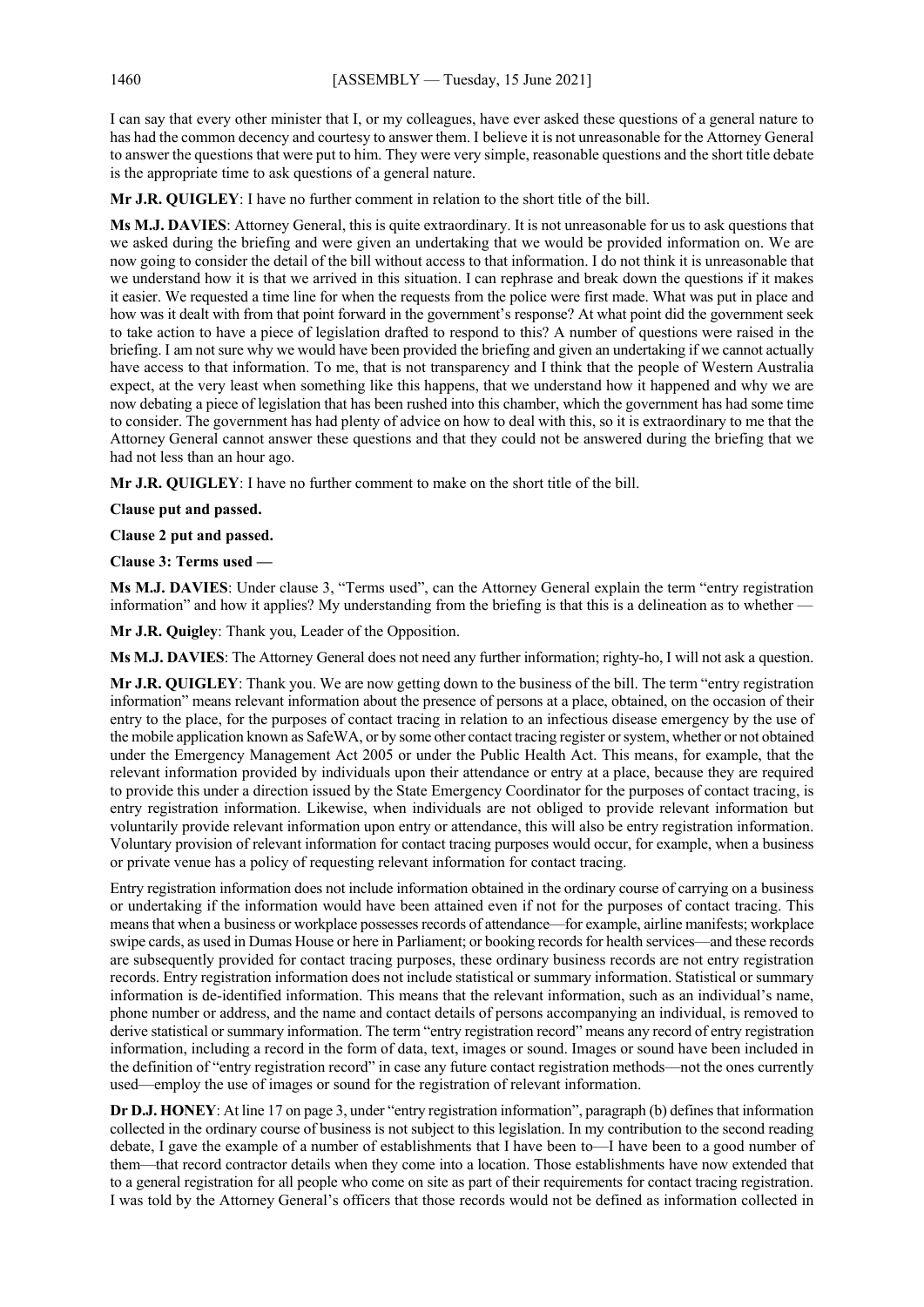I can say that every other minister that I, or my colleagues, have ever asked these questions of a general nature to has had the common decency and courtesy to answer them. I believe it is not unreasonable for the Attorney General to answer the questions that were put to him. They were very simple, reasonable questions and the short title debate is the appropriate time to ask questions of a general nature.

**Mr J.R. QUIGLEY**: I have no further comment in relation to the short title of the bill.

**Ms M.J. DAVIES**: Attorney General, this is quite extraordinary. It is not unreasonable for us to ask questions that we asked during the briefing and were given an undertaking that we would be provided information on. We are now going to consider the detail of the bill without access to that information. I do not think it is unreasonable that we understand how it is that we arrived in this situation. I can rephrase and break down the questions if it makes it easier. We requested a time line for when the requests from the police were first made. What was put in place and how was it dealt with from that point forward in the government's response? At what point did the government seek to take action to have a piece of legislation drafted to respond to this? A number of questions were raised in the briefing. I am not sure why we would have been provided the briefing and given an undertaking if we cannot actually have access to that information. To me, that is not transparency and I think that the people of Western Australia expect, at the very least when something like this happens, that we understand how it happened and why we are now debating a piece of legislation that has been rushed into this chamber, which the government has had some time to consider. The government has had plenty of advice on how to deal with this, so it is extraordinary to me that the Attorney General cannot answer these questions and that they could not be answered during the briefing that we had not less than an hour ago.

**Mr J.R. QUIGLEY**: I have no further comment to make on the short title of the bill.

**Clause put and passed.**

**Clause 2 put and passed.**

**Clause 3: Terms used —**

**Ms M.J. DAVIES**: Under clause 3, "Terms used", can the Attorney General explain the term "entry registration information" and how it applies? My understanding from the briefing is that this is a delineation as to whether —

**Mr J.R. Quigley**: Thank you, Leader of the Opposition.

**Ms M.J. DAVIES**: The Attorney General does not need any further information; righty-ho, I will not ask a question.

**Mr J.R. QUIGLEY**: Thank you. We are now getting down to the business of the bill. The term "entry registration information" means relevant information about the presence of persons at a place, obtained, on the occasion of their entry to the place, for the purposes of contact tracing in relation to an infectious disease emergency by the use of the mobile application known as SafeWA, or by some other contact tracing register or system, whether or not obtained under the Emergency Management Act 2005 or under the Public Health Act. This means, for example, that the relevant information provided by individuals upon their attendance or entry at a place, because they are required to provide this under a direction issued by the State Emergency Coordinator for the purposes of contact tracing, is entry registration information. Likewise, when individuals are not obliged to provide relevant information but voluntarily provide relevant information upon entry or attendance, this will also be entry registration information. Voluntary provision of relevant information for contact tracing purposes would occur, for example, when a business or private venue has a policy of requesting relevant information for contact tracing.

Entry registration information does not include information obtained in the ordinary course of carrying on a business or undertaking if the information would have been attained even if not for the purposes of contact tracing. This means that when a business or workplace possesses records of attendance—for example, airline manifests; workplace swipe cards, as used in Dumas House or here in Parliament; or booking records for health services—and these records are subsequently provided for contact tracing purposes, these ordinary business records are not entry registration records. Entry registration information does not include statistical or summary information. Statistical or summary information is de-identified information. This means that the relevant information, such as an individual's name, phone number or address, and the name and contact details of persons accompanying an individual, is removed to derive statistical or summary information. The term "entry registration record" means any record of entry registration information, including a record in the form of data, text, images or sound. Images or sound have been included in the definition of "entry registration record" in case any future contact registration methods—not the ones currently used—employ the use of images or sound for the registration of relevant information.

**Dr D.J. HONEY**: At line 17 on page 3, under "entry registration information", paragraph (b) defines that information collected in the ordinary course of business is not subject to this legislation. In my contribution to the second reading debate, I gave the example of a number of establishments that I have been to—I have been to a good number of them—that record contractor details when they come into a location. Those establishments have now extended that to a general registration for all people who come on site as part of their requirements for contact tracing registration. I was told by the Attorney General's officers that those records would not be defined as information collected in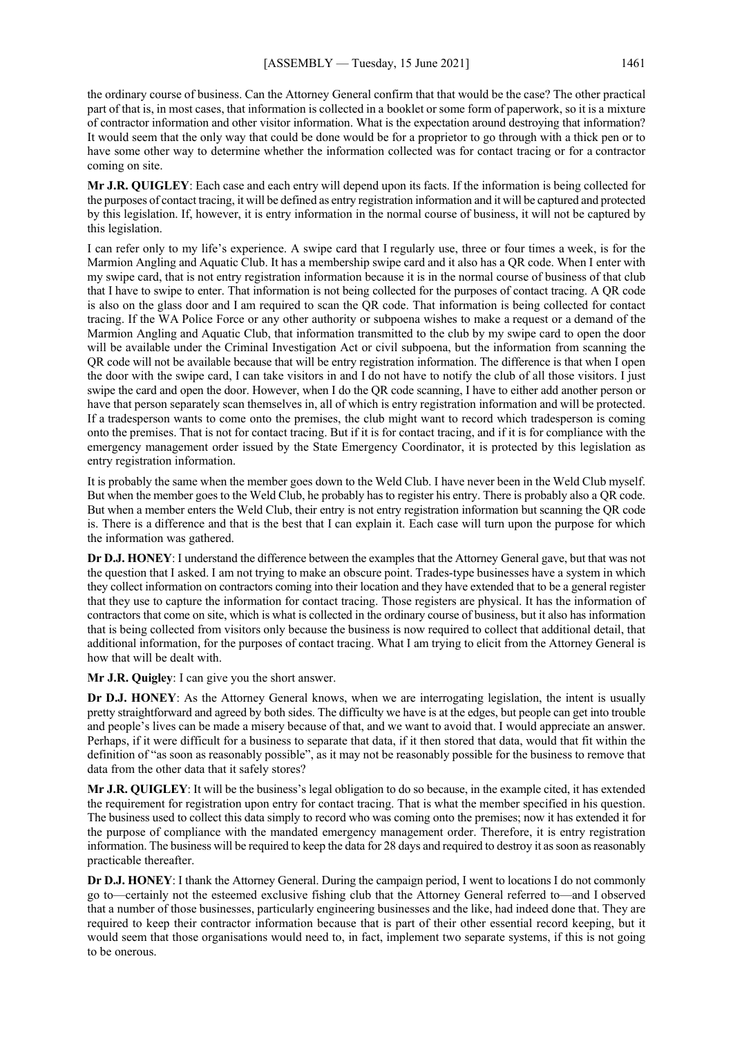the ordinary course of business. Can the Attorney General confirm that that would be the case? The other practical part of that is, in most cases, that information is collected in a booklet or some form of paperwork, so it is a mixture of contractor information and other visitor information. What is the expectation around destroying that information? It would seem that the only way that could be done would be for a proprietor to go through with a thick pen or to have some other way to determine whether the information collected was for contact tracing or for a contractor coming on site.

**Mr J.R. QUIGLEY**: Each case and each entry will depend upon its facts. If the information is being collected for the purposes of contact tracing, it will be defined as entry registration information and it will be captured and protected by this legislation. If, however, it is entry information in the normal course of business, it will not be captured by this legislation.

I can refer only to my life's experience. A swipe card that I regularly use, three or four times a week, is for the Marmion Angling and Aquatic Club. It has a membership swipe card and it also has a QR code. When I enter with my swipe card, that is not entry registration information because it is in the normal course of business of that club that I have to swipe to enter. That information is not being collected for the purposes of contact tracing. A QR code is also on the glass door and I am required to scan the QR code. That information is being collected for contact tracing. If the WA Police Force or any other authority or subpoena wishes to make a request or a demand of the Marmion Angling and Aquatic Club, that information transmitted to the club by my swipe card to open the door will be available under the Criminal Investigation Act or civil subpoena, but the information from scanning the QR code will not be available because that will be entry registration information. The difference is that when I open the door with the swipe card, I can take visitors in and I do not have to notify the club of all those visitors. I just swipe the card and open the door. However, when I do the QR code scanning, I have to either add another person or have that person separately scan themselves in, all of which is entry registration information and will be protected. If a tradesperson wants to come onto the premises, the club might want to record which tradesperson is coming onto the premises. That is not for contact tracing. But if it is for contact tracing, and if it is for compliance with the emergency management order issued by the State Emergency Coordinator, it is protected by this legislation as entry registration information.

It is probably the same when the member goes down to the Weld Club. I have never been in the Weld Club myself. But when the member goes to the Weld Club, he probably has to register his entry. There is probably also a QR code. But when a member enters the Weld Club, their entry is not entry registration information but scanning the QR code is. There is a difference and that is the best that I can explain it. Each case will turn upon the purpose for which the information was gathered.

**Dr D.J. HONEY**: I understand the difference between the examples that the Attorney General gave, but that was not the question that I asked. I am not trying to make an obscure point. Trades-type businesses have a system in which they collect information on contractors coming into their location and they have extended that to be a general register that they use to capture the information for contact tracing. Those registers are physical. It has the information of contractors that come on site, which is what is collected in the ordinary course of business, but it also has information that is being collected from visitors only because the business is now required to collect that additional detail, that additional information, for the purposes of contact tracing. What I am trying to elicit from the Attorney General is how that will be dealt with.

**Mr J.R. Quigley**: I can give you the short answer.

**Dr D.J. HONEY**: As the Attorney General knows, when we are interrogating legislation, the intent is usually pretty straightforward and agreed by both sides. The difficulty we have is at the edges, but people can get into trouble and people's lives can be made a misery because of that, and we want to avoid that. I would appreciate an answer. Perhaps, if it were difficult for a business to separate that data, if it then stored that data, would that fit within the definition of "as soon as reasonably possible", as it may not be reasonably possible for the business to remove that data from the other data that it safely stores?

**Mr J.R. QUIGLEY**: It will be the business's legal obligation to do so because, in the example cited, it has extended the requirement for registration upon entry for contact tracing. That is what the member specified in his question. The business used to collect this data simply to record who was coming onto the premises; now it has extended it for the purpose of compliance with the mandated emergency management order. Therefore, it is entry registration information. The business will be required to keep the data for 28 days and required to destroy it as soon as reasonably practicable thereafter.

**Dr D.J. HONEY**: I thank the Attorney General. During the campaign period, I went to locations I do not commonly go to—certainly not the esteemed exclusive fishing club that the Attorney General referred to—and I observed that a number of those businesses, particularly engineering businesses and the like, had indeed done that. They are required to keep their contractor information because that is part of their other essential record keeping, but it would seem that those organisations would need to, in fact, implement two separate systems, if this is not going to be onerous.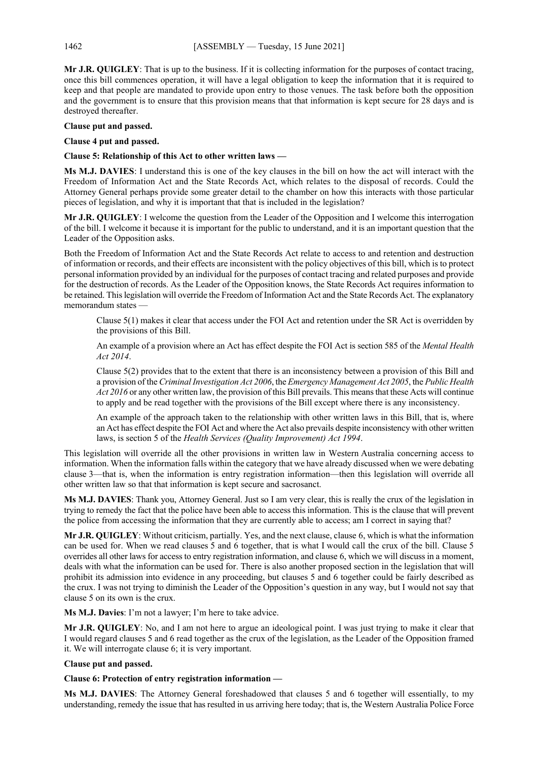**Mr J.R. QUIGLEY**: That is up to the business. If it is collecting information for the purposes of contact tracing, once this bill commences operation, it will have a legal obligation to keep the information that it is required to keep and that people are mandated to provide upon entry to those venues. The task before both the opposition and the government is to ensure that this provision means that that information is kept secure for 28 days and is destroyed thereafter.

**Clause put and passed.**

**Clause 4 put and passed.**

**Clause 5: Relationship of this Act to other written laws —**

**Ms M.J. DAVIES**: I understand this is one of the key clauses in the bill on how the act will interact with the Freedom of Information Act and the State Records Act, which relates to the disposal of records. Could the Attorney General perhaps provide some greater detail to the chamber on how this interacts with those particular pieces of legislation, and why it is important that that is included in the legislation?

**Mr J.R. QUIGLEY**: I welcome the question from the Leader of the Opposition and I welcome this interrogation of the bill. I welcome it because it is important for the public to understand, and it is an important question that the Leader of the Opposition asks.

Both the Freedom of Information Act and the State Records Act relate to access to and retention and destruction of information or records, and their effects are inconsistent with the policy objectives of this bill, which is to protect personal information provided by an individual for the purposes of contact tracing and related purposes and provide for the destruction of records. As the Leader of the Opposition knows, the State Records Act requires information to be retained. This legislation will override the Freedom of Information Act and the State Records Act. The explanatory memorandum states —

> Clause 5(1) makes it clear that access under the FOI Act and retention under the SR Act is overridden by the provisions of this Bill.
>
> An example of a provision where an Act has effect despite the FOI Act is section 585 of the *Mental Health Act 2014*.
>
> Clause 5(2) provides that to the extent that there is an inconsistency between a provision of this Bill and a provision of the *Criminal Investigation Act 2006*, the *Emergency Management Act 2005*, the *Public Health Act 2016* or any other written law, the provision of this Bill prevails. This means that these Acts will continue to apply and be read together with the provisions of the Bill except where there is any inconsistency.
>
> An example of the approach taken to the relationship with other written laws in this Bill, that is, where an Act has effect despite the FOI Act and where the Act also prevails despite inconsistency with other written laws, is section 5 of the *Health Services (Quality Improvement) Act 1994*.

This legislation will override all the other provisions in written law in Western Australia concerning access to information. When the information falls within the category that we have already discussed when we were debating clause 3—that is, when the information is entry registration information—then this legislation will override all other written law so that that information is kept secure and sacrosanct.

**Ms M.J. DAVIES**: Thank you, Attorney General. Just so I am very clear, this is really the crux of the legislation in trying to remedy the fact that the police have been able to access this information. This is the clause that will prevent the police from accessing the information that they are currently able to access; am I correct in saying that?

**Mr J.R. QUIGLEY**: Without criticism, partially. Yes, and the next clause, clause 6, which is what the information can be used for. When we read clauses 5 and 6 together, that is what I would call the crux of the bill. Clause 5 overrides all other laws for access to entry registration information, and clause 6, which we will discuss in a moment, deals with what the information can be used for. There is also another proposed section in the legislation that will prohibit its admission into evidence in any proceeding, but clauses 5 and 6 together could be fairly described as the crux. I was not trying to diminish the Leader of the Opposition's question in any way, but I would not say that clause 5 on its own is the crux.

**Ms M.J. Davies**: I'm not a lawyer; I'm here to take advice.

**Mr J.R. QUIGLEY**: No, and I am not here to argue an ideological point. I was just trying to make it clear that I would regard clauses 5 and 6 read together as the crux of the legislation, as the Leader of the Opposition framed it. We will interrogate clause 6; it is very important.

**Clause put and passed.**

**Clause 6: Protection of entry registration information —**

**Ms M.J. DAVIES**: The Attorney General foreshadowed that clauses 5 and 6 together will essentially, to my understanding, remedy the issue that has resulted in us arriving here today; that is, the Western Australia Police Force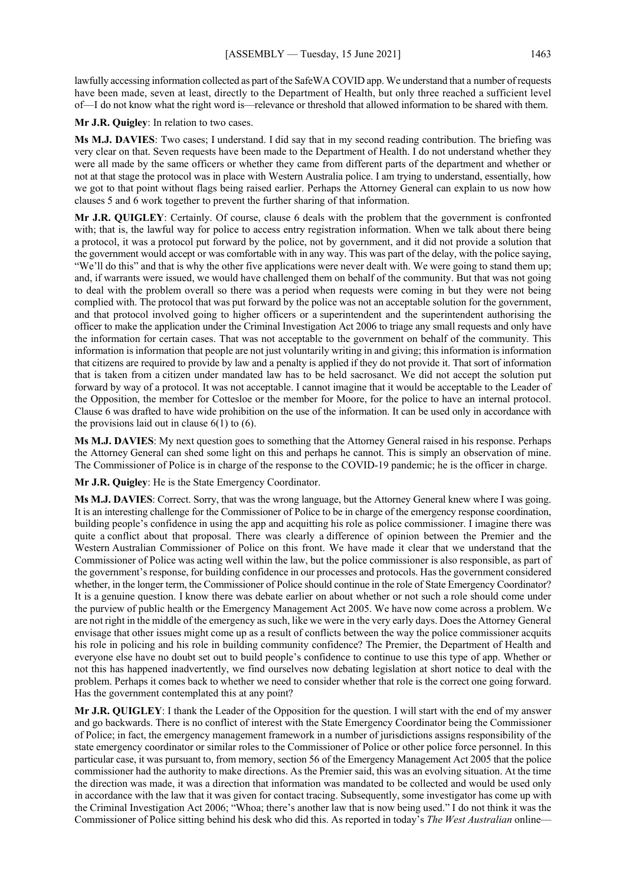lawfully accessing information collected as part of the SafeWA COVID app. We understand that a number of requests have been made, seven at least, directly to the Department of Health, but only three reached a sufficient level of—I do not know what the right word is—relevance or threshold that allowed information to be shared with them.

**Mr J.R. Quigley**: In relation to two cases.

**Ms M.J. DAVIES**: Two cases; I understand. I did say that in my second reading contribution. The briefing was very clear on that. Seven requests have been made to the Department of Health. I do not understand whether they were all made by the same officers or whether they came from different parts of the department and whether or not at that stage the protocol was in place with Western Australia police. I am trying to understand, essentially, how we got to that point without flags being raised earlier. Perhaps the Attorney General can explain to us now how clauses 5 and 6 work together to prevent the further sharing of that information.

**Mr J.R. QUIGLEY**: Certainly. Of course, clause 6 deals with the problem that the government is confronted with; that is, the lawful way for police to access entry registration information. When we talk about there being a protocol, it was a protocol put forward by the police, not by government, and it did not provide a solution that the government would accept or was comfortable with in any way. This was part of the delay, with the police saying, "We'll do this" and that is why the other five applications were never dealt with. We were going to stand them up; and, if warrants were issued, we would have challenged them on behalf of the community. But that was not going to deal with the problem overall so there was a period when requests were coming in but they were not being complied with. The protocol that was put forward by the police was not an acceptable solution for the government, and that protocol involved going to higher officers or a superintendent and the superintendent authorising the officer to make the application under the Criminal Investigation Act 2006 to triage any small requests and only have the information for certain cases. That was not acceptable to the government on behalf of the community. This information is information that people are not just voluntarily writing in and giving; this information is information that citizens are required to provide by law and a penalty is applied if they do not provide it. That sort of information that is taken from a citizen under mandated law has to be held sacrosanct. We did not accept the solution put forward by way of a protocol. It was not acceptable. I cannot imagine that it would be acceptable to the Leader of the Opposition, the member for Cottesloe or the member for Moore, for the police to have an internal protocol. Clause 6 was drafted to have wide prohibition on the use of the information. It can be used only in accordance with the provisions laid out in clause 6(1) to (6).

**Ms M.J. DAVIES**: My next question goes to something that the Attorney General raised in his response. Perhaps the Attorney General can shed some light on this and perhaps he cannot. This is simply an observation of mine. The Commissioner of Police is in charge of the response to the COVID-19 pandemic; he is the officer in charge.

**Mr J.R. Quigley**: He is the State Emergency Coordinator.

**Ms M.J. DAVIES**: Correct. Sorry, that was the wrong language, but the Attorney General knew where I was going. It is an interesting challenge for the Commissioner of Police to be in charge of the emergency response coordination, building people's confidence in using the app and acquitting his role as police commissioner. I imagine there was quite a conflict about that proposal. There was clearly a difference of opinion between the Premier and the Western Australian Commissioner of Police on this front. We have made it clear that we understand that the Commissioner of Police was acting well within the law, but the police commissioner is also responsible, as part of the government's response, for building confidence in our processes and protocols. Has the government considered whether, in the longer term, the Commissioner of Police should continue in the role of State Emergency Coordinator? It is a genuine question. I know there was debate earlier on about whether or not such a role should come under the purview of public health or the Emergency Management Act 2005. We have now come across a problem. We are not right in the middle of the emergency as such, like we were in the very early days. Does the Attorney General envisage that other issues might come up as a result of conflicts between the way the police commissioner acquits his role in policing and his role in building community confidence? The Premier, the Department of Health and everyone else have no doubt set out to build people's confidence to continue to use this type of app. Whether or not this has happened inadvertently, we find ourselves now debating legislation at short notice to deal with the problem. Perhaps it comes back to whether we need to consider whether that role is the correct one going forward. Has the government contemplated this at any point?

**Mr J.R. QUIGLEY**: I thank the Leader of the Opposition for the question. I will start with the end of my answer and go backwards. There is no conflict of interest with the State Emergency Coordinator being the Commissioner of Police; in fact, the emergency management framework in a number of jurisdictions assigns responsibility of the state emergency coordinator or similar roles to the Commissioner of Police or other police force personnel. In this particular case, it was pursuant to, from memory, section 56 of the Emergency Management Act 2005 that the police commissioner had the authority to make directions. As the Premier said, this was an evolving situation. At the time the direction was made, it was a direction that information was mandated to be collected and would be used only in accordance with the law that it was given for contact tracing. Subsequently, some investigator has come up with the Criminal Investigation Act 2006; "Whoa; there's another law that is now being used." I do not think it was the Commissioner of Police sitting behind his desk who did this. As reported in today's *The West Australian* online—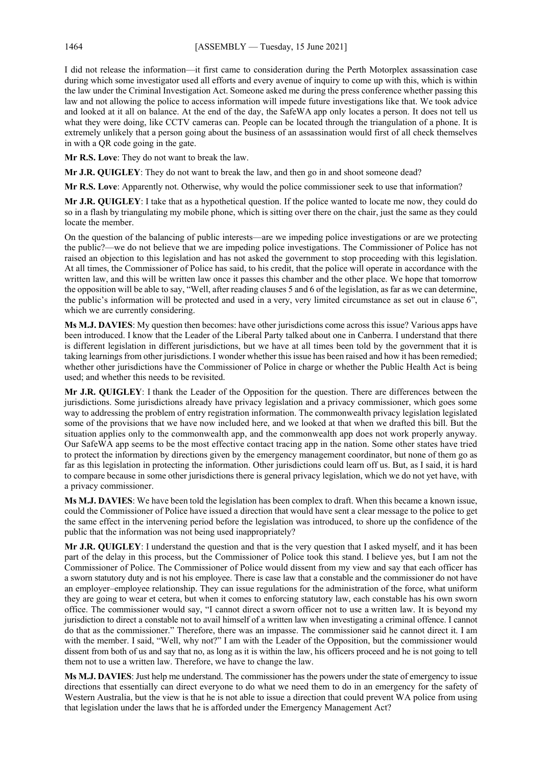I did not release the information—it first came to consideration during the Perth Motorplex assassination case during which some investigator used all efforts and every avenue of inquiry to come up with this, which is within the law under the Criminal Investigation Act. Someone asked me during the press conference whether passing this law and not allowing the police to access information will impede future investigations like that. We took advice and looked at it all on balance. At the end of the day, the SafeWA app only locates a person. It does not tell us what they were doing, like CCTV cameras can. People can be located through the triangulation of a phone. It is extremely unlikely that a person going about the business of an assassination would first of all check themselves in with a QR code going in the gate.

**Mr R.S. Love**: They do not want to break the law.

**Mr J.R. QUIGLEY**: They do not want to break the law, and then go in and shoot someone dead?

**Mr R.S. Love**: Apparently not. Otherwise, why would the police commissioner seek to use that information?

**Mr J.R. QUIGLEY**: I take that as a hypothetical question. If the police wanted to locate me now, they could do so in a flash by triangulating my mobile phone, which is sitting over there on the chair, just the same as they could locate the member.

On the question of the balancing of public interests—are we impeding police investigations or are we protecting the public?—we do not believe that we are impeding police investigations. The Commissioner of Police has not raised an objection to this legislation and has not asked the government to stop proceeding with this legislation. At all times, the Commissioner of Police has said, to his credit, that the police will operate in accordance with the written law, and this will be written law once it passes this chamber and the other place. We hope that tomorrow the opposition will be able to say, "Well, after reading clauses 5 and 6 of the legislation, as far as we can determine, the public's information will be protected and used in a very, very limited circumstance as set out in clause 6", which we are currently considering.

**Ms M.J. DAVIES**: My question then becomes: have other jurisdictions come across this issue? Various apps have been introduced. I know that the Leader of the Liberal Party talked about one in Canberra. I understand that there is different legislation in different jurisdictions, but we have at all times been told by the government that it is taking learnings from other jurisdictions. I wonder whether this issue has been raised and how it has been remedied; whether other jurisdictions have the Commissioner of Police in charge or whether the Public Health Act is being used; and whether this needs to be revisited.

**Mr J.R. QUIGLEY**: I thank the Leader of the Opposition for the question. There are differences between the jurisdictions. Some jurisdictions already have privacy legislation and a privacy commissioner, which goes some way to addressing the problem of entry registration information. The commonwealth privacy legislation legislated some of the provisions that we have now included here, and we looked at that when we drafted this bill. But the situation applies only to the commonwealth app, and the commonwealth app does not work properly anyway. Our SafeWA app seems to be the most effective contact tracing app in the nation. Some other states have tried to protect the information by directions given by the emergency management coordinator, but none of them go as far as this legislation in protecting the information. Other jurisdictions could learn off us. But, as I said, it is hard to compare because in some other jurisdictions there is general privacy legislation, which we do not yet have, with a privacy commissioner.

**Ms M.J. DAVIES**: We have been told the legislation has been complex to draft. When this became a known issue, could the Commissioner of Police have issued a direction that would have sent a clear message to the police to get the same effect in the intervening period before the legislation was introduced, to shore up the confidence of the public that the information was not being used inappropriately?

**Mr J.R. QUIGLEY**: I understand the question and that is the very question that I asked myself, and it has been part of the delay in this process, but the Commissioner of Police took this stand. I believe yes, but I am not the Commissioner of Police. The Commissioner of Police would dissent from my view and say that each officer has a sworn statutory duty and is not his employee. There is case law that a constable and the commissioner do not have an employer–employee relationship. They can issue regulations for the administration of the force, what uniform they are going to wear et cetera, but when it comes to enforcing statutory law, each constable has his own sworn office. The commissioner would say, "I cannot direct a sworn officer not to use a written law. It is beyond my jurisdiction to direct a constable not to avail himself of a written law when investigating a criminal offence. I cannot do that as the commissioner." Therefore, there was an impasse. The commissioner said he cannot direct it. I am with the member. I said, "Well, why not?" I am with the Leader of the Opposition, but the commissioner would dissent from both of us and say that no, as long as it is within the law, his officers proceed and he is not going to tell them not to use a written law. Therefore, we have to change the law.

**Ms M.J. DAVIES**: Just help me understand. The commissioner has the powers under the state of emergency to issue directions that essentially can direct everyone to do what we need them to do in an emergency for the safety of Western Australia, but the view is that he is not able to issue a direction that could prevent WA police from using that legislation under the laws that he is afforded under the Emergency Management Act?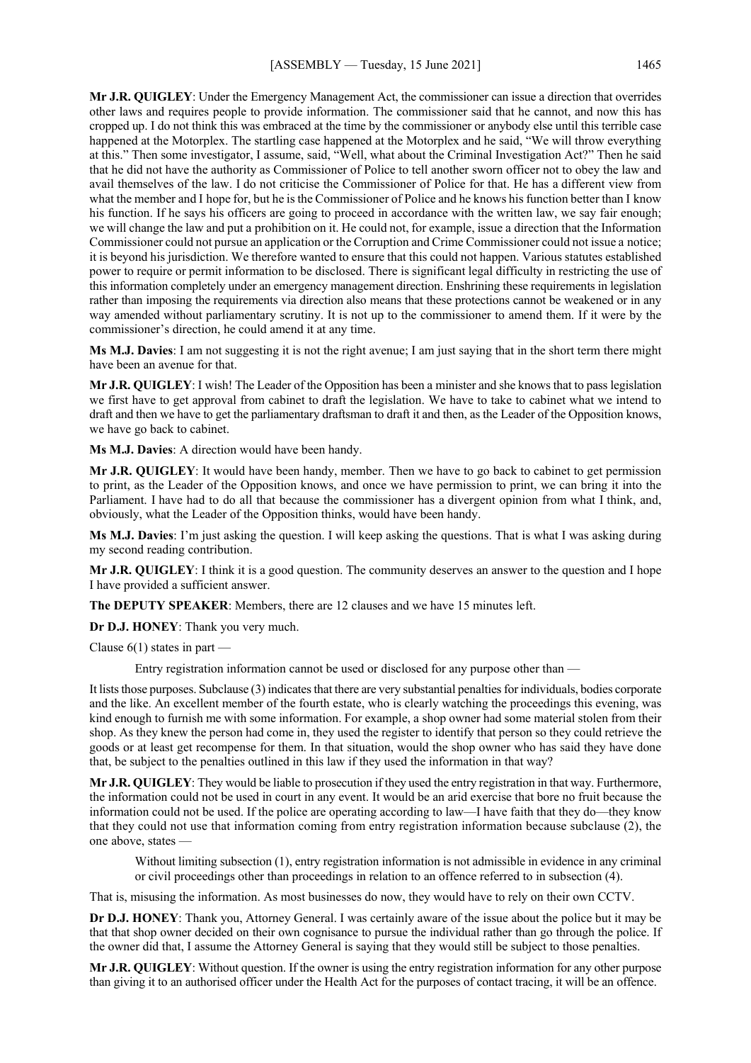**Mr J.R. QUIGLEY**: Under the Emergency Management Act, the commissioner can issue a direction that overrides other laws and requires people to provide information. The commissioner said that he cannot, and now this has cropped up. I do not think this was embraced at the time by the commissioner or anybody else until this terrible case happened at the Motorplex. The startling case happened at the Motorplex and he said, "We will throw everything at this." Then some investigator, I assume, said, "Well, what about the Criminal Investigation Act?" Then he said that he did not have the authority as Commissioner of Police to tell another sworn officer not to obey the law and avail themselves of the law. I do not criticise the Commissioner of Police for that. He has a different view from what the member and I hope for, but he is the Commissioner of Police and he knows his function better than I know his function. If he says his officers are going to proceed in accordance with the written law, we say fair enough; we will change the law and put a prohibition on it. He could not, for example, issue a direction that the Information Commissioner could not pursue an application or the Corruption and Crime Commissioner could not issue a notice; it is beyond his jurisdiction. We therefore wanted to ensure that this could not happen. Various statutes established power to require or permit information to be disclosed. There is significant legal difficulty in restricting the use of this information completely under an emergency management direction. Enshrining these requirements in legislation rather than imposing the requirements via direction also means that these protections cannot be weakened or in any way amended without parliamentary scrutiny. It is not up to the commissioner to amend them. If it were by the commissioner's direction, he could amend it at any time.

**Ms M.J. Davies**: I am not suggesting it is not the right avenue; I am just saying that in the short term there might have been an avenue for that.

**Mr J.R. QUIGLEY**: I wish! The Leader of the Opposition has been a minister and she knows that to pass legislation we first have to get approval from cabinet to draft the legislation. We have to take to cabinet what we intend to draft and then we have to get the parliamentary draftsman to draft it and then, as the Leader of the Opposition knows, we have go back to cabinet.

**Ms M.J. Davies**: A direction would have been handy.

**Mr J.R. QUIGLEY**: It would have been handy, member. Then we have to go back to cabinet to get permission to print, as the Leader of the Opposition knows, and once we have permission to print, we can bring it into the Parliament. I have had to do all that because the commissioner has a divergent opinion from what I think, and, obviously, what the Leader of the Opposition thinks, would have been handy.

**Ms M.J. Davies**: I'm just asking the question. I will keep asking the questions. That is what I was asking during my second reading contribution.

**Mr J.R. QUIGLEY**: I think it is a good question. The community deserves an answer to the question and I hope I have provided a sufficient answer.

**The DEPUTY SPEAKER**: Members, there are 12 clauses and we have 15 minutes left.

**Dr D.J. HONEY**: Thank you very much.

Clause 6(1) states in part —

> Entry registration information cannot be used or disclosed for any purpose other than —

It lists those purposes. Subclause (3) indicates that there are very substantial penalties for individuals, bodies corporate and the like. An excellent member of the fourth estate, who is clearly watching the proceedings this evening, was kind enough to furnish me with some information. For example, a shop owner had some material stolen from their shop. As they knew the person had come in, they used the register to identify that person so they could retrieve the goods or at least get recompense for them. In that situation, would the shop owner who has said they have done that, be subject to the penalties outlined in this law if they used the information in that way?

**Mr J.R. QUIGLEY**: They would be liable to prosecution if they used the entry registration in that way. Furthermore, the information could not be used in court in any event. It would be an arid exercise that bore no fruit because the information could not be used. If the police are operating according to law—I have faith that they do—they know that they could not use that information coming from entry registration information because subclause (2), the one above, states —

> Without limiting subsection (1), entry registration information is not admissible in evidence in any criminal or civil proceedings other than proceedings in relation to an offence referred to in subsection (4).

That is, misusing the information. As most businesses do now, they would have to rely on their own CCTV.

**Dr D.J. HONEY**: Thank you, Attorney General. I was certainly aware of the issue about the police but it may be that that shop owner decided on their own cognisance to pursue the individual rather than go through the police. If the owner did that, I assume the Attorney General is saying that they would still be subject to those penalties.

**Mr J.R. QUIGLEY**: Without question. If the owner is using the entry registration information for any other purpose than giving it to an authorised officer under the Health Act for the purposes of contact tracing, it will be an offence.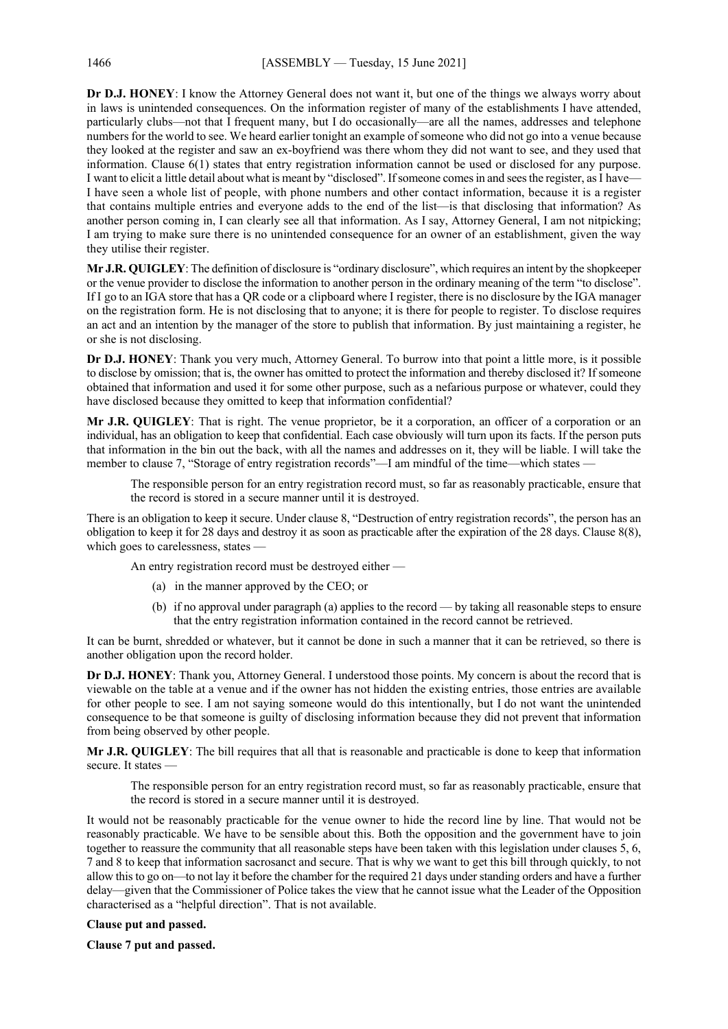**Dr D.J. HONEY**: I know the Attorney General does not want it, but one of the things we always worry about in laws is unintended consequences. On the information register of many of the establishments I have attended, particularly clubs—not that I frequent many, but I do occasionally—are all the names, addresses and telephone numbers for the world to see. We heard earlier tonight an example of someone who did not go into a venue because they looked at the register and saw an ex-boyfriend was there whom they did not want to see, and they used that information. Clause 6(1) states that entry registration information cannot be used or disclosed for any purpose. I want to elicit a little detail about what is meant by "disclosed". If someone comes in and sees the register, as I have—I have seen a whole list of people, with phone numbers and other contact information, because it is a register that contains multiple entries and everyone adds to the end of the list—is that disclosing that information? As another person coming in, I can clearly see all that information. As I say, Attorney General, I am not nitpicking; I am trying to make sure there is no unintended consequence for an owner of an establishment, given the way they utilise their register.

**Mr J.R. QUIGLEY**: The definition of disclosure is "ordinary disclosure", which requires an intent by the shopkeeper or the venue provider to disclose the information to another person in the ordinary meaning of the term "to disclose". If I go to an IGA store that has a QR code or a clipboard where I register, there is no disclosure by the IGA manager on the registration form. He is not disclosing that to anyone; it is there for people to register. To disclose requires an act and an intention by the manager of the store to publish that information. By just maintaining a register, he or she is not disclosing.

**Dr D.J. HONEY**: Thank you very much, Attorney General. To burrow into that point a little more, is it possible to disclose by omission; that is, the owner has omitted to protect the information and thereby disclosed it? If someone obtained that information and used it for some other purpose, such as a nefarious purpose or whatever, could they have disclosed because they omitted to keep that information confidential?

**Mr J.R. QUIGLEY**: That is right. The venue proprietor, be it a corporation, an officer of a corporation or an individual, has an obligation to keep that confidential. Each case obviously will turn upon its facts. If the person puts that information in the bin out the back, with all the names and addresses on it, they will be liable. I will take the member to clause 7, "Storage of entry registration records"—I am mindful of the time—which states —

> The responsible person for an entry registration record must, so far as reasonably practicable, ensure that the record is stored in a secure manner until it is destroyed.

There is an obligation to keep it secure. Under clause 8, "Destruction of entry registration records", the person has an obligation to keep it for 28 days and destroy it as soon as practicable after the expiration of the 28 days. Clause 8(8), which goes to carelessness, states —

> An entry registration record must be destroyed either —
>
> (a) in the manner approved by the CEO; or
>
> (b) if no approval under paragraph (a) applies to the record — by taking all reasonable steps to ensure that the entry registration information contained in the record cannot be retrieved.

It can be burnt, shredded or whatever, but it cannot be done in such a manner that it can be retrieved, so there is another obligation upon the record holder.

**Dr D.J. HONEY**: Thank you, Attorney General. I understood those points. My concern is about the record that is viewable on the table at a venue and if the owner has not hidden the existing entries, those entries are available for other people to see. I am not saying someone would do this intentionally, but I do not want the unintended consequence to be that someone is guilty of disclosing information because they did not prevent that information from being observed by other people.

**Mr J.R. QUIGLEY**: The bill requires that all that is reasonable and practicable is done to keep that information secure. It states —

> The responsible person for an entry registration record must, so far as reasonably practicable, ensure that the record is stored in a secure manner until it is destroyed.

It would not be reasonably practicable for the venue owner to hide the record line by line. That would not be reasonably practicable. We have to be sensible about this. Both the opposition and the government have to join together to reassure the community that all reasonable steps have been taken with this legislation under clauses 5, 6, 7 and 8 to keep that information sacrosanct and secure. That is why we want to get this bill through quickly, to not allow this to go on—to not lay it before the chamber for the required 21 days under standing orders and have a further delay—given that the Commissioner of Police takes the view that he cannot issue what the Leader of the Opposition characterised as a "helpful direction". That is not available.

**Clause put and passed.**

**Clause 7 put and passed.**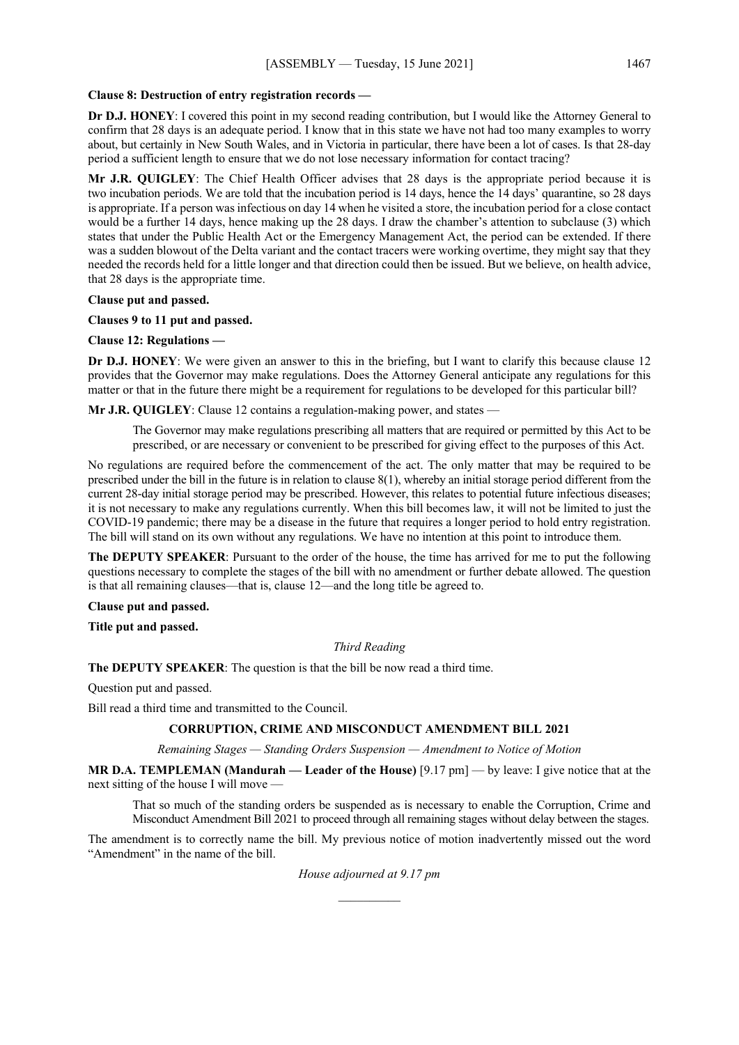**Clause 8: Destruction of entry registration records —**

**Dr D.J. HONEY**: I covered this point in my second reading contribution, but I would like the Attorney General to confirm that 28 days is an adequate period. I know that in this state we have not had too many examples to worry about, but certainly in New South Wales, and in Victoria in particular, there have been a lot of cases. Is that 28-day period a sufficient length to ensure that we do not lose necessary information for contact tracing?

**Mr J.R. QUIGLEY**: The Chief Health Officer advises that 28 days is the appropriate period because it is two incubation periods. We are told that the incubation period is 14 days, hence the 14 days' quarantine, so 28 days is appropriate. If a person was infectious on day 14 when he visited a store, the incubation period for a close contact would be a further 14 days, hence making up the 28 days. I draw the chamber's attention to subclause (3) which states that under the Public Health Act or the Emergency Management Act, the period can be extended. If there was a sudden blowout of the Delta variant and the contact tracers were working overtime, they might say that they needed the records held for a little longer and that direction could then be issued. But we believe, on health advice, that 28 days is the appropriate time.

**Clause put and passed.**

**Clauses 9 to 11 put and passed.**

**Clause 12: Regulations —**

**Dr D.J. HONEY**: We were given an answer to this in the briefing, but I want to clarify this because clause 12 provides that the Governor may make regulations. Does the Attorney General anticipate any regulations for this matter or that in the future there might be a requirement for regulations to be developed for this particular bill?

**Mr J.R. QUIGLEY**: Clause 12 contains a regulation-making power, and states —

> The Governor may make regulations prescribing all matters that are required or permitted by this Act to be prescribed, or are necessary or convenient to be prescribed for giving effect to the purposes of this Act.

No regulations are required before the commencement of the act. The only matter that may be required to be prescribed under the bill in the future is in relation to clause 8(1), whereby an initial storage period different from the current 28-day initial storage period may be prescribed. However, this relates to potential future infectious diseases; it is not necessary to make any regulations currently. When this bill becomes law, it will not be limited to just the COVID-19 pandemic; there may be a disease in the future that requires a longer period to hold entry registration. The bill will stand on its own without any regulations. We have no intention at this point to introduce them.

**The DEPUTY SPEAKER**: Pursuant to the order of the house, the time has arrived for me to put the following questions necessary to complete the stages of the bill with no amendment or further debate allowed. The question is that all remaining clauses—that is, clause 12—and the long title be agreed to.

**Clause put and passed.**

**Title put and passed.**

*Third Reading*

**The DEPUTY SPEAKER**: The question is that the bill be now read a third time.

Question put and passed.

Bill read a third time and transmitted to the Council.

## CORRUPTION, CRIME AND MISCONDUCT AMENDMENT BILL 2021

*Remaining Stages — Standing Orders Suspension — Amendment to Notice of Motion*

**MR D.A. TEMPLEMAN (Mandurah — Leader of the House)** [9.17 pm] — by leave: I give notice that at the next sitting of the house I will move —

> That so much of the standing orders be suspended as is necessary to enable the Corruption, Crime and Misconduct Amendment Bill 2021 to proceed through all remaining stages without delay between the stages.

The amendment is to correctly name the bill. My previous notice of motion inadvertently missed out the word "Amendment" in the name of the bill.

*House adjourned at 9.17 pm*